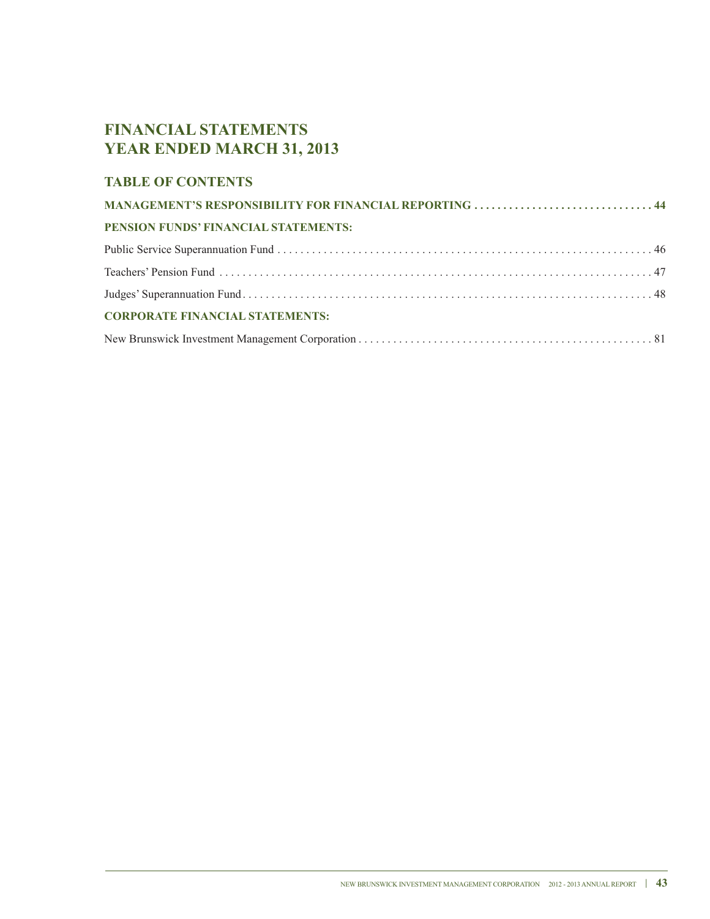# FINANCIAL STATEMENTS
# YEAR ENDED MARCH 31, 2013

## TABLE OF CONTENTS

**MANAGEMENT'S RESPONSIBILITY FOR FINANCIAL REPORTING . . . . . . . . . . . . . . . . . . . . . . . . . . . . . . 44**

**PENSION FUNDS' FINANCIAL STATEMENTS:**

Public Service Superannuation Fund . . . . . . . . . . . . . . . . . . . . . . . . . . . . . . . . . . . . . . . . . . . . . . . . . . . . . . . . . . . . . . . 46

Teachers' Pension Fund . . . . . . . . . . . . . . . . . . . . . . . . . . . . . . . . . . . . . . . . . . . . . . . . . . . . . . . . . . . . . . . . . . . . . . . . 47

Judges' Superannuation Fund . . . . . . . . . . . . . . . . . . . . . . . . . . . . . . . . . . . . . . . . . . . . . . . . . . . . . . . . . . . . . . . . . . . . 48

**CORPORATE FINANCIAL STATEMENTS:**

New Brunswick Investment Management Corporation . . . . . . . . . . . . . . . . . . . . . . . . . . . . . . . . . . . . . . . . . . . . . . . . . 81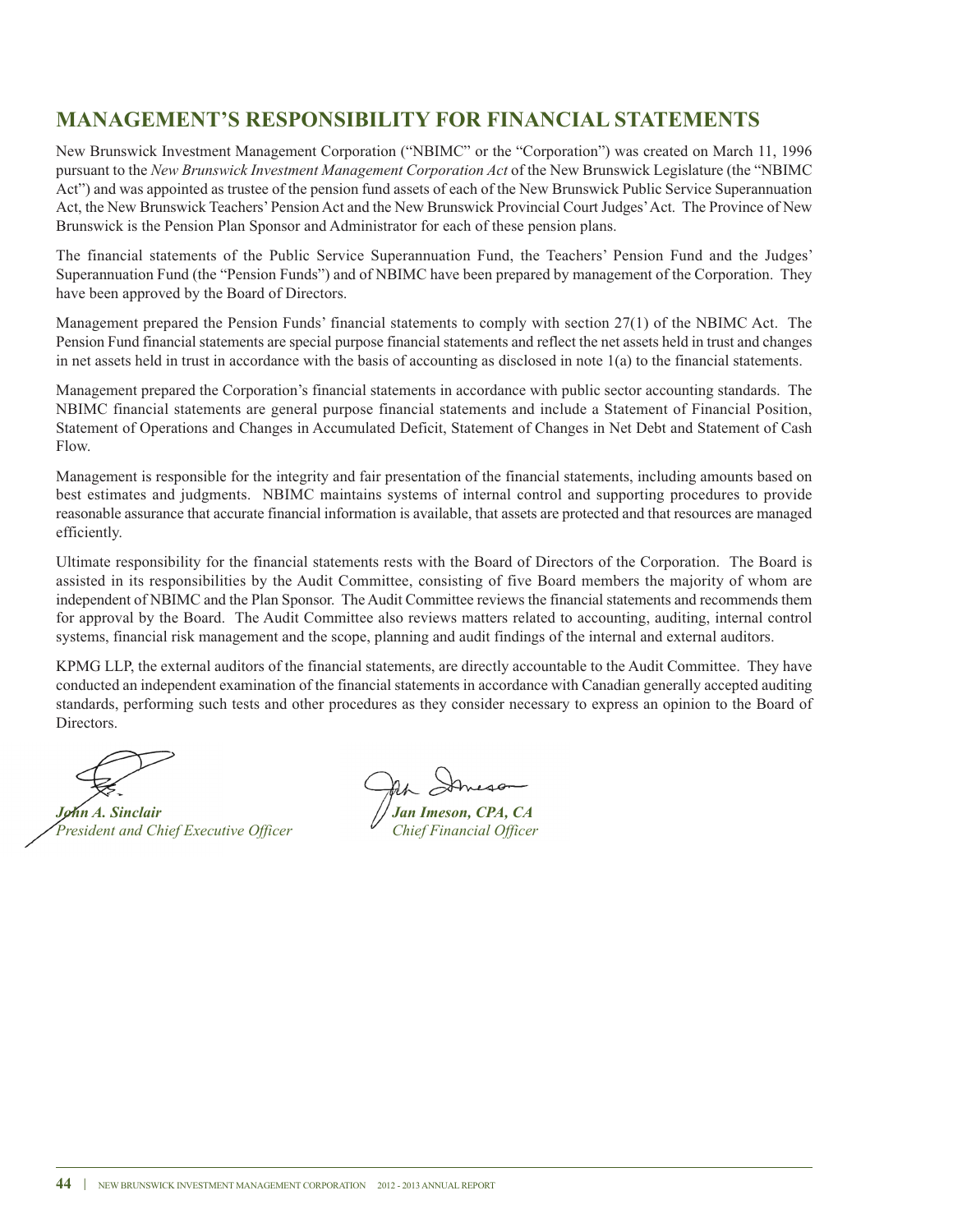# MANAGEMENT'S RESPONSIBILITY FOR FINANCIAL STATEMENTS

New Brunswick Investment Management Corporation ("NBIMC" or the "Corporation") was created on March 11, 1996 pursuant to the *New Brunswick Investment Management Corporation Act* of the New Brunswick Legislature (the "NBIMC Act") and was appointed as trustee of the pension fund assets of each of the New Brunswick Public Service Superannuation Act, the New Brunswick Teachers' Pension Act and the New Brunswick Provincial Court Judges' Act. The Province of New Brunswick is the Pension Plan Sponsor and Administrator for each of these pension plans.

The financial statements of the Public Service Superannuation Fund, the Teachers' Pension Fund and the Judges' Superannuation Fund (the "Pension Funds") and of NBIMC have been prepared by management of the Corporation. They have been approved by the Board of Directors.

Management prepared the Pension Funds' financial statements to comply with section 27(1) of the NBIMC Act. The Pension Fund financial statements are special purpose financial statements and reflect the net assets held in trust and changes in net assets held in trust in accordance with the basis of accounting as disclosed in note 1(a) to the financial statements.

Management prepared the Corporation's financial statements in accordance with public sector accounting standards. The NBIMC financial statements are general purpose financial statements and include a Statement of Financial Position, Statement of Operations and Changes in Accumulated Deficit, Statement of Changes in Net Debt and Statement of Cash Flow.

Management is responsible for the integrity and fair presentation of the financial statements, including amounts based on best estimates and judgments. NBIMC maintains systems of internal control and supporting procedures to provide reasonable assurance that accurate financial information is available, that assets are protected and that resources are managed efficiently.

Ultimate responsibility for the financial statements rests with the Board of Directors of the Corporation. The Board is assisted in its responsibilities by the Audit Committee, consisting of five Board members the majority of whom are independent of NBIMC and the Plan Sponsor. The Audit Committee reviews the financial statements and recommends them for approval by the Board. The Audit Committee also reviews matters related to accounting, auditing, internal control systems, financial risk management and the scope, planning and audit findings of the internal and external auditors.

KPMG LLP, the external auditors of the financial statements, are directly accountable to the Audit Committee. They have conducted an independent examination of the financial statements in accordance with Canadian generally accepted auditing standards, performing such tests and other procedures as they consider necessary to express an opinion to the Board of Directors.

***John A. Sinclair***
*President and Chief Executive Officer*

***Jan Imeson, CPA, CA***
*Chief Financial Officer*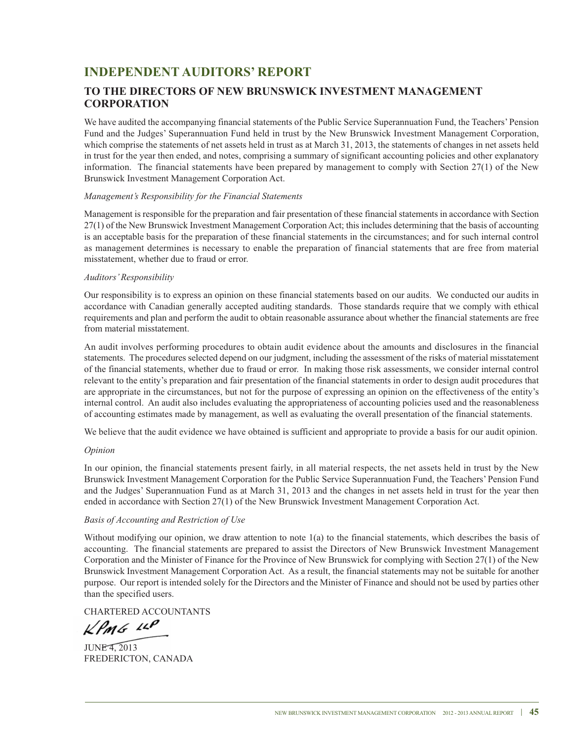# INDEPENDENT AUDITORS' REPORT

## TO THE DIRECTORS OF NEW BRUNSWICK INVESTMENT MANAGEMENT CORPORATION

We have audited the accompanying financial statements of the Public Service Superannuation Fund, the Teachers' Pension Fund and the Judges' Superannuation Fund held in trust by the New Brunswick Investment Management Corporation, which comprise the statements of net assets held in trust as at March 31, 2013, the statements of changes in net assets held in trust for the year then ended, and notes, comprising a summary of significant accounting policies and other explanatory information. The financial statements have been prepared by management to comply with Section 27(1) of the New Brunswick Investment Management Corporation Act.

*Management's Responsibility for the Financial Statements*

Management is responsible for the preparation and fair presentation of these financial statements in accordance with Section 27(1) of the New Brunswick Investment Management Corporation Act; this includes determining that the basis of accounting is an acceptable basis for the preparation of these financial statements in the circumstances; and for such internal control as management determines is necessary to enable the preparation of financial statements that are free from material misstatement, whether due to fraud or error.

*Auditors' Responsibility*

Our responsibility is to express an opinion on these financial statements based on our audits. We conducted our audits in accordance with Canadian generally accepted auditing standards. Those standards require that we comply with ethical requirements and plan and perform the audit to obtain reasonable assurance about whether the financial statements are free from material misstatement.

An audit involves performing procedures to obtain audit evidence about the amounts and disclosures in the financial statements. The procedures selected depend on our judgment, including the assessment of the risks of material misstatement of the financial statements, whether due to fraud or error. In making those risk assessments, we consider internal control relevant to the entity's preparation and fair presentation of the financial statements in order to design audit procedures that are appropriate in the circumstances, but not for the purpose of expressing an opinion on the effectiveness of the entity's internal control. An audit also includes evaluating the appropriateness of accounting policies used and the reasonableness of accounting estimates made by management, as well as evaluating the overall presentation of the financial statements.

We believe that the audit evidence we have obtained is sufficient and appropriate to provide a basis for our audit opinion.

*Opinion*

In our opinion, the financial statements present fairly, in all material respects, the net assets held in trust by the New Brunswick Investment Management Corporation for the Public Service Superannuation Fund, the Teachers' Pension Fund and the Judges' Superannuation Fund as at March 31, 2013 and the changes in net assets held in trust for the year then ended in accordance with Section 27(1) of the New Brunswick Investment Management Corporation Act.

*Basis of Accounting and Restriction of Use*

Without modifying our opinion, we draw attention to note 1(a) to the financial statements, which describes the basis of accounting. The financial statements are prepared to assist the Directors of New Brunswick Investment Management Corporation and the Minister of Finance for the Province of New Brunswick for complying with Section 27(1) of the New Brunswick Investment Management Corporation Act. As a result, the financial statements may not be suitable for another purpose. Our report is intended solely for the Directors and the Minister of Finance and should not be used by parties other than the specified users.

CHARTERED ACCOUNTANTS

KPMG LLP

JUNE 4, 2013
FREDERICTON, CANADA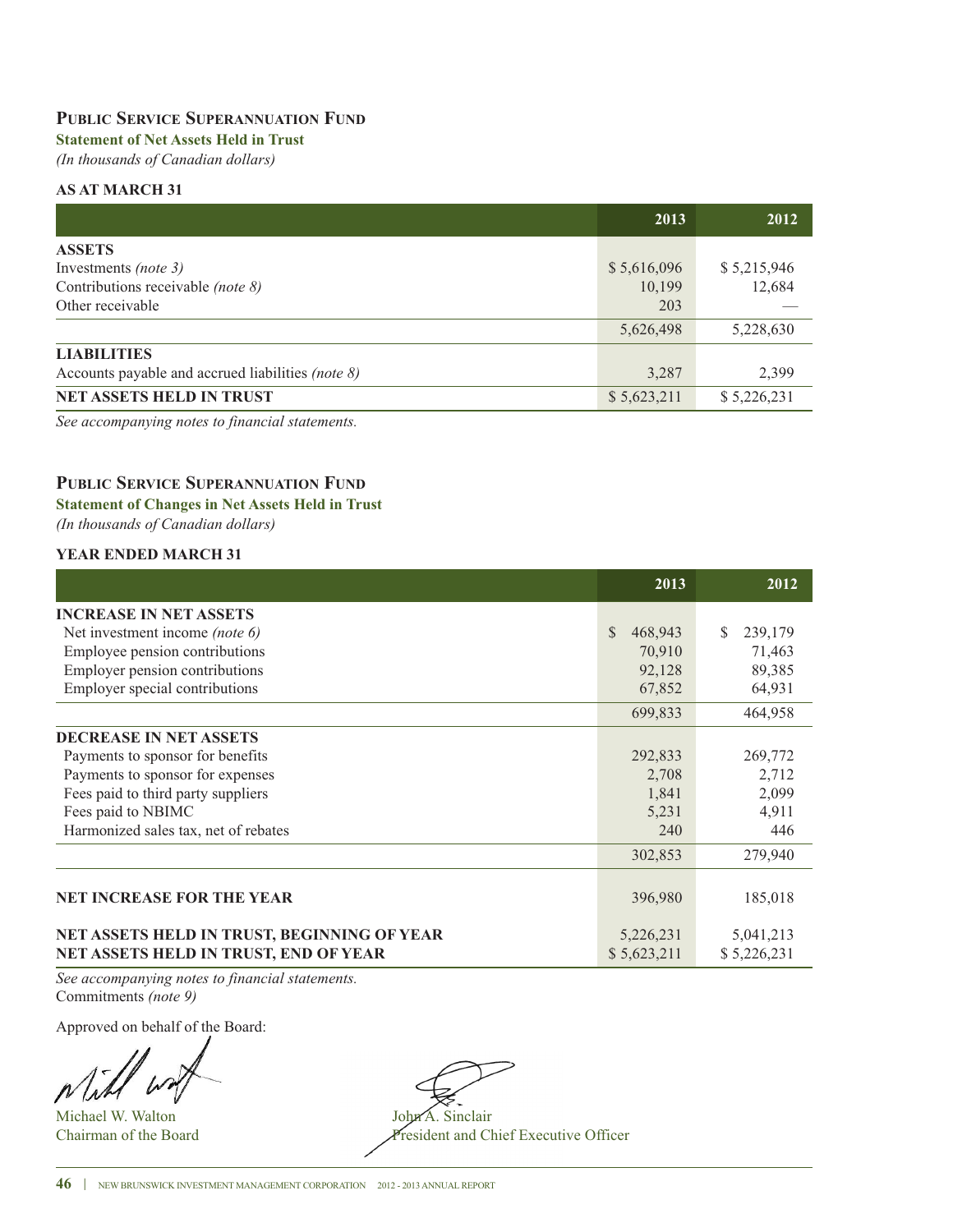## Public Service Superannuation Fund

**Statement of Net Assets Held in Trust**

*(In thousands of Canadian dollars)*

**AS AT MARCH 31**

| | 2013 | 2012 |
|---|---|---|
| **ASSETS** | | |
| Investments *(note 3)* | $ 5,616,096 | $ 5,215,946 |
| Contributions receivable *(note 8)* | 10,199 | 12,684 |
| Other receivable | 203 | — |
| | 5,626,498 | 5,228,630 |
| **LIABILITIES** | | |
| Accounts payable and accrued liabilities *(note 8)* | 3,287 | 2,399 |
| **NET ASSETS HELD IN TRUST** | $ 5,623,211 | $ 5,226,231 |

*See accompanying notes to financial statements.*

## Public Service Superannuation Fund

**Statement of Changes in Net Assets Held in Trust**

*(In thousands of Canadian dollars)*

**YEAR ENDED MARCH 31**

| | 2013 | 2012 |
|---|---|---|
| **INCREASE IN NET ASSETS** | | |
| Net investment income *(note 6)* | $ 468,943 | $ 239,179 |
| Employee pension contributions | 70,910 | 71,463 |
| Employer pension contributions | 92,128 | 89,385 |
| Employer special contributions | 67,852 | 64,931 |
| | 699,833 | 464,958 |
| **DECREASE IN NET ASSETS** | | |
| Payments to sponsor for benefits | 292,833 | 269,772 |
| Payments to sponsor for expenses | 2,708 | 2,712 |
| Fees paid to third party suppliers | 1,841 | 2,099 |
| Fees paid to NBIMC | 5,231 | 4,911 |
| Harmonized sales tax, net of rebates | 240 | 446 |
| | 302,853 | 279,940 |
| **NET INCREASE FOR THE YEAR** | 396,980 | 185,018 |
| **NET ASSETS HELD IN TRUST, BEGINNING OF YEAR** | 5,226,231 | 5,041,213 |
| **NET ASSETS HELD IN TRUST, END OF YEAR** | $ 5,623,211 | $ 5,226,231 |

*See accompanying notes to financial statements.*

Commitments *(note 9)*

Approved on behalf of the Board:

Michael W. Walton
Chairman of the Board

John A. Sinclair
President and Chief Executive Officer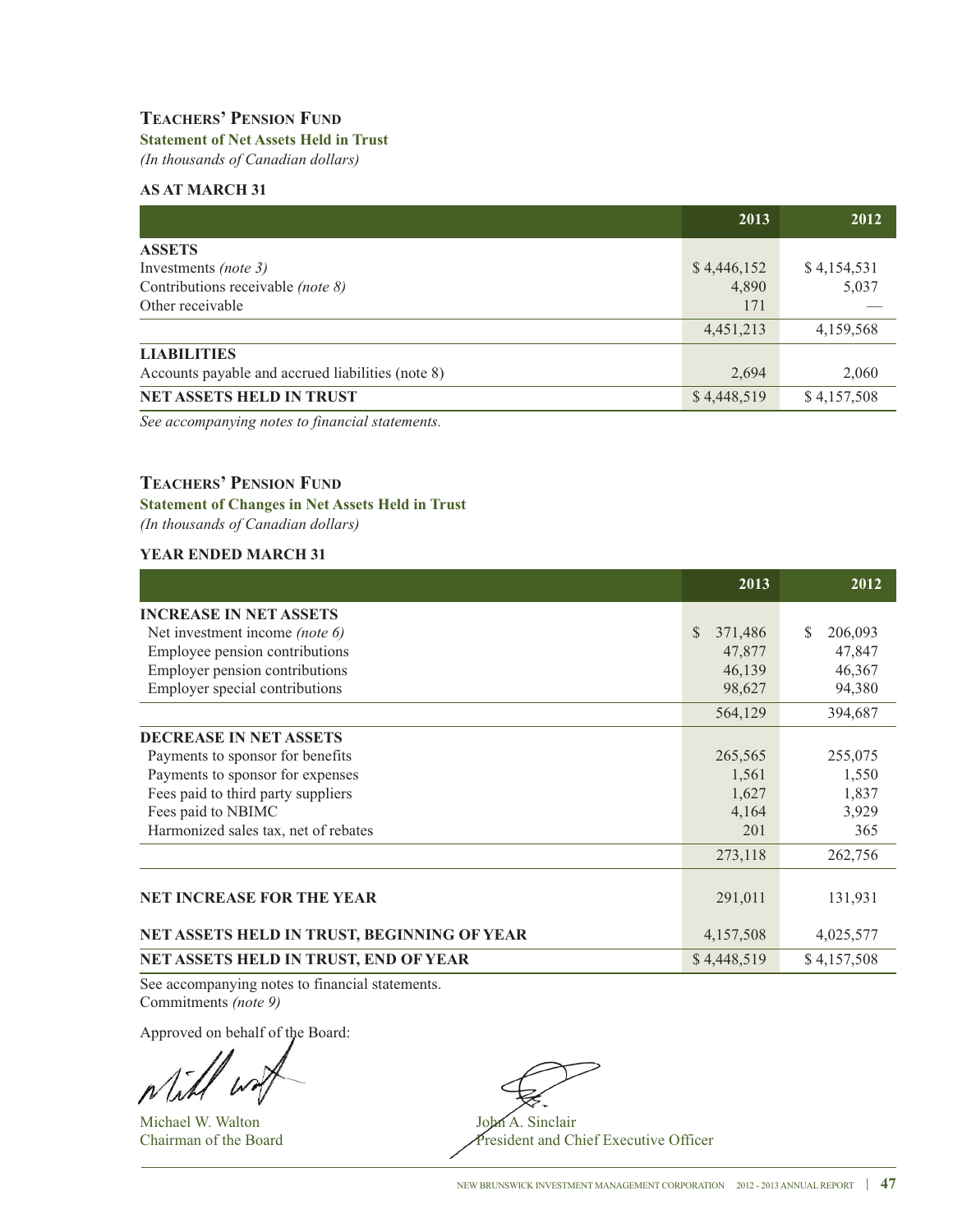## Teachers' Pension Fund

**Statement of Net Assets Held in Trust**

*(In thousands of Canadian dollars)*

**AS AT MARCH 31**

| | 2013 | 2012 |
|---|---|---|
| **ASSETS** | | |
| Investments *(note 3)* | $ 4,446,152 | $ 4,154,531 |
| Contributions receivable *(note 8)* | 4,890 | 5,037 |
| Other receivable | 171 | — |
| | 4,451,213 | 4,159,568 |
| **LIABILITIES** | | |
| Accounts payable and accrued liabilities (note 8) | 2,694 | 2,060 |
| **NET ASSETS HELD IN TRUST** | $ 4,448,519 | $ 4,157,508 |

*See accompanying notes to financial statements.*

## Teachers' Pension Fund

**Statement of Changes in Net Assets Held in Trust**

*(In thousands of Canadian dollars)*

**YEAR ENDED MARCH 31**

| | 2013 | 2012 |
|---|---|---|
| **INCREASE IN NET ASSETS** | | |
| Net investment income *(note 6)* | $ 371,486 | $ 206,093 |
| Employee pension contributions | 47,877 | 47,847 |
| Employer pension contributions | 46,139 | 46,367 |
| Employer special contributions | 98,627 | 94,380 |
| | 564,129 | 394,687 |
| **DECREASE IN NET ASSETS** | | |
| Payments to sponsor for benefits | 265,565 | 255,075 |
| Payments to sponsor for expenses | 1,561 | 1,550 |
| Fees paid to third party suppliers | 1,627 | 1,837 |
| Fees paid to NBIMC | 4,164 | 3,929 |
| Harmonized sales tax, net of rebates | 201 | 365 |
| | 273,118 | 262,756 |
| **NET INCREASE FOR THE YEAR** | 291,011 | 131,931 |
| **NET ASSETS HELD IN TRUST, BEGINNING OF YEAR** | 4,157,508 | 4,025,577 |
| **NET ASSETS HELD IN TRUST, END OF YEAR** | $ 4,448,519 | $ 4,157,508 |

See accompanying notes to financial statements.
Commitments *(note 9)*

Approved on behalf of the Board:

Michael W. Walton
Chairman of the Board

John A. Sinclair
President and Chief Executive Officer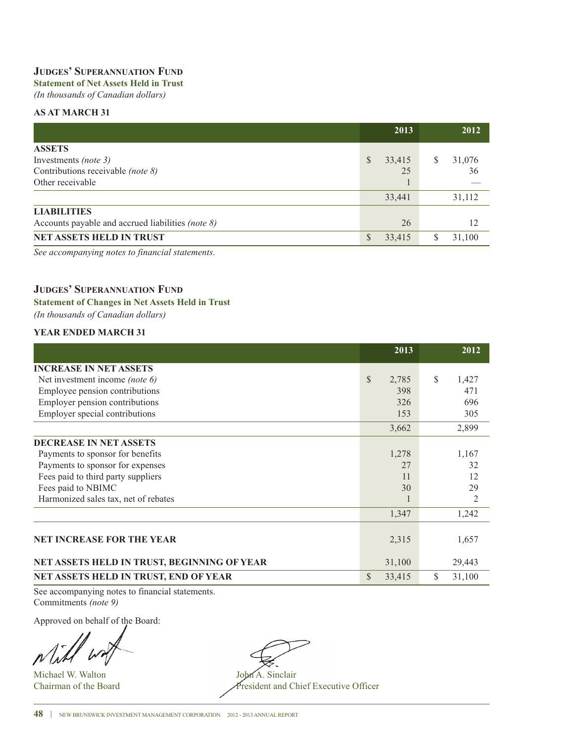# Judges' Superannuation Fund

**Statement of Net Assets Held in Trust**

*(In thousands of Canadian dollars)*

**AS AT MARCH 31**

| | 2013 | 2012 |
|---|---|---|
| **ASSETS** | | |
| Investments *(note 3)* | $ 33,415 | $ 31,076 |
| Contributions receivable *(note 8)* | 25 | 36 |
| Other receivable | 1 | — |
| | 33,441 | 31,112 |
| **LIABILITIES** | | |
| Accounts payable and accrued liabilities *(note 8)* | 26 | 12 |
| **NET ASSETS HELD IN TRUST** | $ 33,415 | $ 31,100 |

*See accompanying notes to financial statements.*

# Judges' Superannuation Fund

**Statement of Changes in Net Assets Held in Trust**

*(In thousands of Canadian dollars)*

**YEAR ENDED MARCH 31**

| | 2013 | 2012 |
|---|---|---|
| **INCREASE IN NET ASSETS** | | |
| Net investment income *(note 6)* | $ 2,785 | $ 1,427 |
| Employee pension contributions | 398 | 471 |
| Employer pension contributions | 326 | 696 |
| Employer special contributions | 153 | 305 |
| | 3,662 | 2,899 |
| **DECREASE IN NET ASSETS** | | |
| Payments to sponsor for benefits | 1,278 | 1,167 |
| Payments to sponsor for expenses | 27 | 32 |
| Fees paid to third party suppliers | 11 | 12 |
| Fees paid to NBIMC | 30 | 29 |
| Harmonized sales tax, net of rebates | 1 | 2 |
| | 1,347 | 1,242 |
| **NET INCREASE FOR THE YEAR** | 2,315 | 1,657 |
| **NET ASSETS HELD IN TRUST, BEGINNING OF YEAR** | 31,100 | 29,443 |
| **NET ASSETS HELD IN TRUST, END OF YEAR** | $ 33,415 | $ 31,100 |

See accompanying notes to financial statements.

Commitments *(note 9)*

Approved on behalf of the Board:

Michael W. Walton
Chairman of the Board

John A. Sinclair
President and Chief Executive Officer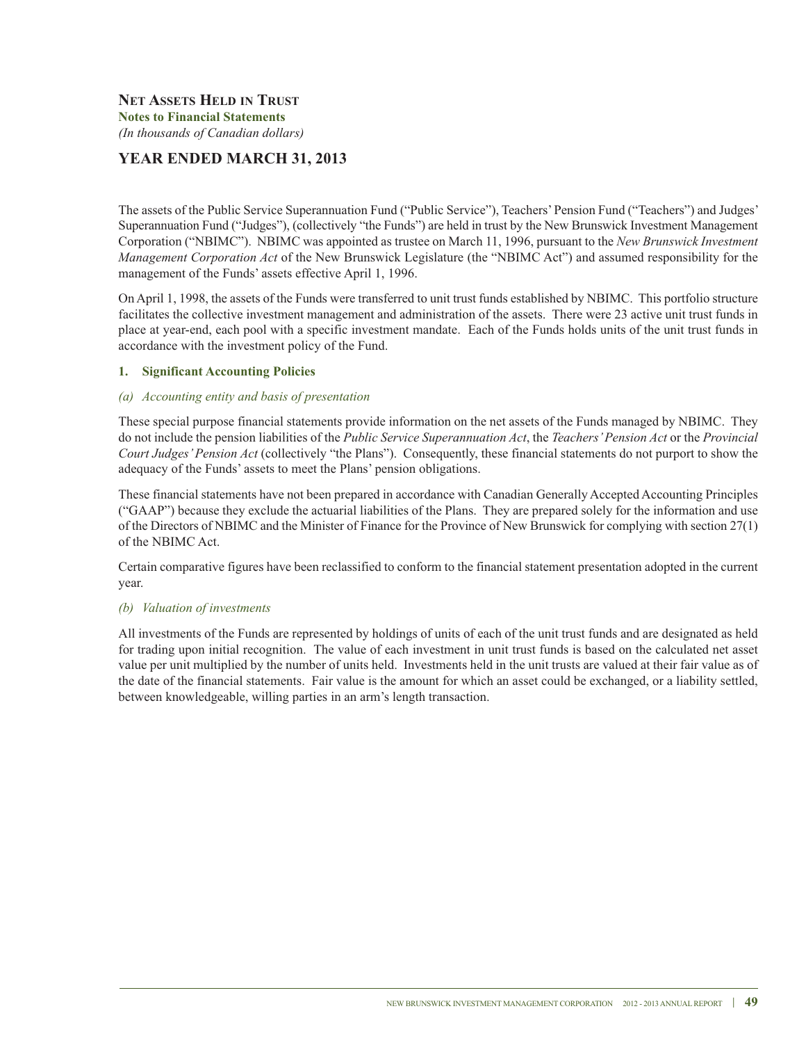# Net Assets Held in Trust

**Notes to Financial Statements**

*(In thousands of Canadian dollars)*

## YEAR ENDED MARCH 31, 2013

The assets of the Public Service Superannuation Fund ("Public Service"), Teachers' Pension Fund ("Teachers") and Judges' Superannuation Fund ("Judges"), (collectively "the Funds") are held in trust by the New Brunswick Investment Management Corporation ("NBIMC"). NBIMC was appointed as trustee on March 11, 1996, pursuant to the *New Brunswick Investment Management Corporation Act* of the New Brunswick Legislature (the "NBIMC Act") and assumed responsibility for the management of the Funds' assets effective April 1, 1996.

On April 1, 1998, the assets of the Funds were transferred to unit trust funds established by NBIMC. This portfolio structure facilitates the collective investment management and administration of the assets. There were 23 active unit trust funds in place at year-end, each pool with a specific investment mandate. Each of the Funds holds units of the unit trust funds in accordance with the investment policy of the Fund.

### 1. Significant Accounting Policies

#### *(a) Accounting entity and basis of presentation*

These special purpose financial statements provide information on the net assets of the Funds managed by NBIMC. They do not include the pension liabilities of the *Public Service Superannuation Act*, the *Teachers' Pension Act* or the *Provincial Court Judges' Pension Act* (collectively "the Plans"). Consequently, these financial statements do not purport to show the adequacy of the Funds' assets to meet the Plans' pension obligations.

These financial statements have not been prepared in accordance with Canadian Generally Accepted Accounting Principles ("GAAP") because they exclude the actuarial liabilities of the Plans. They are prepared solely for the information and use of the Directors of NBIMC and the Minister of Finance for the Province of New Brunswick for complying with section 27(1) of the NBIMC Act.

Certain comparative figures have been reclassified to conform to the financial statement presentation adopted in the current year.

#### *(b) Valuation of investments*

All investments of the Funds are represented by holdings of units of each of the unit trust funds and are designated as held for trading upon initial recognition. The value of each investment in unit trust funds is based on the calculated net asset value per unit multiplied by the number of units held. Investments held in the unit trusts are valued at their fair value as of the date of the financial statements. Fair value is the amount for which an asset could be exchanged, or a liability settled, between knowledgeable, willing parties in an arm's length transaction.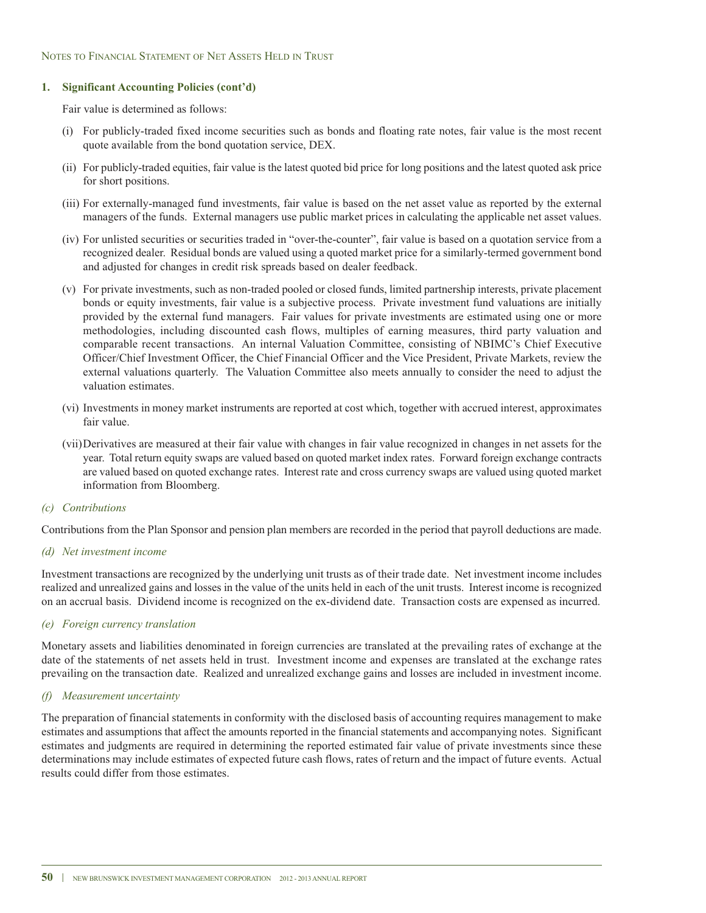## 1. Significant Accounting Policies (cont'd)

Fair value is determined as follows:

(i) For publicly-traded fixed income securities such as bonds and floating rate notes, fair value is the most recent quote available from the bond quotation service, DEX.

(ii) For publicly-traded equities, fair value is the latest quoted bid price for long positions and the latest quoted ask price for short positions.

(iii) For externally-managed fund investments, fair value is based on the net asset value as reported by the external managers of the funds. External managers use public market prices in calculating the applicable net asset values.

(iv) For unlisted securities or securities traded in "over-the-counter", fair value is based on a quotation service from a recognized dealer. Residual bonds are valued using a quoted market price for a similarly-termed government bond and adjusted for changes in credit risk spreads based on dealer feedback.

(v) For private investments, such as non-traded pooled or closed funds, limited partnership interests, private placement bonds or equity investments, fair value is a subjective process. Private investment fund valuations are initially provided by the external fund managers. Fair values for private investments are estimated using one or more methodologies, including discounted cash flows, multiples of earning measures, third party valuation and comparable recent transactions. An internal Valuation Committee, consisting of NBIMC's Chief Executive Officer/Chief Investment Officer, the Chief Financial Officer and the Vice President, Private Markets, review the external valuations quarterly. The Valuation Committee also meets annually to consider the need to adjust the valuation estimates.

(vi) Investments in money market instruments are reported at cost which, together with accrued interest, approximates fair value.

(vii) Derivatives are measured at their fair value with changes in fair value recognized in changes in net assets for the year. Total return equity swaps are valued based on quoted market index rates. Forward foreign exchange contracts are valued based on quoted exchange rates. Interest rate and cross currency swaps are valued using quoted market information from Bloomberg.

### *(c) Contributions*

Contributions from the Plan Sponsor and pension plan members are recorded in the period that payroll deductions are made.

### *(d) Net investment income*

Investment transactions are recognized by the underlying unit trusts as of their trade date. Net investment income includes realized and unrealized gains and losses in the value of the units held in each of the unit trusts. Interest income is recognized on an accrual basis. Dividend income is recognized on the ex-dividend date. Transaction costs are expensed as incurred.

### *(e) Foreign currency translation*

Monetary assets and liabilities denominated in foreign currencies are translated at the prevailing rates of exchange at the date of the statements of net assets held in trust. Investment income and expenses are translated at the exchange rates prevailing on the transaction date. Realized and unrealized exchange gains and losses are included in investment income.

### *(f) Measurement uncertainty*

The preparation of financial statements in conformity with the disclosed basis of accounting requires management to make estimates and assumptions that affect the amounts reported in the financial statements and accompanying notes. Significant estimates and judgments are required in determining the reported estimated fair value of private investments since these determinations may include estimates of expected future cash flows, rates of return and the impact of future events. Actual results could differ from those estimates.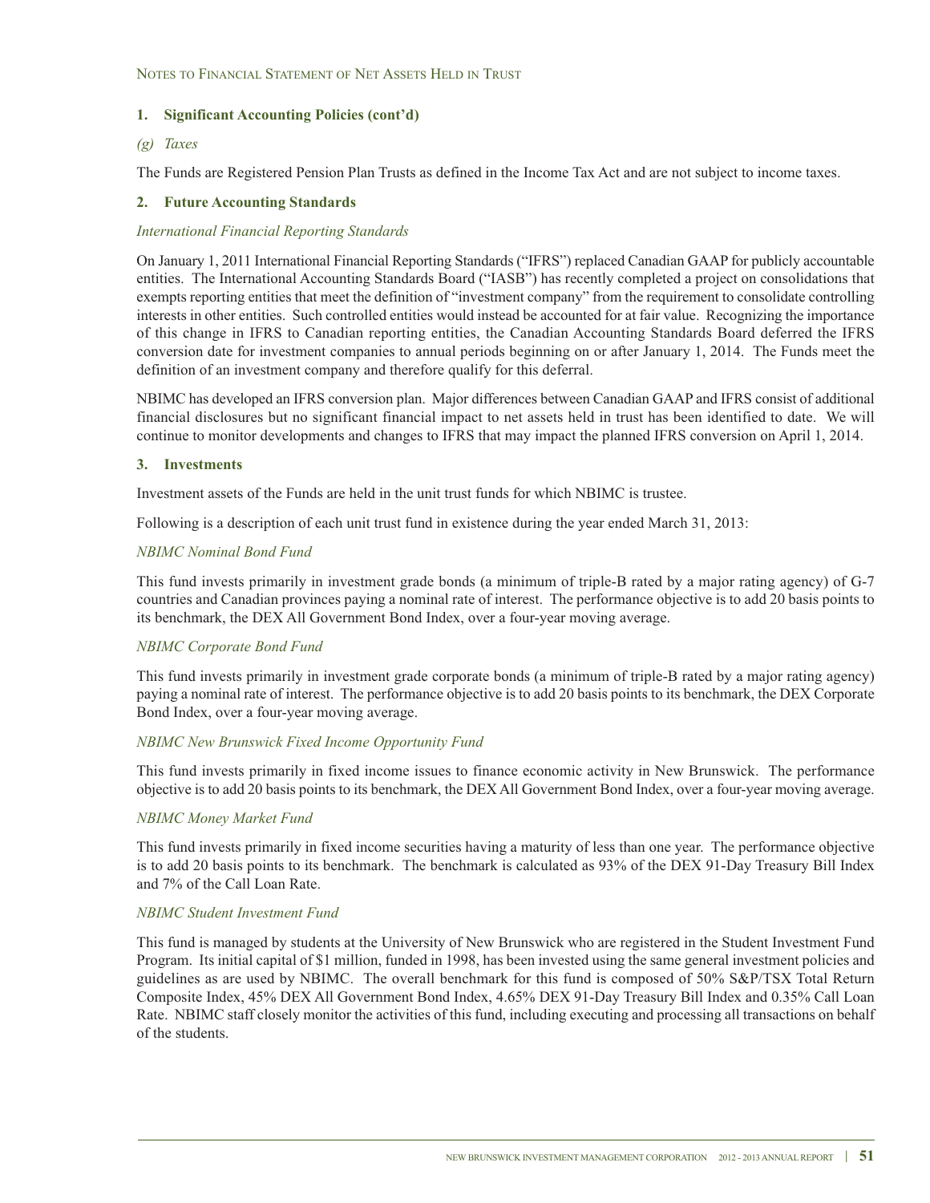## 1. Significant Accounting Policies (cont'd)

*(g) Taxes*

The Funds are Registered Pension Plan Trusts as defined in the Income Tax Act and are not subject to income taxes.

## 2. Future Accounting Standards

*International Financial Reporting Standards*

On January 1, 2011 International Financial Reporting Standards ("IFRS") replaced Canadian GAAP for publicly accountable entities. The International Accounting Standards Board ("IASB") has recently completed a project on consolidations that exempts reporting entities that meet the definition of "investment company" from the requirement to consolidate controlling interests in other entities. Such controlled entities would instead be accounted for at fair value. Recognizing the importance of this change in IFRS to Canadian reporting entities, the Canadian Accounting Standards Board deferred the IFRS conversion date for investment companies to annual periods beginning on or after January 1, 2014. The Funds meet the definition of an investment company and therefore qualify for this deferral.

NBIMC has developed an IFRS conversion plan. Major differences between Canadian GAAP and IFRS consist of additional financial disclosures but no significant financial impact to net assets held in trust has been identified to date. We will continue to monitor developments and changes to IFRS that may impact the planned IFRS conversion on April 1, 2014.

## 3. Investments

Investment assets of the Funds are held in the unit trust funds for which NBIMC is trustee.

Following is a description of each unit trust fund in existence during the year ended March 31, 2013:

*NBIMC Nominal Bond Fund*

This fund invests primarily in investment grade bonds (a minimum of triple-B rated by a major rating agency) of G-7 countries and Canadian provinces paying a nominal rate of interest. The performance objective is to add 20 basis points to its benchmark, the DEX All Government Bond Index, over a four-year moving average.

*NBIMC Corporate Bond Fund*

This fund invests primarily in investment grade corporate bonds (a minimum of triple-B rated by a major rating agency) paying a nominal rate of interest. The performance objective is to add 20 basis points to its benchmark, the DEX Corporate Bond Index, over a four-year moving average.

*NBIMC New Brunswick Fixed Income Opportunity Fund*

This fund invests primarily in fixed income issues to finance economic activity in New Brunswick. The performance objective is to add 20 basis points to its benchmark, the DEX All Government Bond Index, over a four-year moving average.

*NBIMC Money Market Fund*

This fund invests primarily in fixed income securities having a maturity of less than one year. The performance objective is to add 20 basis points to its benchmark. The benchmark is calculated as 93% of the DEX 91-Day Treasury Bill Index and 7% of the Call Loan Rate.

*NBIMC Student Investment Fund*

This fund is managed by students at the University of New Brunswick who are registered in the Student Investment Fund Program. Its initial capital of $1 million, funded in 1998, has been invested using the same general investment policies and guidelines as are used by NBIMC. The overall benchmark for this fund is composed of 50% S&P/TSX Total Return Composite Index, 45% DEX All Government Bond Index, 4.65% DEX 91-Day Treasury Bill Index and 0.35% Call Loan Rate. NBIMC staff closely monitor the activities of this fund, including executing and processing all transactions on behalf of the students.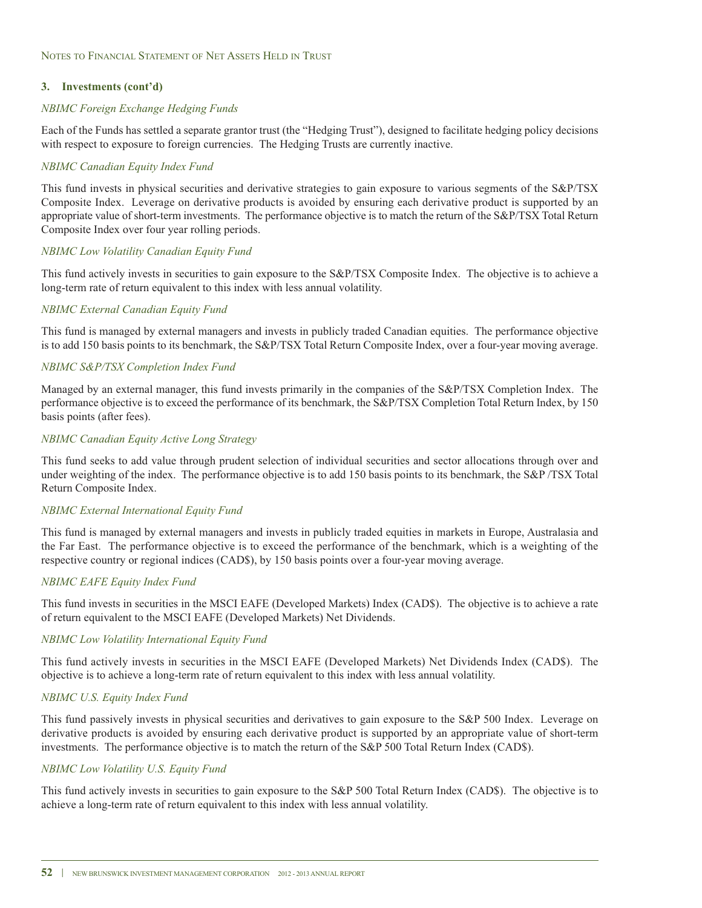### 3. Investments (cont'd)

*NBIMC Foreign Exchange Hedging Funds*

Each of the Funds has settled a separate grantor trust (the "Hedging Trust"), designed to facilitate hedging policy decisions with respect to exposure to foreign currencies. The Hedging Trusts are currently inactive.

*NBIMC Canadian Equity Index Fund*

This fund invests in physical securities and derivative strategies to gain exposure to various segments of the S&P/TSX Composite Index. Leverage on derivative products is avoided by ensuring each derivative product is supported by an appropriate value of short-term investments. The performance objective is to match the return of the S&P/TSX Total Return Composite Index over four year rolling periods.

*NBIMC Low Volatility Canadian Equity Fund*

This fund actively invests in securities to gain exposure to the S&P/TSX Composite Index. The objective is to achieve a long-term rate of return equivalent to this index with less annual volatility.

*NBIMC External Canadian Equity Fund*

This fund is managed by external managers and invests in publicly traded Canadian equities. The performance objective is to add 150 basis points to its benchmark, the S&P/TSX Total Return Composite Index, over a four-year moving average.

*NBIMC S&P/TSX Completion Index Fund*

Managed by an external manager, this fund invests primarily in the companies of the S&P/TSX Completion Index. The performance objective is to exceed the performance of its benchmark, the S&P/TSX Completion Total Return Index, by 150 basis points (after fees).

*NBIMC Canadian Equity Active Long Strategy*

This fund seeks to add value through prudent selection of individual securities and sector allocations through over and under weighting of the index. The performance objective is to add 150 basis points to its benchmark, the S&P /TSX Total Return Composite Index.

*NBIMC External International Equity Fund*

This fund is managed by external managers and invests in publicly traded equities in markets in Europe, Australasia and the Far East. The performance objective is to exceed the performance of the benchmark, which is a weighting of the respective country or regional indices (CAD$), by 150 basis points over a four-year moving average.

*NBIMC EAFE Equity Index Fund*

This fund invests in securities in the MSCI EAFE (Developed Markets) Index (CAD$). The objective is to achieve a rate of return equivalent to the MSCI EAFE (Developed Markets) Net Dividends.

*NBIMC Low Volatility International Equity Fund*

This fund actively invests in securities in the MSCI EAFE (Developed Markets) Net Dividends Index (CAD$). The objective is to achieve a long-term rate of return equivalent to this index with less annual volatility.

*NBIMC U.S. Equity Index Fund*

This fund passively invests in physical securities and derivatives to gain exposure to the S&P 500 Index. Leverage on derivative products is avoided by ensuring each derivative product is supported by an appropriate value of short-term investments. The performance objective is to match the return of the S&P 500 Total Return Index (CAD$).

*NBIMC Low Volatility U.S. Equity Fund*

This fund actively invests in securities to gain exposure to the S&P 500 Total Return Index (CAD$). The objective is to achieve a long-term rate of return equivalent to this index with less annual volatility.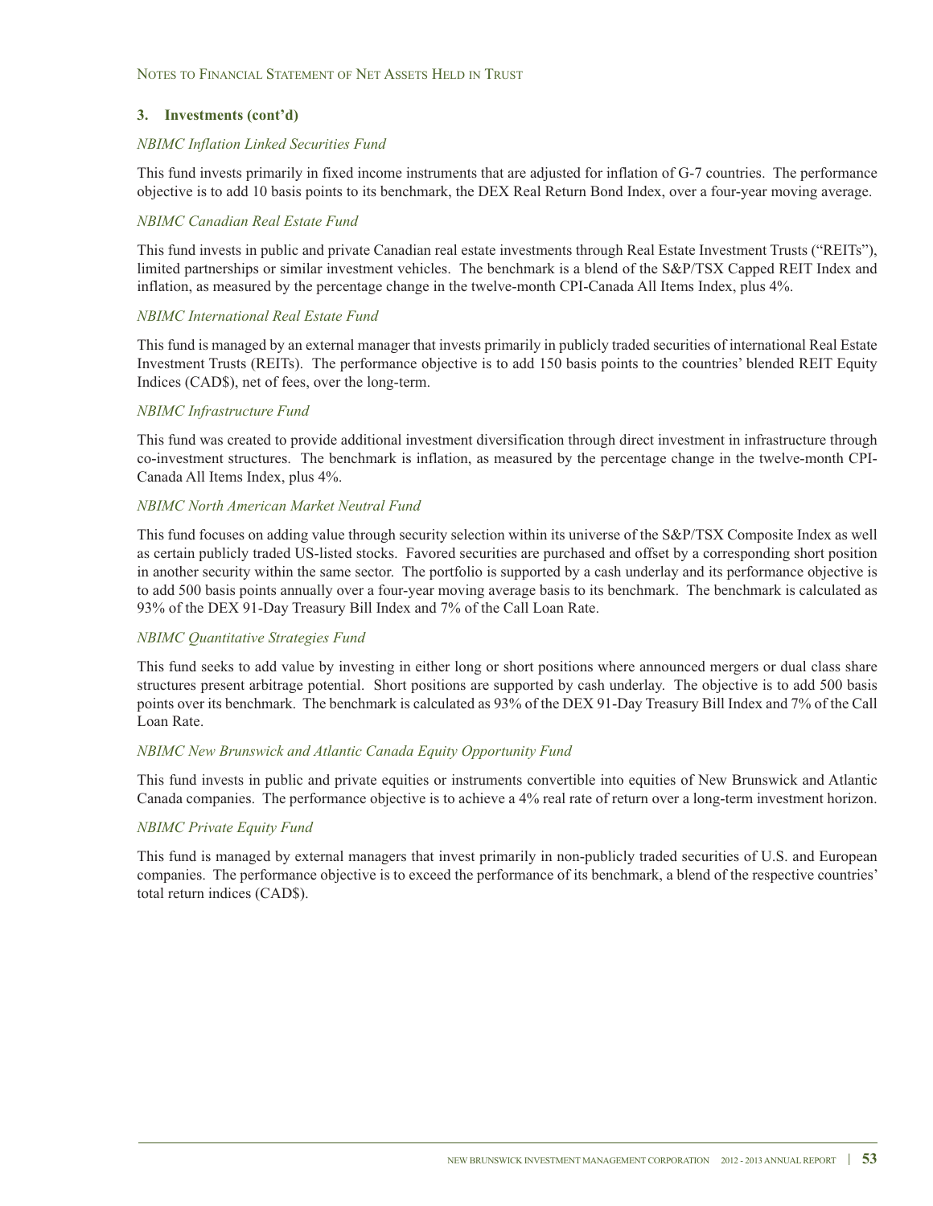### 3. Investments (cont'd)

*NBIMC Inflation Linked Securities Fund*

This fund invests primarily in fixed income instruments that are adjusted for inflation of G-7 countries. The performance objective is to add 10 basis points to its benchmark, the DEX Real Return Bond Index, over a four-year moving average.

*NBIMC Canadian Real Estate Fund*

This fund invests in public and private Canadian real estate investments through Real Estate Investment Trusts ("REITs"), limited partnerships or similar investment vehicles. The benchmark is a blend of the S&P/TSX Capped REIT Index and inflation, as measured by the percentage change in the twelve-month CPI-Canada All Items Index, plus 4%.

*NBIMC International Real Estate Fund*

This fund is managed by an external manager that invests primarily in publicly traded securities of international Real Estate Investment Trusts (REITs). The performance objective is to add 150 basis points to the countries' blended REIT Equity Indices (CAD$), net of fees, over the long-term.

*NBIMC Infrastructure Fund*

This fund was created to provide additional investment diversification through direct investment in infrastructure through co-investment structures. The benchmark is inflation, as measured by the percentage change in the twelve-month CPI-Canada All Items Index, plus 4%.

*NBIMC North American Market Neutral Fund*

This fund focuses on adding value through security selection within its universe of the S&P/TSX Composite Index as well as certain publicly traded US-listed stocks. Favored securities are purchased and offset by a corresponding short position in another security within the same sector. The portfolio is supported by a cash underlay and its performance objective is to add 500 basis points annually over a four-year moving average basis to its benchmark. The benchmark is calculated as 93% of the DEX 91-Day Treasury Bill Index and 7% of the Call Loan Rate.

*NBIMC Quantitative Strategies Fund*

This fund seeks to add value by investing in either long or short positions where announced mergers or dual class share structures present arbitrage potential. Short positions are supported by cash underlay. The objective is to add 500 basis points over its benchmark. The benchmark is calculated as 93% of the DEX 91-Day Treasury Bill Index and 7% of the Call Loan Rate.

*NBIMC New Brunswick and Atlantic Canada Equity Opportunity Fund*

This fund invests in public and private equities or instruments convertible into equities of New Brunswick and Atlantic Canada companies. The performance objective is to achieve a 4% real rate of return over a long-term investment horizon.

*NBIMC Private Equity Fund*

This fund is managed by external managers that invest primarily in non-publicly traded securities of U.S. and European companies. The performance objective is to exceed the performance of its benchmark, a blend of the respective countries' total return indices (CAD$).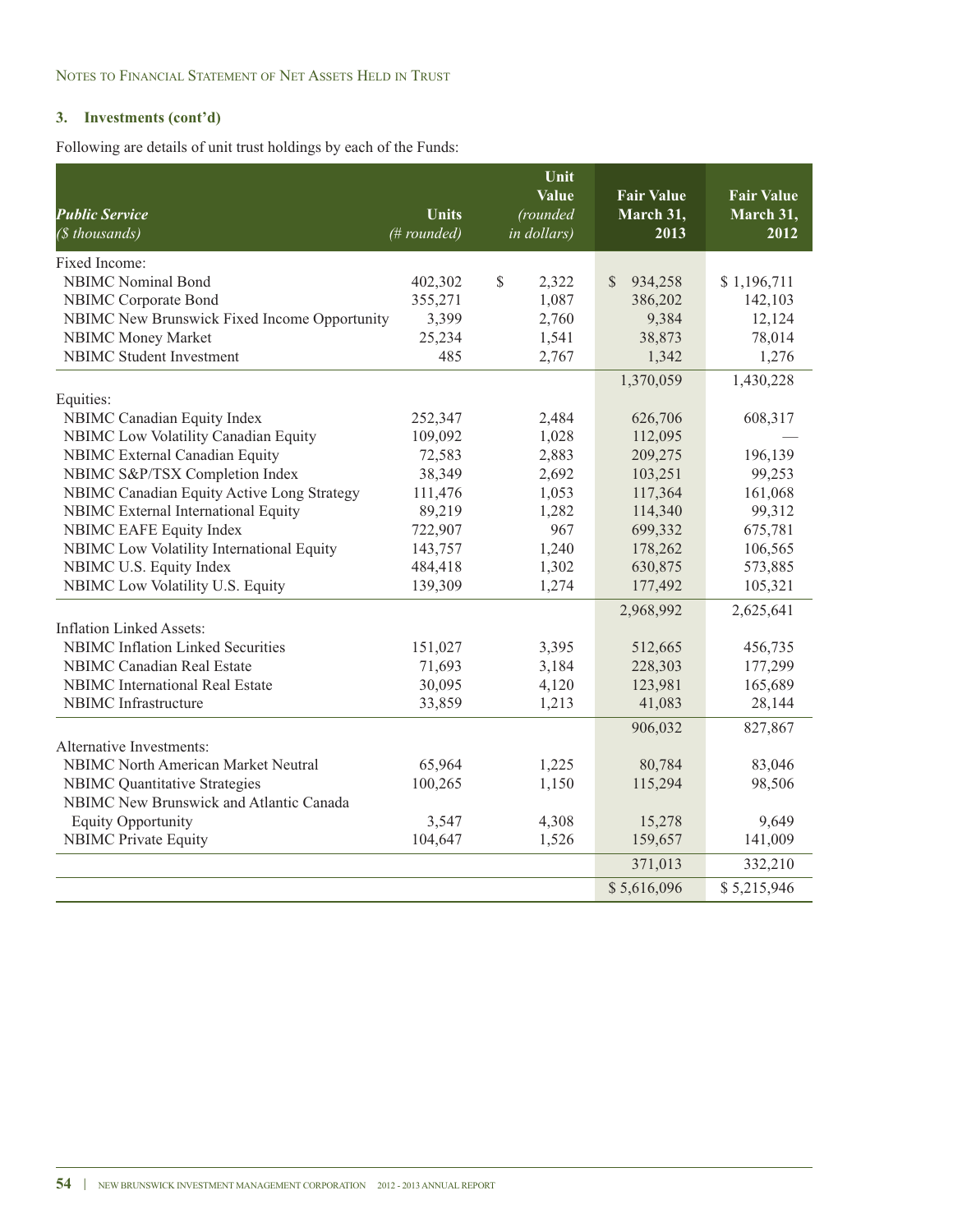Notes to Financial Statement of Net Assets Held in Trust

### 3. Investments (cont'd)

Following are details of unit trust holdings by each of the Funds:

| *Public Service* *($ thousands)* | Units *(# rounded)* | Unit Value *(rounded in dollars)* | Fair Value March 31, 2013 | Fair Value March 31, 2012 |
|---|---|---|---|---|
| Fixed Income: | | | | |
| NBIMC Nominal Bond | 402,302 | $ 2,322 | $ 934,258 | $ 1,196,711 |
| NBIMC Corporate Bond | 355,271 | 1,087 | 386,202 | 142,103 |
| NBIMC New Brunswick Fixed Income Opportunity | 3,399 | 2,760 | 9,384 | 12,124 |
| NBIMC Money Market | 25,234 | 1,541 | 38,873 | 78,014 |
| NBIMC Student Investment | 485 | 2,767 | 1,342 | 1,276 |
| | | | 1,370,059 | 1,430,228 |
| Equities: | | | | |
| NBIMC Canadian Equity Index | 252,347 | 2,484 | 626,706 | 608,317 |
| NBIMC Low Volatility Canadian Equity | 109,092 | 1,028 | 112,095 | — |
| NBIMC External Canadian Equity | 72,583 | 2,883 | 209,275 | 196,139 |
| NBIMC S&P/TSX Completion Index | 38,349 | 2,692 | 103,251 | 99,253 |
| NBIMC Canadian Equity Active Long Strategy | 111,476 | 1,053 | 117,364 | 161,068 |
| NBIMC External International Equity | 89,219 | 1,282 | 114,340 | 99,312 |
| NBIMC EAFE Equity Index | 722,907 | 967 | 699,332 | 675,781 |
| NBIMC Low Volatility International Equity | 143,757 | 1,240 | 178,262 | 106,565 |
| NBIMC U.S. Equity Index | 484,418 | 1,302 | 630,875 | 573,885 |
| NBIMC Low Volatility U.S. Equity | 139,309 | 1,274 | 177,492 | 105,321 |
| | | | 2,968,992 | 2,625,641 |
| Inflation Linked Assets: | | | | |
| NBIMC Inflation Linked Securities | 151,027 | 3,395 | 512,665 | 456,735 |
| NBIMC Canadian Real Estate | 71,693 | 3,184 | 228,303 | 177,299 |
| NBIMC International Real Estate | 30,095 | 4,120 | 123,981 | 165,689 |
| NBIMC Infrastructure | 33,859 | 1,213 | 41,083 | 28,144 |
| | | | 906,032 | 827,867 |
| Alternative Investments: | | | | |
| NBIMC North American Market Neutral | 65,964 | 1,225 | 80,784 | 83,046 |
| NBIMC Quantitative Strategies | 100,265 | 1,150 | 115,294 | 98,506 |
| NBIMC New Brunswick and Atlantic Canada Equity Opportunity | 3,547 | 4,308 | 15,278 | 9,649 |
| NBIMC Private Equity | 104,647 | 1,526 | 159,657 | 141,009 |
| | | | 371,013 | 332,210 |
| | | | $ 5,616,096 | $ 5,215,946 |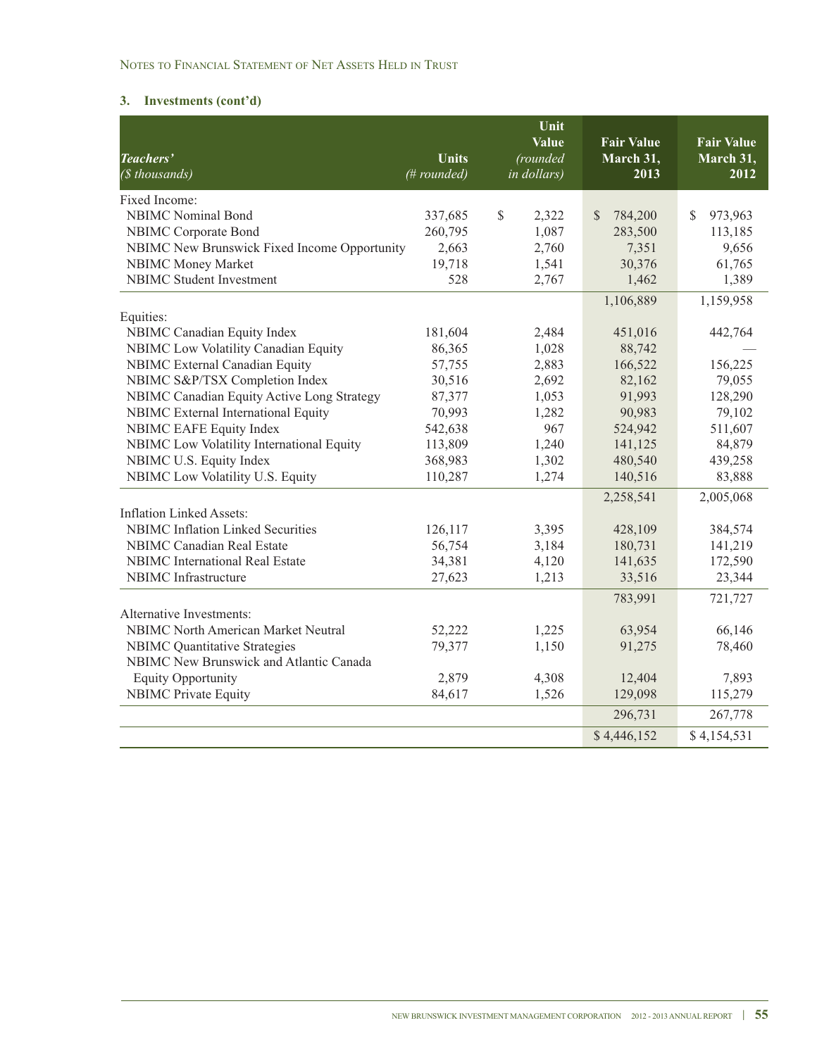Notes to Financial Statement of Net Assets Held in Trust

### 3. Investments (cont'd)

| *Teachers'* *($ thousands)* | Units *(# rounded)* | Unit Value *(rounded in dollars)* | Fair Value March 31, 2013 | Fair Value March 31, 2012 |
|---|---|---|---|---|
| Fixed Income: | | | | |
| NBIMC Nominal Bond | 337,685 | $ 2,322 | $ 784,200 | $ 973,963 |
| NBIMC Corporate Bond | 260,795 | 1,087 | 283,500 | 113,185 |
| NBIMC New Brunswick Fixed Income Opportunity | 2,663 | 2,760 | 7,351 | 9,656 |
| NBIMC Money Market | 19,718 | 1,541 | 30,376 | 61,765 |
| NBIMC Student Investment | 528 | 2,767 | 1,462 | 1,389 |
| | | | 1,106,889 | 1,159,958 |
| Equities: | | | | |
| NBIMC Canadian Equity Index | 181,604 | 2,484 | 451,016 | 442,764 |
| NBIMC Low Volatility Canadian Equity | 86,365 | 1,028 | 88,742 | — |
| NBIMC External Canadian Equity | 57,755 | 2,883 | 166,522 | 156,225 |
| NBIMC S&P/TSX Completion Index | 30,516 | 2,692 | 82,162 | 79,055 |
| NBIMC Canadian Equity Active Long Strategy | 87,377 | 1,053 | 91,993 | 128,290 |
| NBIMC External International Equity | 70,993 | 1,282 | 90,983 | 79,102 |
| NBIMC EAFE Equity Index | 542,638 | 967 | 524,942 | 511,607 |
| NBIMC Low Volatility International Equity | 113,809 | 1,240 | 141,125 | 84,879 |
| NBIMC U.S. Equity Index | 368,983 | 1,302 | 480,540 | 439,258 |
| NBIMC Low Volatility U.S. Equity | 110,287 | 1,274 | 140,516 | 83,888 |
| | | | 2,258,541 | 2,005,068 |
| Inflation Linked Assets: | | | | |
| NBIMC Inflation Linked Securities | 126,117 | 3,395 | 428,109 | 384,574 |
| NBIMC Canadian Real Estate | 56,754 | 3,184 | 180,731 | 141,219 |
| NBIMC International Real Estate | 34,381 | 4,120 | 141,635 | 172,590 |
| NBIMC Infrastructure | 27,623 | 1,213 | 33,516 | 23,344 |
| | | | 783,991 | 721,727 |
| Alternative Investments: | | | | |
| NBIMC North American Market Neutral | 52,222 | 1,225 | 63,954 | 66,146 |
| NBIMC Quantitative Strategies | 79,377 | 1,150 | 91,275 | 78,460 |
| NBIMC New Brunswick and Atlantic Canada Equity Opportunity | 2,879 | 4,308 | 12,404 | 7,893 |
| NBIMC Private Equity | 84,617 | 1,526 | 129,098 | 115,279 |
| | | | 296,731 | 267,778 |
| | | | $ 4,446,152 | $ 4,154,531 |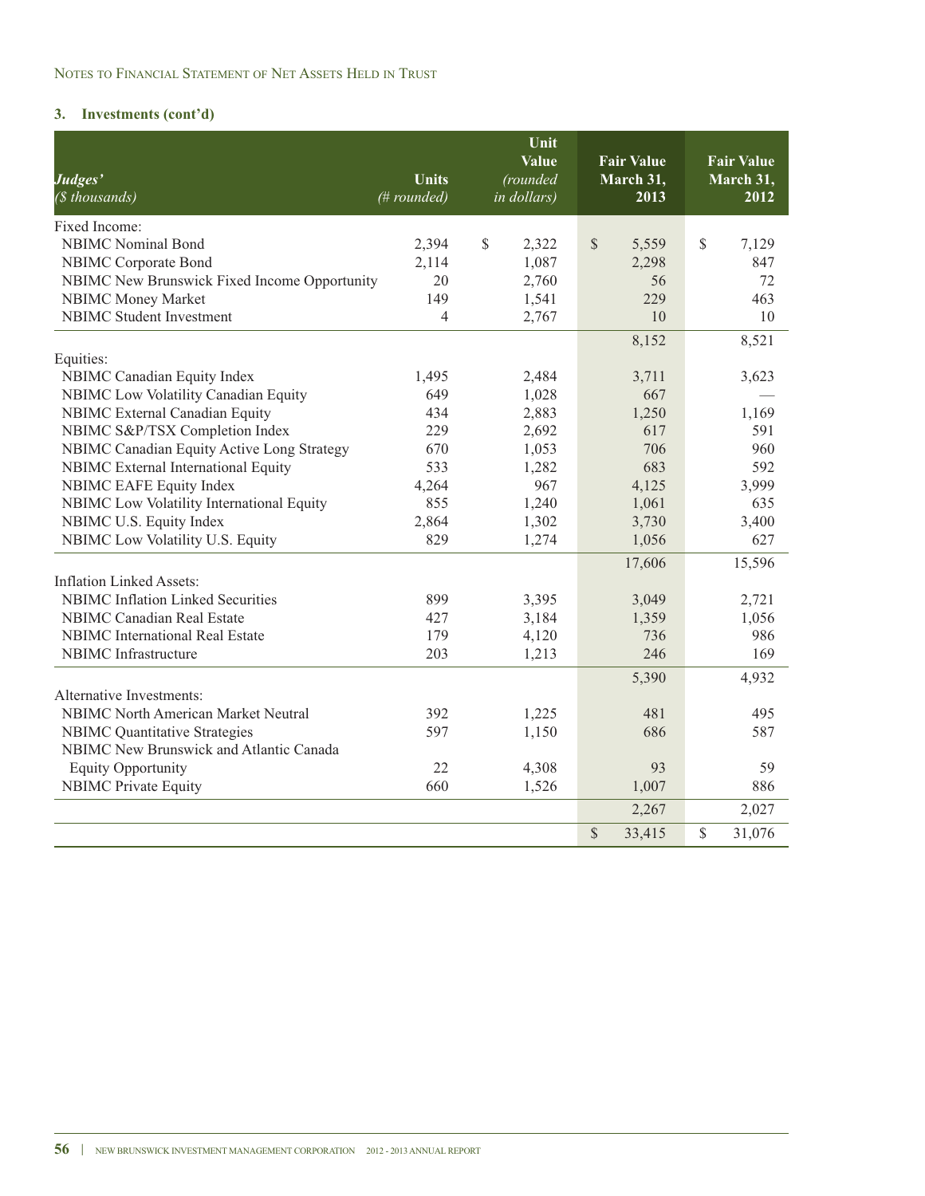NOTES TO FINANCIAL STATEMENT OF NET ASSETS HELD IN TRUST

### 3. Investments (cont'd)

| *Judges'* *($ thousands)* | Units *(# rounded)* | Unit Value *(rounded in dollars)* | Fair Value March 31, 2013 | Fair Value March 31, 2012 |
|---|---|---|---|---|
| Fixed Income: | | | | |
| NBIMC Nominal Bond | 2,394 | $ 2,322 | $ 5,559 | $ 7,129 |
| NBIMC Corporate Bond | 2,114 | 1,087 | 2,298 | 847 |
| NBIMC New Brunswick Fixed Income Opportunity | 20 | 2,760 | 56 | 72 |
| NBIMC Money Market | 149 | 1,541 | 229 | 463 |
| NBIMC Student Investment | 4 | 2,767 | 10 | 10 |
| | | | 8,152 | 8,521 |
| Equities: | | | | |
| NBIMC Canadian Equity Index | 1,495 | 2,484 | 3,711 | 3,623 |
| NBIMC Low Volatility Canadian Equity | 649 | 1,028 | 667 | — |
| NBIMC External Canadian Equity | 434 | 2,883 | 1,250 | 1,169 |
| NBIMC S&P/TSX Completion Index | 229 | 2,692 | 617 | 591 |
| NBIMC Canadian Equity Active Long Strategy | 670 | 1,053 | 706 | 960 |
| NBIMC External International Equity | 533 | 1,282 | 683 | 592 |
| NBIMC EAFE Equity Index | 4,264 | 967 | 4,125 | 3,999 |
| NBIMC Low Volatility International Equity | 855 | 1,240 | 1,061 | 635 |
| NBIMC U.S. Equity Index | 2,864 | 1,302 | 3,730 | 3,400 |
| NBIMC Low Volatility U.S. Equity | 829 | 1,274 | 1,056 | 627 |
| | | | 17,606 | 15,596 |
| Inflation Linked Assets: | | | | |
| NBIMC Inflation Linked Securities | 899 | 3,395 | 3,049 | 2,721 |
| NBIMC Canadian Real Estate | 427 | 3,184 | 1,359 | 1,056 |
| NBIMC International Real Estate | 179 | 4,120 | 736 | 986 |
| NBIMC Infrastructure | 203 | 1,213 | 246 | 169 |
| | | | 5,390 | 4,932 |
| Alternative Investments: | | | | |
| NBIMC North American Market Neutral | 392 | 1,225 | 481 | 495 |
| NBIMC Quantitative Strategies | 597 | 1,150 | 686 | 587 |
| NBIMC New Brunswick and Atlantic Canada Equity Opportunity | 22 | 4,308 | 93 | 59 |
| NBIMC Private Equity | 660 | 1,526 | 1,007 | 886 |
| | | | 2,267 | 2,027 |
| | | | $ 33,415 | $ 31,076 |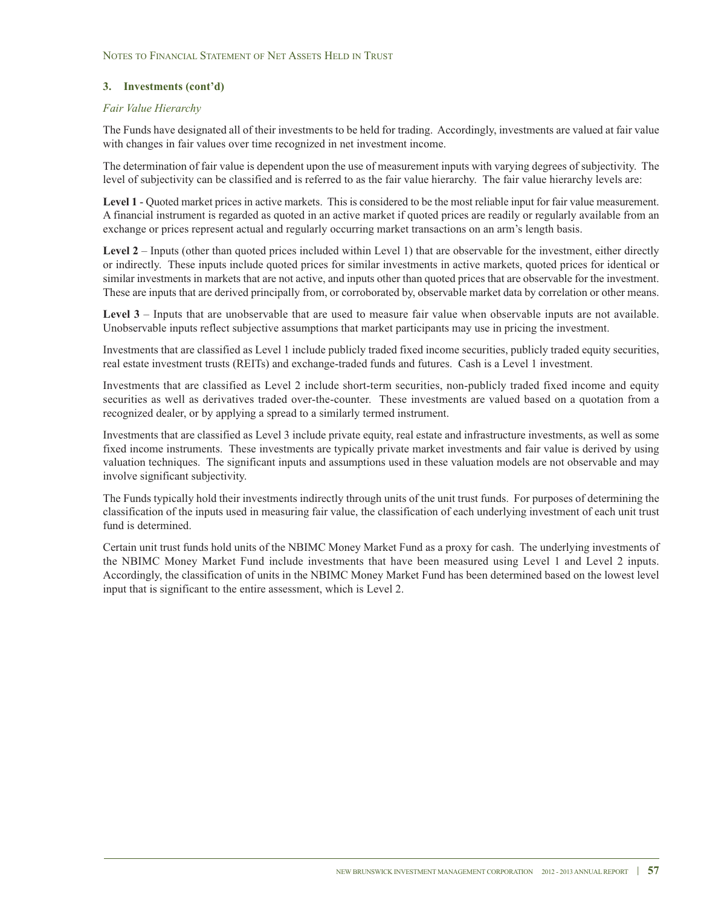### 3. Investments (cont'd)

*Fair Value Hierarchy*

The Funds have designated all of their investments to be held for trading. Accordingly, investments are valued at fair value with changes in fair values over time recognized in net investment income.

The determination of fair value is dependent upon the use of measurement inputs with varying degrees of subjectivity. The level of subjectivity can be classified and is referred to as the fair value hierarchy. The fair value hierarchy levels are:

**Level 1** - Quoted market prices in active markets. This is considered to be the most reliable input for fair value measurement. A financial instrument is regarded as quoted in an active market if quoted prices are readily or regularly available from an exchange or prices represent actual and regularly occurring market transactions on an arm's length basis.

**Level 2** – Inputs (other than quoted prices included within Level 1) that are observable for the investment, either directly or indirectly. These inputs include quoted prices for similar investments in active markets, quoted prices for identical or similar investments in markets that are not active, and inputs other than quoted prices that are observable for the investment. These are inputs that are derived principally from, or corroborated by, observable market data by correlation or other means.

**Level 3** – Inputs that are unobservable that are used to measure fair value when observable inputs are not available. Unobservable inputs reflect subjective assumptions that market participants may use in pricing the investment.

Investments that are classified as Level 1 include publicly traded fixed income securities, publicly traded equity securities, real estate investment trusts (REITs) and exchange-traded funds and futures. Cash is a Level 1 investment.

Investments that are classified as Level 2 include short-term securities, non-publicly traded fixed income and equity securities as well as derivatives traded over-the-counter. These investments are valued based on a quotation from a recognized dealer, or by applying a spread to a similarly termed instrument.

Investments that are classified as Level 3 include private equity, real estate and infrastructure investments, as well as some fixed income instruments. These investments are typically private market investments and fair value is derived by using valuation techniques. The significant inputs and assumptions used in these valuation models are not observable and may involve significant subjectivity.

The Funds typically hold their investments indirectly through units of the unit trust funds. For purposes of determining the classification of the inputs used in measuring fair value, the classification of each underlying investment of each unit trust fund is determined.

Certain unit trust funds hold units of the NBIMC Money Market Fund as a proxy for cash. The underlying investments of the NBIMC Money Market Fund include investments that have been measured using Level 1 and Level 2 inputs. Accordingly, the classification of units in the NBIMC Money Market Fund has been determined based on the lowest level input that is significant to the entire assessment, which is Level 2.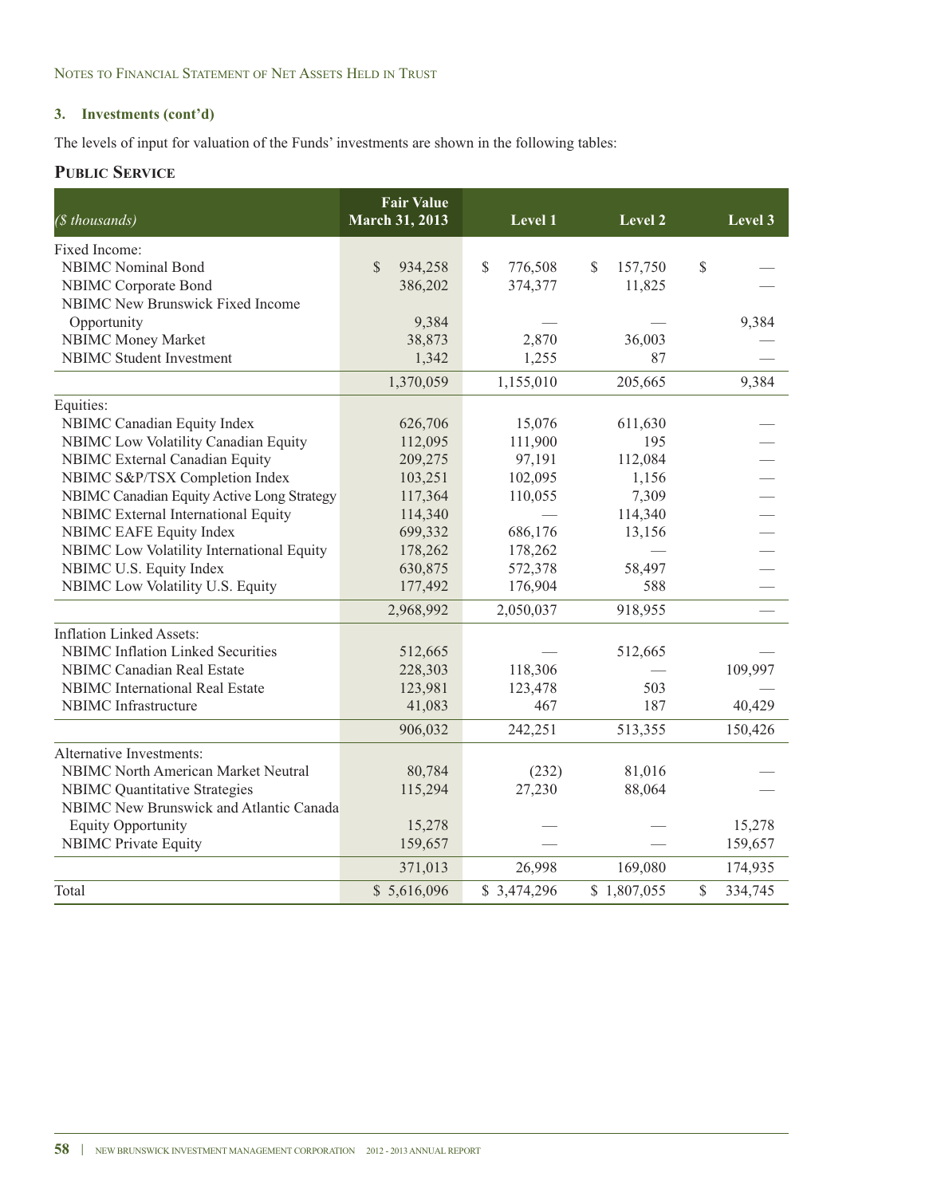### 3. Investments (cont'd)

The levels of input for valuation of the Funds' investments are shown in the following tables:

## Public Service

| *($ thousands)* | Fair Value March 31, 2013 | Level 1 | Level 2 | Level 3 |
|---|---|---|---|---|
| Fixed Income: | | | | |
| NBIMC Nominal Bond | $ 934,258 | $ 776,508 | $ 157,750 | $ — |
| NBIMC Corporate Bond | 386,202 | 374,377 | 11,825 | — |
| NBIMC New Brunswick Fixed Income Opportunity | 9,384 | — | — | 9,384 |
| NBIMC Money Market | 38,873 | 2,870 | 36,003 | — |
| NBIMC Student Investment | 1,342 | 1,255 | 87 | — |
| | 1,370,059 | 1,155,010 | 205,665 | 9,384 |
| Equities: | | | | |
| NBIMC Canadian Equity Index | 626,706 | 15,076 | 611,630 | — |
| NBIMC Low Volatility Canadian Equity | 112,095 | 111,900 | 195 | — |
| NBIMC External Canadian Equity | 209,275 | 97,191 | 112,084 | — |
| NBIMC S&P/TSX Completion Index | 103,251 | 102,095 | 1,156 | — |
| NBIMC Canadian Equity Active Long Strategy | 117,364 | 110,055 | 7,309 | — |
| NBIMC External International Equity | 114,340 | — | 114,340 | — |
| NBIMC EAFE Equity Index | 699,332 | 686,176 | 13,156 | — |
| NBIMC Low Volatility International Equity | 178,262 | 178,262 | — | — |
| NBIMC U.S. Equity Index | 630,875 | 572,378 | 58,497 | — |
| NBIMC Low Volatility U.S. Equity | 177,492 | 176,904 | 588 | — |
| | 2,968,992 | 2,050,037 | 918,955 | — |
| Inflation Linked Assets: | | | | |
| NBIMC Inflation Linked Securities | 512,665 | — | 512,665 | — |
| NBIMC Canadian Real Estate | 228,303 | 118,306 | — | 109,997 |
| NBIMC International Real Estate | 123,981 | 123,478 | 503 | — |
| NBIMC Infrastructure | 41,083 | 467 | 187 | 40,429 |
| | 906,032 | 242,251 | 513,355 | 150,426 |
| Alternative Investments: | | | | |
| NBIMC North American Market Neutral | 80,784 | (232) | 81,016 | — |
| NBIMC Quantitative Strategies | 115,294 | 27,230 | 88,064 | — |
| NBIMC New Brunswick and Atlantic Canada Equity Opportunity | 15,278 | — | — | 15,278 |
| NBIMC Private Equity | 159,657 | — | — | 159,657 |
| | 371,013 | 26,998 | 169,080 | 174,935 |
| Total | $ 5,616,096 | $ 3,474,296 | $ 1,807,055 | $ 334,745 |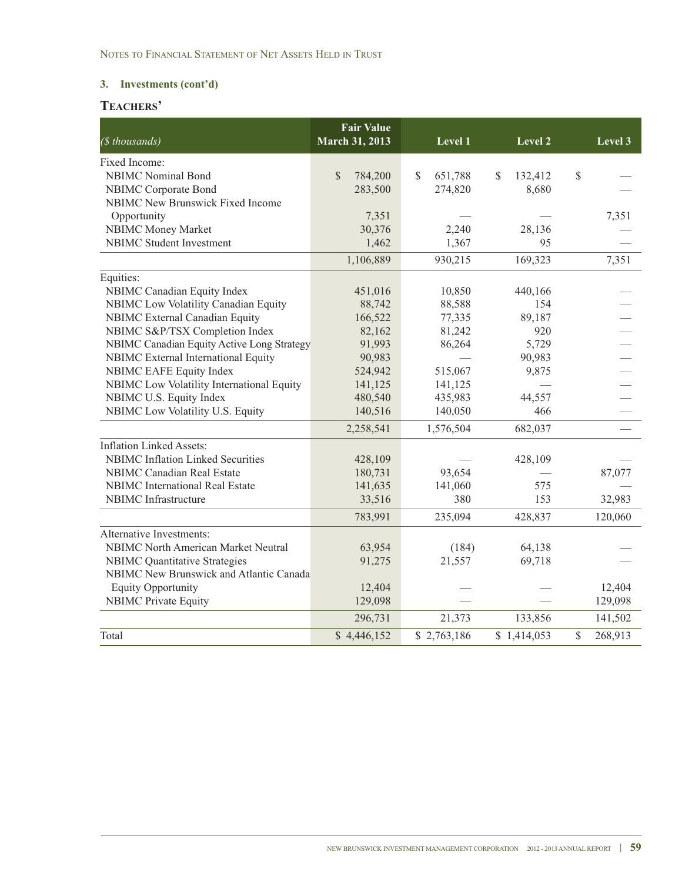Notes to Financial Statement of Net Assets Held in Trust

### 3. Investments (cont'd)

## Teachers'

| *($ thousands)* | Fair Value March 31, 2013 | Level 1 | Level 2 | Level 3 |
|---|---|---|---|---|
| Fixed Income: | | | | |
| NBIMC Nominal Bond | $ 784,200 | $ 651,788 | $ 132,412 | $ — |
| NBIMC Corporate Bond | 283,500 | 274,820 | 8,680 | — |
| NBIMC New Brunswick Fixed Income Opportunity | 7,351 | — | — | 7,351 |
| NBIMC Money Market | 30,376 | 2,240 | 28,136 | — |
| NBIMC Student Investment | 1,462 | 1,367 | 95 | — |
| | 1,106,889 | 930,215 | 169,323 | 7,351 |
| Equities: | | | | |
| NBIMC Canadian Equity Index | 451,016 | 10,850 | 440,166 | — |
| NBIMC Low Volatility Canadian Equity | 88,742 | 88,588 | 154 | — |
| NBIMC External Canadian Equity | 166,522 | 77,335 | 89,187 | — |
| NBIMC S&P/TSX Completion Index | 82,162 | 81,242 | 920 | — |
| NBIMC Canadian Equity Active Long Strategy | 91,993 | 86,264 | 5,729 | — |
| NBIMC External International Equity | 90,983 | — | 90,983 | — |
| NBIMC EAFE Equity Index | 524,942 | 515,067 | 9,875 | — |
| NBIMC Low Volatility International Equity | 141,125 | 141,125 | — | — |
| NBIMC U.S. Equity Index | 480,540 | 435,983 | 44,557 | — |
| NBIMC Low Volatility U.S. Equity | 140,516 | 140,050 | 466 | — |
| | 2,258,541 | 1,576,504 | 682,037 | — |
| Inflation Linked Assets: | | | | |
| NBIMC Inflation Linked Securities | 428,109 | — | 428,109 | — |
| NBIMC Canadian Real Estate | 180,731 | 93,654 | — | 87,077 |
| NBIMC International Real Estate | 141,635 | 141,060 | 575 | — |
| NBIMC Infrastructure | 33,516 | 380 | 153 | 32,983 |
| | 783,991 | 235,094 | 428,837 | 120,060 |
| Alternative Investments: | | | | |
| NBIMC North American Market Neutral | 63,954 | (184) | 64,138 | — |
| NBIMC Quantitative Strategies | 91,275 | 21,557 | 69,718 | — |
| NBIMC New Brunswick and Atlantic Canada Equity Opportunity | 12,404 | — | — | 12,404 |
| NBIMC Private Equity | 129,098 | — | — | 129,098 |
| | 296,731 | 21,373 | 133,856 | 141,502 |
| Total | $ 4,446,152 | $ 2,763,186 | $ 1,414,053 | $ 268,913 |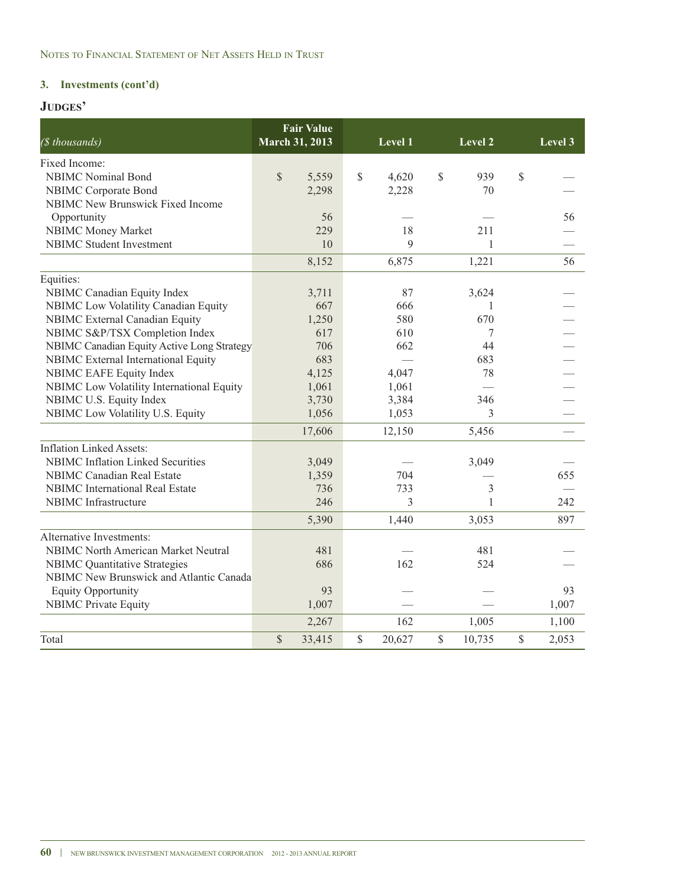## 3. Investments (cont'd)

### Judges'

| ($ thousands) | Fair Value March 31, 2013 | Level 1 | Level 2 | Level 3 |
|---|---|---|---|---|
| Fixed Income: | | | | |
| NBIMC Nominal Bond | $ 5,559 | $ 4,620 | $ 939 | $ — |
| NBIMC Corporate Bond | 2,298 | 2,228 | 70 | — |
| NBIMC New Brunswick Fixed Income Opportunity | 56 | — | — | 56 |
| NBIMC Money Market | 229 | 18 | 211 | — |
| NBIMC Student Investment | 10 | 9 | 1 | — |
| | 8,152 | 6,875 | 1,221 | 56 |
| Equities: | | | | |
| NBIMC Canadian Equity Index | 3,711 | 87 | 3,624 | — |
| NBIMC Low Volatility Canadian Equity | 667 | 666 | 1 | — |
| NBIMC External Canadian Equity | 1,250 | 580 | 670 | — |
| NBIMC S&P/TSX Completion Index | 617 | 610 | 7 | — |
| NBIMC Canadian Equity Active Long Strategy | 706 | 662 | 44 | — |
| NBIMC External International Equity | 683 | — | 683 | — |
| NBIMC EAFE Equity Index | 4,125 | 4,047 | 78 | — |
| NBIMC Low Volatility International Equity | 1,061 | 1,061 | — | — |
| NBIMC U.S. Equity Index | 3,730 | 3,384 | 346 | — |
| NBIMC Low Volatility U.S. Equity | 1,056 | 1,053 | 3 | — |
| | 17,606 | 12,150 | 5,456 | — |
| Inflation Linked Assets: | | | | |
| NBIMC Inflation Linked Securities | 3,049 | — | 3,049 | — |
| NBIMC Canadian Real Estate | 1,359 | 704 | — | 655 |
| NBIMC International Real Estate | 736 | 733 | 3 | — |
| NBIMC Infrastructure | 246 | 3 | 1 | 242 |
| | 5,390 | 1,440 | 3,053 | 897 |
| Alternative Investments: | | | | |
| NBIMC North American Market Neutral | 481 | — | 481 | — |
| NBIMC Quantitative Strategies | 686 | 162 | 524 | — |
| NBIMC New Brunswick and Atlantic Canada Equity Opportunity | 93 | — | — | 93 |
| NBIMC Private Equity | 1,007 | — | — | 1,007 |
| | 2,267 | 162 | 1,005 | 1,100 |
| Total | $ 33,415 | $ 20,627 | $ 10,735 | $ 2,053 |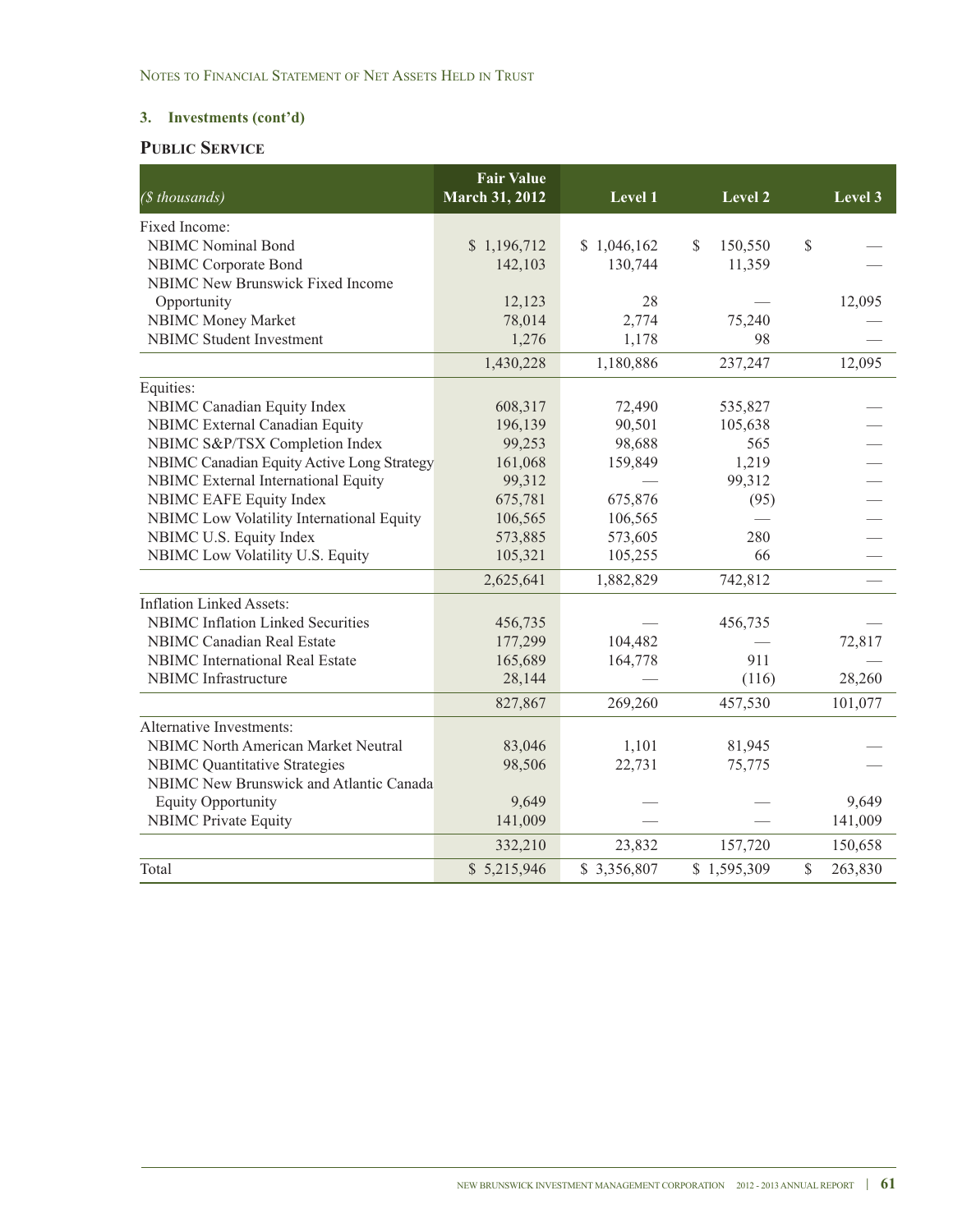NOTES TO FINANCIAL STATEMENT OF NET ASSETS HELD IN TRUST

### 3. Investments (cont'd)

## PUBLIC SERVICE

| *($ thousands)* | Fair Value March 31, 2012 | Level 1 | Level 2 | Level 3 |
|---|---|---|---|---|
| Fixed Income: | | | | |
| NBIMC Nominal Bond | $ 1,196,712 | $ 1,046,162 | $ 150,550 | $ — |
| NBIMC Corporate Bond | 142,103 | 130,744 | 11,359 | — |
| NBIMC New Brunswick Fixed Income Opportunity | 12,123 | 28 | — | 12,095 |
| NBIMC Money Market | 78,014 | 2,774 | 75,240 | — |
| NBIMC Student Investment | 1,276 | 1,178 | 98 | — |
| | 1,430,228 | 1,180,886 | 237,247 | 12,095 |
| Equities: | | | | |
| NBIMC Canadian Equity Index | 608,317 | 72,490 | 535,827 | — |
| NBIMC External Canadian Equity | 196,139 | 90,501 | 105,638 | — |
| NBIMC S&P/TSX Completion Index | 99,253 | 98,688 | 565 | — |
| NBIMC Canadian Equity Active Long Strategy | 161,068 | 159,849 | 1,219 | — |
| NBIMC External International Equity | 99,312 | — | 99,312 | — |
| NBIMC EAFE Equity Index | 675,781 | 675,876 | (95) | — |
| NBIMC Low Volatility International Equity | 106,565 | 106,565 | — | — |
| NBIMC U.S. Equity Index | 573,885 | 573,605 | 280 | — |
| NBIMC Low Volatility U.S. Equity | 105,321 | 105,255 | 66 | — |
| | 2,625,641 | 1,882,829 | 742,812 | — |
| Inflation Linked Assets: | | | | |
| NBIMC Inflation Linked Securities | 456,735 | — | 456,735 | — |
| NBIMC Canadian Real Estate | 177,299 | 104,482 | — | 72,817 |
| NBIMC International Real Estate | 165,689 | 164,778 | 911 | — |
| NBIMC Infrastructure | 28,144 | — | (116) | 28,260 |
| | 827,867 | 269,260 | 457,530 | 101,077 |
| Alternative Investments: | | | | |
| NBIMC North American Market Neutral | 83,046 | 1,101 | 81,945 | — |
| NBIMC Quantitative Strategies | 98,506 | 22,731 | 75,775 | — |
| NBIMC New Brunswick and Atlantic Canada Equity Opportunity | 9,649 | — | — | 9,649 |
| NBIMC Private Equity | 141,009 | — | — | 141,009 |
| | 332,210 | 23,832 | 157,720 | 150,658 |
| Total | $ 5,215,946 | $ 3,356,807 | $ 1,595,309 | $ 263,830 |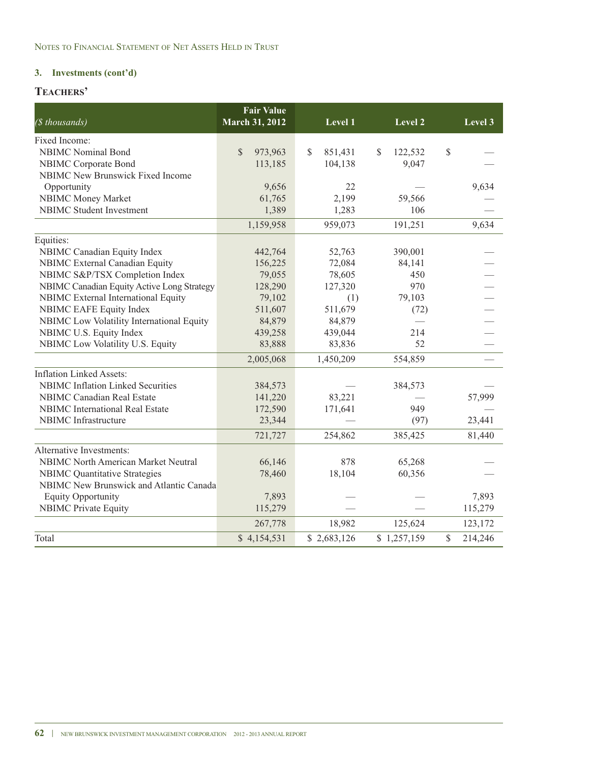Notes to Financial Statement of Net Assets Held in Trust

### 3. Investments (cont'd)

## Teachers'

| ($ thousands) | Fair Value March 31, 2012 | Level 1 | Level 2 | Level 3 |
|---|---|---|---|---|
| Fixed Income: | | | | |
| NBIMC Nominal Bond | $ 973,963 | $ 851,431 | $ 122,532 | $ — |
| NBIMC Corporate Bond | 113,185 | 104,138 | 9,047 | — |
| NBIMC New Brunswick Fixed Income Opportunity | 9,656 | 22 | — | 9,634 |
| NBIMC Money Market | 61,765 | 2,199 | 59,566 | — |
| NBIMC Student Investment | 1,389 | 1,283 | 106 | — |
| | 1,159,958 | 959,073 | 191,251 | 9,634 |
| Equities: | | | | |
| NBIMC Canadian Equity Index | 442,764 | 52,763 | 390,001 | — |
| NBIMC External Canadian Equity | 156,225 | 72,084 | 84,141 | — |
| NBIMC S&P/TSX Completion Index | 79,055 | 78,605 | 450 | — |
| NBIMC Canadian Equity Active Long Strategy | 128,290 | 127,320 | 970 | — |
| NBIMC External International Equity | 79,102 | (1) | 79,103 | — |
| NBIMC EAFE Equity Index | 511,607 | 511,679 | (72) | — |
| NBIMC Low Volatility International Equity | 84,879 | 84,879 | — | — |
| NBIMC U.S. Equity Index | 439,258 | 439,044 | 214 | — |
| NBIMC Low Volatility U.S. Equity | 83,888 | 83,836 | 52 | — |
| | 2,005,068 | 1,450,209 | 554,859 | — |
| Inflation Linked Assets: | | | | |
| NBIMC Inflation Linked Securities | 384,573 | — | 384,573 | — |
| NBIMC Canadian Real Estate | 141,220 | 83,221 | — | 57,999 |
| NBIMC International Real Estate | 172,590 | 171,641 | 949 | — |
| NBIMC Infrastructure | 23,344 | — | (97) | 23,441 |
| | 721,727 | 254,862 | 385,425 | 81,440 |
| Alternative Investments: | | | | |
| NBIMC North American Market Neutral | 66,146 | 878 | 65,268 | — |
| NBIMC Quantitative Strategies | 78,460 | 18,104 | 60,356 | — |
| NBIMC New Brunswick and Atlantic Canada Equity Opportunity | 7,893 | — | — | 7,893 |
| NBIMC Private Equity | 115,279 | — | — | 115,279 |
| | 267,778 | 18,982 | 125,624 | 123,172 |
| Total | $ 4,154,531 | $ 2,683,126 | $ 1,257,159 | $ 214,246 |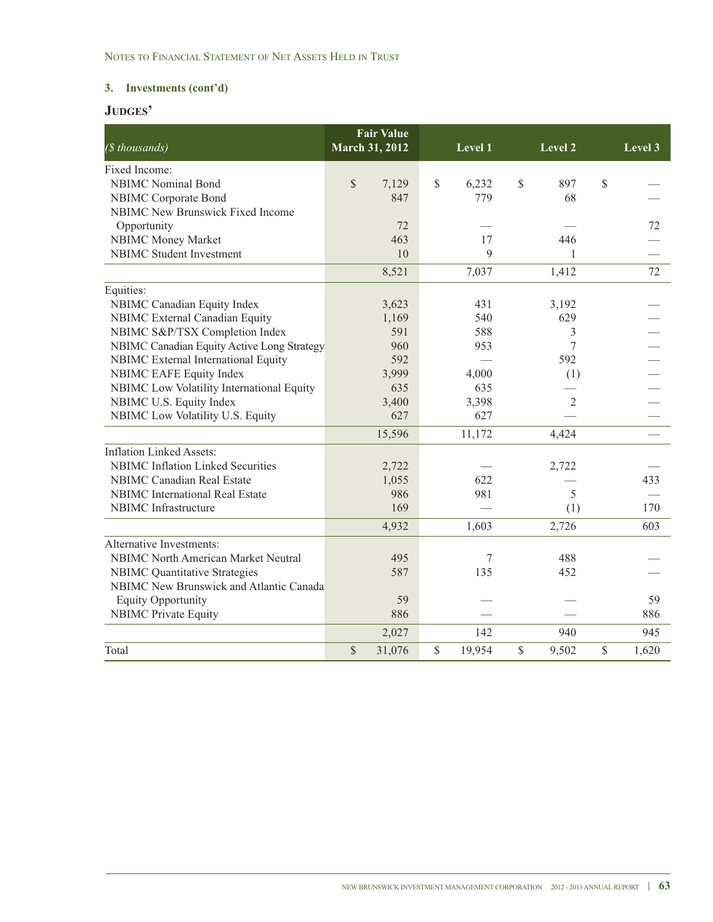NOTES TO FINANCIAL STATEMENT OF NET ASSETS HELD IN TRUST

### 3. Investments (cont'd)

### JUDGES'

| *($ thousands)* | Fair Value March 31, 2012 | Level 1 | Level 2 | Level 3 |
|---|---|---|---|---|
| Fixed Income: | | | | |
| NBIMC Nominal Bond | $ 7,129 | $ 6,232 | $ 897 | $ — |
| NBIMC Corporate Bond | 847 | 779 | 68 | — |
| NBIMC New Brunswick Fixed Income Opportunity | 72 | — | — | 72 |
| NBIMC Money Market | 463 | 17 | 446 | — |
| NBIMC Student Investment | 10 | 9 | 1 | — |
| | 8,521 | 7,037 | 1,412 | 72 |
| Equities: | | | | |
| NBIMC Canadian Equity Index | 3,623 | 431 | 3,192 | — |
| NBIMC External Canadian Equity | 1,169 | 540 | 629 | — |
| NBIMC S&P/TSX Completion Index | 591 | 588 | 3 | — |
| NBIMC Canadian Equity Active Long Strategy | 960 | 953 | 7 | — |
| NBIMC External International Equity | 592 | — | 592 | — |
| NBIMC EAFE Equity Index | 3,999 | 4,000 | (1) | — |
| NBIMC Low Volatility International Equity | 635 | 635 | — | — |
| NBIMC U.S. Equity Index | 3,400 | 3,398 | 2 | — |
| NBIMC Low Volatility U.S. Equity | 627 | 627 | — | — |
| | 15,596 | 11,172 | 4,424 | — |
| Inflation Linked Assets: | | | | |
| NBIMC Inflation Linked Securities | 2,722 | — | 2,722 | — |
| NBIMC Canadian Real Estate | 1,055 | 622 | — | 433 |
| NBIMC International Real Estate | 986 | 981 | 5 | — |
| NBIMC Infrastructure | 169 | — | (1) | 170 |
| | 4,932 | 1,603 | 2,726 | 603 |
| Alternative Investments: | | | | |
| NBIMC North American Market Neutral | 495 | 7 | 488 | — |
| NBIMC Quantitative Strategies | 587 | 135 | 452 | — |
| NBIMC New Brunswick and Atlantic Canada Equity Opportunity | 59 | — | — | 59 |
| NBIMC Private Equity | 886 | — | — | 886 |
| | 2,027 | 142 | 940 | 945 |
| Total | $ 31,076 | $ 19,954 | $ 9,502 | $ 1,620 |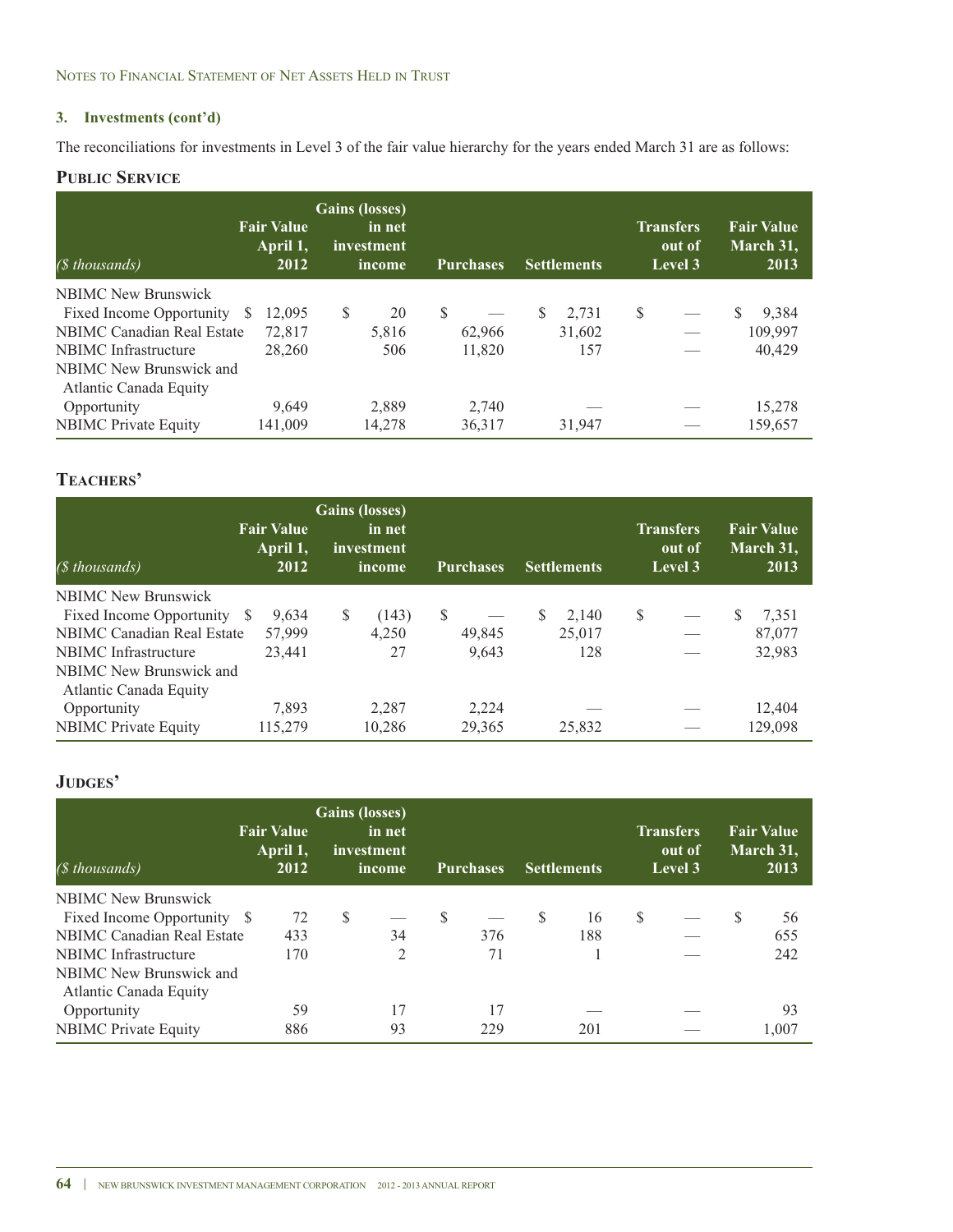NOTES TO FINANCIAL STATEMENT OF NET ASSETS HELD IN TRUST

### 3. Investments (cont'd)

The reconciliations for investments in Level 3 of the fair value hierarchy for the years ended March 31 are as follows:

## Public Service

| ($ thousands) | Fair Value April 1, 2012 | Gains (losses) in net investment income | Purchases | Settlements | Transfers out of Level 3 | Fair Value March 31, 2013 |
|---|---|---|---|---|---|---|
| NBIMC New Brunswick Fixed Income Opportunity | $ 12,095 | $ 20 | $ — | $ 2,731 | $ — | $ 9,384 |
| NBIMC Canadian Real Estate | 72,817 | 5,816 | 62,966 | 31,602 | — | 109,997 |
| NBIMC Infrastructure | 28,260 | 506 | 11,820 | 157 | — | 40,429 |
| NBIMC New Brunswick and Atlantic Canada Equity Opportunity | 9,649 | 2,889 | 2,740 | — | — | 15,278 |
| NBIMC Private Equity | 141,009 | 14,278 | 36,317 | 31,947 | — | 159,657 |

## Teachers'

| ($ thousands) | Fair Value April 1, 2012 | Gains (losses) in net investment income | Purchases | Settlements | Transfers out of Level 3 | Fair Value March 31, 2013 |
|---|---|---|---|---|---|---|
| NBIMC New Brunswick Fixed Income Opportunity | $ 9,634 | $ (143) | $ — | $ 2,140 | $ — | $ 7,351 |
| NBIMC Canadian Real Estate | 57,999 | 4,250 | 49,845 | 25,017 | — | 87,077 |
| NBIMC Infrastructure | 23,441 | 27 | 9,643 | 128 | — | 32,983 |
| NBIMC New Brunswick and Atlantic Canada Equity Opportunity | 7,893 | 2,287 | 2,224 | — | — | 12,404 |
| NBIMC Private Equity | 115,279 | 10,286 | 29,365 | 25,832 | — | 129,098 |

## Judges'

| ($ thousands) | Fair Value April 1, 2012 | Gains (losses) in net investment income | Purchases | Settlements | Transfers out of Level 3 | Fair Value March 31, 2013 |
|---|---|---|---|---|---|---|
| NBIMC New Brunswick Fixed Income Opportunity | $ 72 | $ — | $ — | $ 16 | $ — | $ 56 |
| NBIMC Canadian Real Estate | 433 | 34 | 376 | 188 | — | 655 |
| NBIMC Infrastructure | 170 | 2 | 71 | 1 | — | 242 |
| NBIMC New Brunswick and Atlantic Canada Equity Opportunity | 59 | 17 | 17 | — | — | 93 |
| NBIMC Private Equity | 886 | 93 | 229 | 201 | — | 1,007 |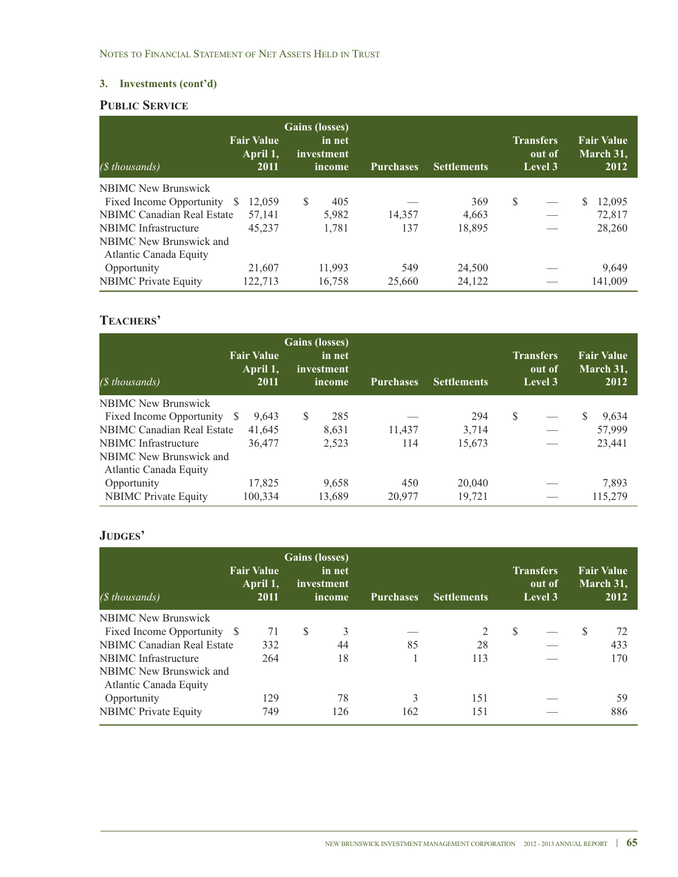Notes to Financial Statement of Net Assets Held in Trust

### 3. Investments (cont'd)

## Public Service

| ($ thousands) | Fair Value April 1, 2011 | Gains (losses) in net investment income | Purchases | Settlements | Transfers out of Level 3 | Fair Value March 31, 2012 |
|---|---|---|---|---|---|---|
| NBIMC New Brunswick Fixed Income Opportunity | $ 12,059 | $ 405 | — | 369 | $ — | $ 12,095 |
| NBIMC Canadian Real Estate | 57,141 | 5,982 | 14,357 | 4,663 | — | 72,817 |
| NBIMC Infrastructure | 45,237 | 1,781 | 137 | 18,895 | — | 28,260 |
| NBIMC New Brunswick and Atlantic Canada Equity Opportunity | 21,607 | 11,993 | 549 | 24,500 | — | 9,649 |
| NBIMC Private Equity | 122,713 | 16,758 | 25,660 | 24,122 | — | 141,009 |

## Teachers'

| ($ thousands) | Fair Value April 1, 2011 | Gains (losses) in net investment income | Purchases | Settlements | Transfers out of Level 3 | Fair Value March 31, 2012 |
|---|---|---|---|---|---|---|
| NBIMC New Brunswick Fixed Income Opportunity | $ 9,643 | $ 285 | — | 294 | $ — | $ 9,634 |
| NBIMC Canadian Real Estate | 41,645 | 8,631 | 11,437 | 3,714 | — | 57,999 |
| NBIMC Infrastructure | 36,477 | 2,523 | 114 | 15,673 | — | 23,441 |
| NBIMC New Brunswick and Atlantic Canada Equity Opportunity | 17,825 | 9,658 | 450 | 20,040 | — | 7,893 |
| NBIMC Private Equity | 100,334 | 13,689 | 20,977 | 19,721 | — | 115,279 |

## Judges'

| ($ thousands) | Fair Value April 1, 2011 | Gains (losses) in net investment income | Purchases | Settlements | Transfers out of Level 3 | Fair Value March 31, 2012 |
|---|---|---|---|---|---|---|
| NBIMC New Brunswick Fixed Income Opportunity | $ 71 | $ 3 | — | 2 | $ — | $ 72 |
| NBIMC Canadian Real Estate | 332 | 44 | 85 | 28 | — | 433 |
| NBIMC Infrastructure | 264 | 18 | 1 | 113 | — | 170 |
| NBIMC New Brunswick and Atlantic Canada Equity Opportunity | 129 | 78 | 3 | 151 | — | 59 |
| NBIMC Private Equity | 749 | 126 | 162 | 151 | — | 886 |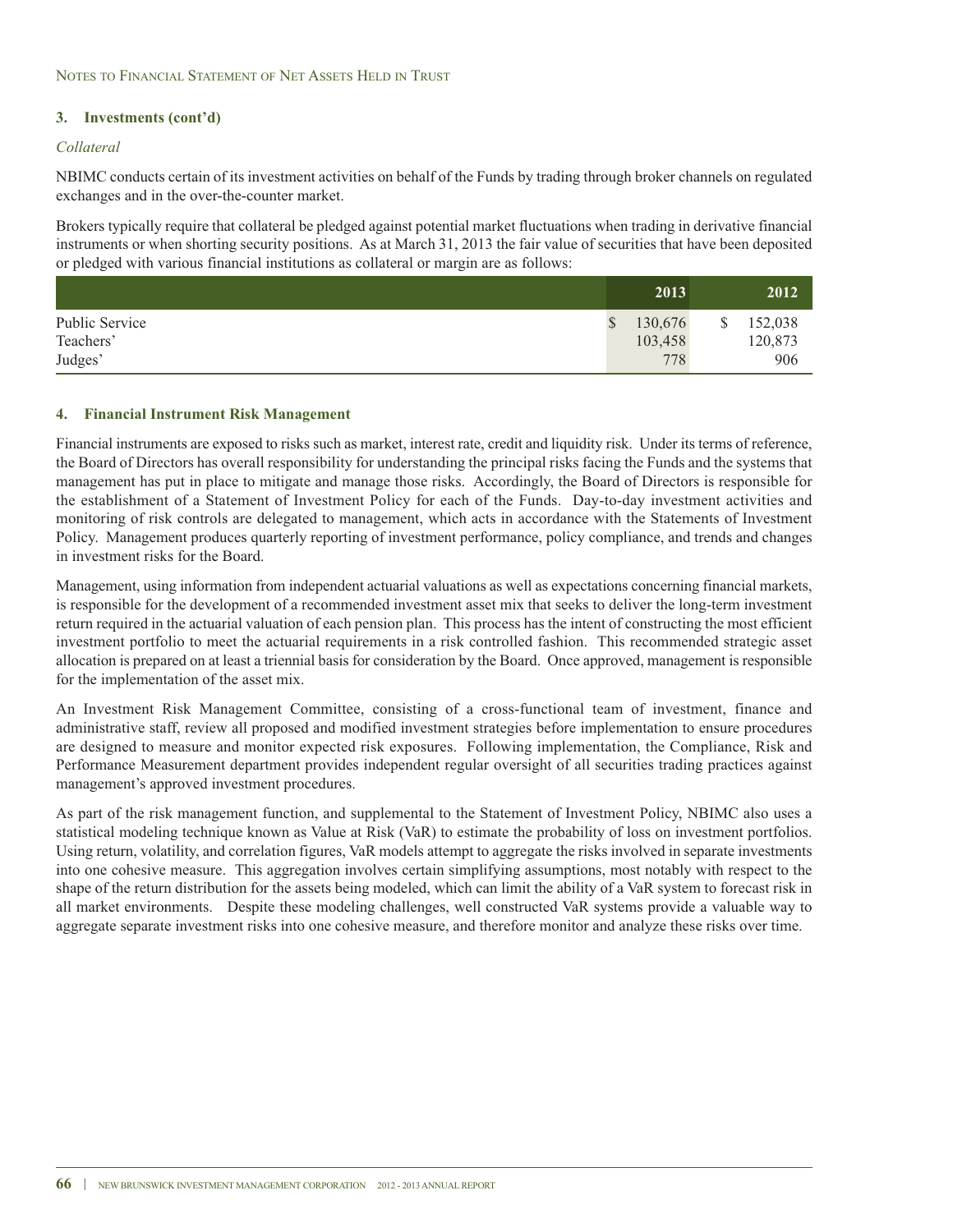### 3. Investments (cont'd)

*Collateral*

NBIMC conducts certain of its investment activities on behalf of the Funds by trading through broker channels on regulated exchanges and in the over-the-counter market.

Brokers typically require that collateral be pledged against potential market fluctuations when trading in derivative financial instruments or when shorting security positions. As at March 31, 2013 the fair value of securities that have been deposited or pledged with various financial institutions as collateral or margin are as follows:

| | 2013 | 2012 |
|---|---|---|
| Public Service | $ 130,676 | $ 152,038 |
| Teachers' | 103,458 | 120,873 |
| Judges' | 778 | 906 |

### 4. Financial Instrument Risk Management

Financial instruments are exposed to risks such as market, interest rate, credit and liquidity risk. Under its terms of reference, the Board of Directors has overall responsibility for understanding the principal risks facing the Funds and the systems that management has put in place to mitigate and manage those risks. Accordingly, the Board of Directors is responsible for the establishment of a Statement of Investment Policy for each of the Funds. Day-to-day investment activities and monitoring of risk controls are delegated to management, which acts in accordance with the Statements of Investment Policy. Management produces quarterly reporting of investment performance, policy compliance, and trends and changes in investment risks for the Board.

Management, using information from independent actuarial valuations as well as expectations concerning financial markets, is responsible for the development of a recommended investment asset mix that seeks to deliver the long-term investment return required in the actuarial valuation of each pension plan. This process has the intent of constructing the most efficient investment portfolio to meet the actuarial requirements in a risk controlled fashion. This recommended strategic asset allocation is prepared on at least a triennial basis for consideration by the Board. Once approved, management is responsible for the implementation of the asset mix.

An Investment Risk Management Committee, consisting of a cross-functional team of investment, finance and administrative staff, review all proposed and modified investment strategies before implementation to ensure procedures are designed to measure and monitor expected risk exposures. Following implementation, the Compliance, Risk and Performance Measurement department provides independent regular oversight of all securities trading practices against management's approved investment procedures.

As part of the risk management function, and supplemental to the Statement of Investment Policy, NBIMC also uses a statistical modeling technique known as Value at Risk (VaR) to estimate the probability of loss on investment portfolios. Using return, volatility, and correlation figures, VaR models attempt to aggregate the risks involved in separate investments into one cohesive measure. This aggregation involves certain simplifying assumptions, most notably with respect to the shape of the return distribution for the assets being modeled, which can limit the ability of a VaR system to forecast risk in all market environments. Despite these modeling challenges, well constructed VaR systems provide a valuable way to aggregate separate investment risks into one cohesive measure, and therefore monitor and analyze these risks over time.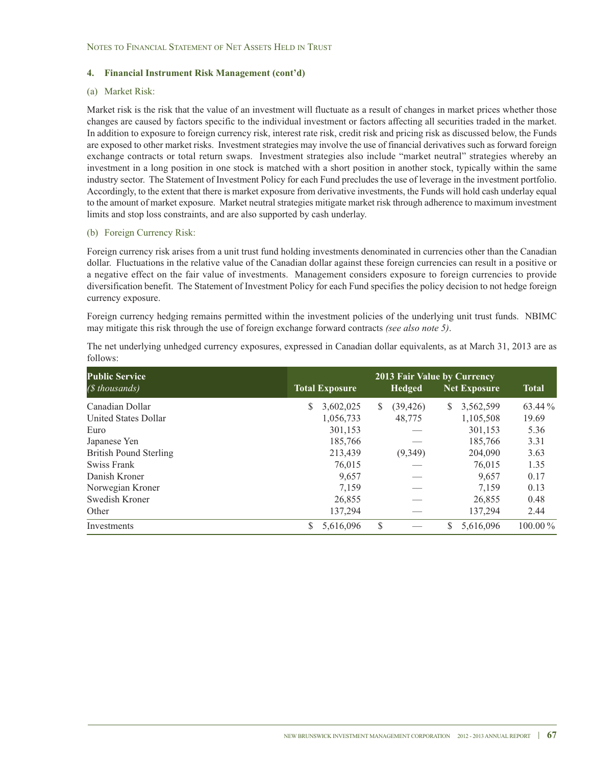## 4. Financial Instrument Risk Management (cont'd)

### (a) Market Risk:

Market risk is the risk that the value of an investment will fluctuate as a result of changes in market prices whether those changes are caused by factors specific to the individual investment or factors affecting all securities traded in the market. In addition to exposure to foreign currency risk, interest rate risk, credit risk and pricing risk as discussed below, the Funds are exposed to other market risks. Investment strategies may involve the use of financial derivatives such as forward foreign exchange contracts or total return swaps. Investment strategies also include "market neutral" strategies whereby an investment in a long position in one stock is matched with a short position in another stock, typically within the same industry sector. The Statement of Investment Policy for each Fund precludes the use of leverage in the investment portfolio. Accordingly, to the extent that there is market exposure from derivative investments, the Funds will hold cash underlay equal to the amount of market exposure. Market neutral strategies mitigate market risk through adherence to maximum investment limits and stop loss constraints, and are also supported by cash underlay.

### (b) Foreign Currency Risk:

Foreign currency risk arises from a unit trust fund holding investments denominated in currencies other than the Canadian dollar. Fluctuations in the relative value of the Canadian dollar against these foreign currencies can result in a positive or a negative effect on the fair value of investments. Management considers exposure to foreign currencies to provide diversification benefit. The Statement of Investment Policy for each Fund specifies the policy decision to not hedge foreign currency exposure.

Foreign currency hedging remains permitted within the investment policies of the underlying unit trust funds. NBIMC may mitigate this risk through the use of foreign exchange forward contracts *(see also note 5)*.

The net underlying unhedged currency exposures, expressed in Canadian dollar equivalents, as at March 31, 2013 are as follows:

| **Public Service** *($ thousands)* | | **2013 Fair Value by Currency** | | |
|---|---|---|---|---|
| | **Total Exposure** | **Hedged** | **Net Exposure** | **Total** |
| Canadian Dollar | $ 3,602,025 | $ (39,426) | $ 3,562,599 | 63.44 % |
| United States Dollar | 1,056,733 | 48,775 | 1,105,508 | 19.69 |
| Euro | 301,153 | — | 301,153 | 5.36 |
| Japanese Yen | 185,766 | — | 185,766 | 3.31 |
| British Pound Sterling | 213,439 | (9,349) | 204,090 | 3.63 |
| Swiss Frank | 76,015 | — | 76,015 | 1.35 |
| Danish Kroner | 9,657 | — | 9,657 | 0.17 |
| Norwegian Kroner | 7,159 | — | 7,159 | 0.13 |
| Swedish Kroner | 26,855 | — | 26,855 | 0.48 |
| Other | 137,294 | — | 137,294 | 2.44 |
| Investments | $ 5,616,096 | $ — | $ 5,616,096 | 100.00 % |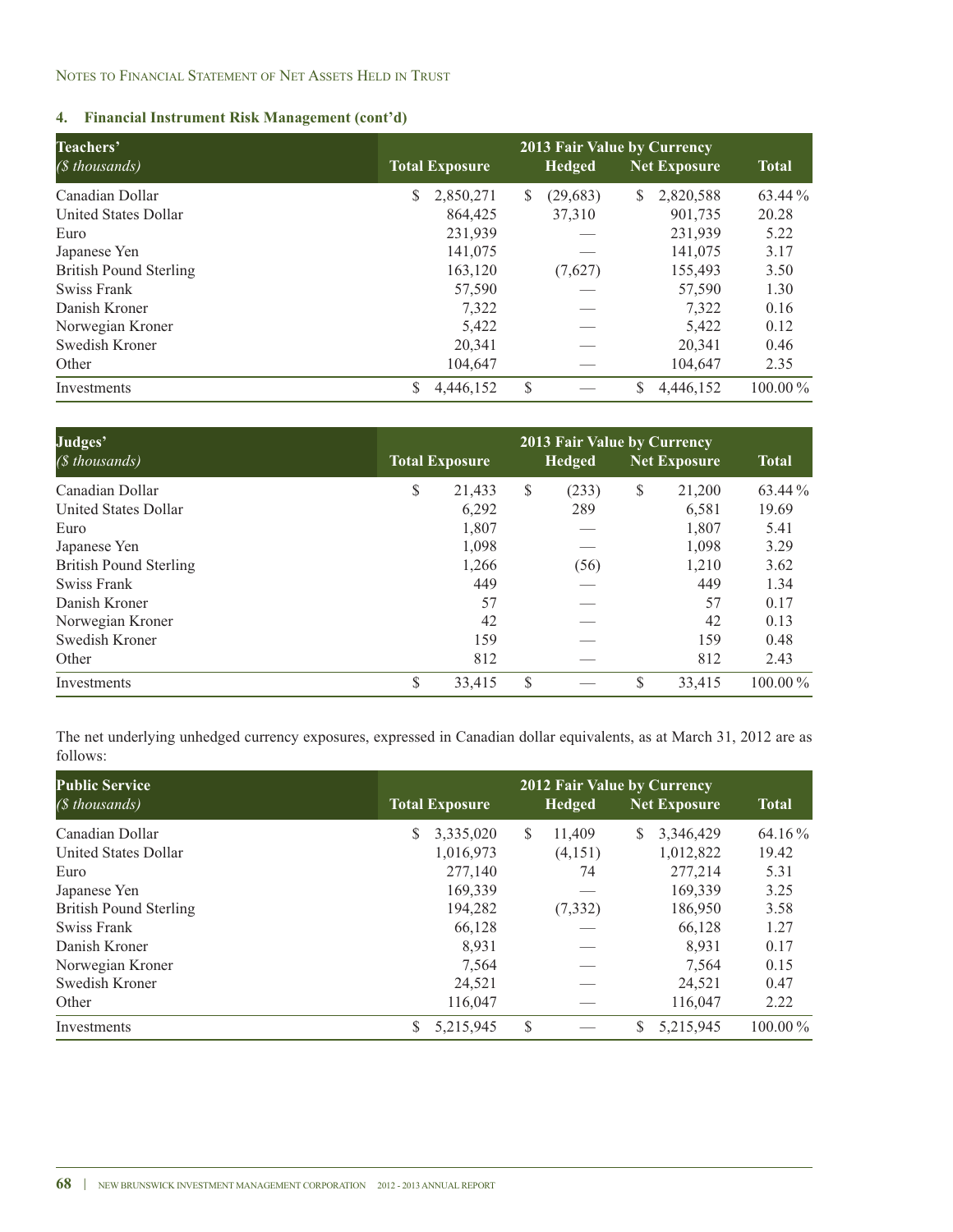## 4. Financial Instrument Risk Management (cont'd)

| Teachers' *($ thousands)* | 2013 Fair Value by Currency | | | |
|---|---|---|---|---|
| | Total Exposure | Hedged | Net Exposure | Total |
| Canadian Dollar | $ 2,850,271 | $ (29,683) | $ 2,820,588 | 63.44 % |
| United States Dollar | 864,425 | 37,310 | 901,735 | 20.28 |
| Euro | 231,939 | — | 231,939 | 5.22 |
| Japanese Yen | 141,075 | — | 141,075 | 3.17 |
| British Pound Sterling | 163,120 | (7,627) | 155,493 | 3.50 |
| Swiss Frank | 57,590 | — | 57,590 | 1.30 |
| Danish Kroner | 7,322 | — | 7,322 | 0.16 |
| Norwegian Kroner | 5,422 | — | 5,422 | 0.12 |
| Swedish Kroner | 20,341 | — | 20,341 | 0.46 |
| Other | 104,647 | — | 104,647 | 2.35 |
| Investments | $ 4,446,152 | $ — | $ 4,446,152 | 100.00 % |

| Judges' *($ thousands)* | 2013 Fair Value by Currency | | | |
|---|---|---|---|---|
| | Total Exposure | Hedged | Net Exposure | Total |
| Canadian Dollar | $ 21,433 | $ (233) | $ 21,200 | 63.44 % |
| United States Dollar | 6,292 | 289 | 6,581 | 19.69 |
| Euro | 1,807 | — | 1,807 | 5.41 |
| Japanese Yen | 1,098 | — | 1,098 | 3.29 |
| British Pound Sterling | 1,266 | (56) | 1,210 | 3.62 |
| Swiss Frank | 449 | — | 449 | 1.34 |
| Danish Kroner | 57 | — | 57 | 0.17 |
| Norwegian Kroner | 42 | — | 42 | 0.13 |
| Swedish Kroner | 159 | — | 159 | 0.48 |
| Other | 812 | — | 812 | 2.43 |
| Investments | $ 33,415 | $ — | $ 33,415 | 100.00 % |

The net underlying unhedged currency exposures, expressed in Canadian dollar equivalents, as at March 31, 2012 are as follows:

| Public Service *($ thousands)* | 2012 Fair Value by Currency | | | |
|---|---|---|---|---|
| | Total Exposure | Hedged | Net Exposure | Total |
| Canadian Dollar | $ 3,335,020 | $ 11,409 | $ 3,346,429 | 64.16 % |
| United States Dollar | 1,016,973 | (4,151) | 1,012,822 | 19.42 |
| Euro | 277,140 | 74 | 277,214 | 5.31 |
| Japanese Yen | 169,339 | — | 169,339 | 3.25 |
| British Pound Sterling | 194,282 | (7,332) | 186,950 | 3.58 |
| Swiss Frank | 66,128 | — | 66,128 | 1.27 |
| Danish Kroner | 8,931 | — | 8,931 | 0.17 |
| Norwegian Kroner | 7,564 | — | 7,564 | 0.15 |
| Swedish Kroner | 24,521 | — | 24,521 | 0.47 |
| Other | 116,047 | — | 116,047 | 2.22 |
| Investments | $ 5,215,945 | $ — | $ 5,215,945 | 100.00 % |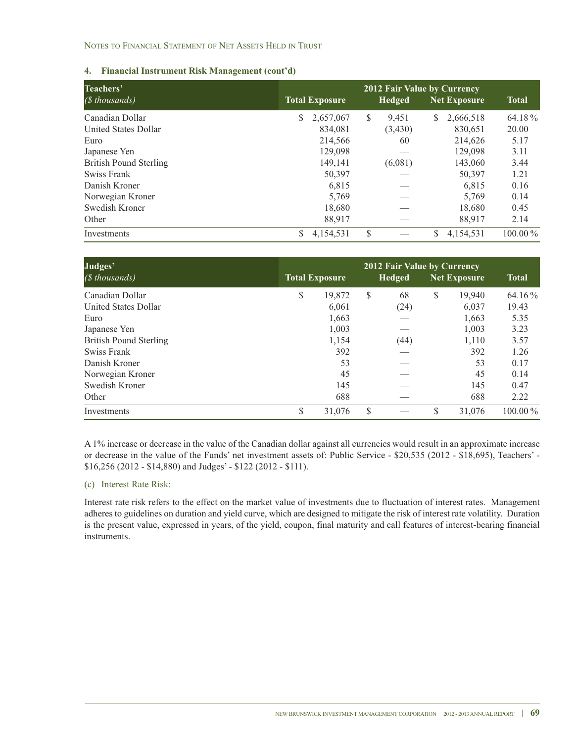## 4. Financial Instrument Risk Management (cont'd)

| Teachers' *($ thousands)* | 2012 Fair Value by Currency | | | |
|---|---|---|---|---|
| | Total Exposure | Hedged | Net Exposure | Total |
| Canadian Dollar | $ 2,657,067 | $ 9,451 | $ 2,666,518 | 64.18 % |
| United States Dollar | 834,081 | (3,430) | 830,651 | 20.00 |
| Euro | 214,566 | 60 | 214,626 | 5.17 |
| Japanese Yen | 129,098 | — | 129,098 | 3.11 |
| British Pound Sterling | 149,141 | (6,081) | 143,060 | 3.44 |
| Swiss Frank | 50,397 | — | 50,397 | 1.21 |
| Danish Kroner | 6,815 | — | 6,815 | 0.16 |
| Norwegian Kroner | 5,769 | — | 5,769 | 0.14 |
| Swedish Kroner | 18,680 | — | 18,680 | 0.45 |
| Other | 88,917 | — | 88,917 | 2.14 |
| Investments | $ 4,154,531 | $ — | $ 4,154,531 | 100.00 % |

| Judges' *($ thousands)* | 2012 Fair Value by Currency | | | |
|---|---|---|---|---|
| | Total Exposure | Hedged | Net Exposure | Total |
| Canadian Dollar | $ 19,872 | $ 68 | $ 19,940 | 64.16 % |
| United States Dollar | 6,061 | (24) | 6,037 | 19.43 |
| Euro | 1,663 | — | 1,663 | 5.35 |
| Japanese Yen | 1,003 | — | 1,003 | 3.23 |
| British Pound Sterling | 1,154 | (44) | 1,110 | 3.57 |
| Swiss Frank | 392 | — | 392 | 1.26 |
| Danish Kroner | 53 | — | 53 | 0.17 |
| Norwegian Kroner | 45 | — | 45 | 0.14 |
| Swedish Kroner | 145 | — | 145 | 0.47 |
| Other | 688 | — | 688 | 2.22 |
| Investments | $ 31,076 | $ — | $ 31,076 | 100.00 % |

A 1% increase or decrease in the value of the Canadian dollar against all currencies would result in an approximate increase or decrease in the value of the Funds' net investment assets of: Public Service - $20,535 (2012 - $18,695), Teachers' - $16,256 (2012 - $14,880) and Judges' - $122 (2012 - $111).

### (c) Interest Rate Risk:

Interest rate risk refers to the effect on the market value of investments due to fluctuation of interest rates. Management adheres to guidelines on duration and yield curve, which are designed to mitigate the risk of interest rate volatility. Duration is the present value, expressed in years, of the yield, coupon, final maturity and call features of interest-bearing financial instruments.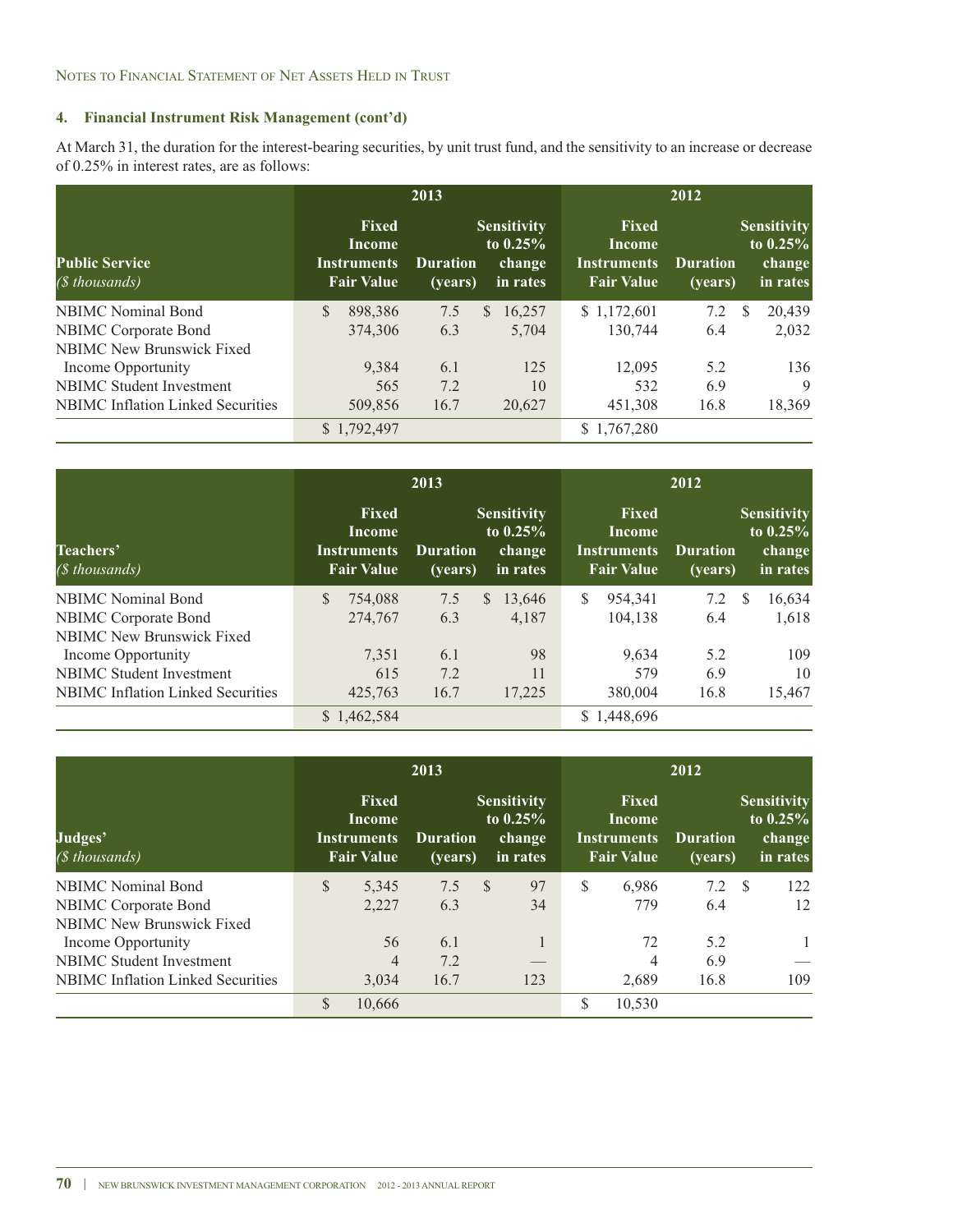NOTES TO FINANCIAL STATEMENT OF NET ASSETS HELD IN TRUST

### 4. Financial Instrument Risk Management (cont'd)

At March 31, the duration for the interest-bearing securities, by unit trust fund, and the sensitivity to an increase or decrease of 0.25% in interest rates, are as follows:

| **Public Service** *($ thousands)* | 2013 | | | 2012 | | |
|---|---|---|---|---|---|---|
| | **Fixed Income Instruments Fair Value** | **Duration (years)** | **Sensitivity to 0.25% change in rates** | **Fixed Income Instruments Fair Value** | **Duration (years)** | **Sensitivity to 0.25% change in rates** |
| NBIMC Nominal Bond | $ 898,386 | 7.5 | $ 16,257 | $ 1,172,601 | 7.2 | $ 20,439 |
| NBIMC Corporate Bond | 374,306 | 6.3 | 5,704 | 130,744 | 6.4 | 2,032 |
| NBIMC New Brunswick Fixed Income Opportunity | 9,384 | 6.1 | 125 | 12,095 | 5.2 | 136 |
| NBIMC Student Investment | 565 | 7.2 | 10 | 532 | 6.9 | 9 |
| NBIMC Inflation Linked Securities | 509,856 | 16.7 | 20,627 | 451,308 | 16.8 | 18,369 |
| | $ 1,792,497 | | | $ 1,767,280 | | |

| **Teachers'** *($ thousands)* | 2013 | | | 2012 | | |
|---|---|---|---|---|---|---|
| | **Fixed Income Instruments Fair Value** | **Duration (years)** | **Sensitivity to 0.25% change in rates** | **Fixed Income Instruments Fair Value** | **Duration (years)** | **Sensitivity to 0.25% change in rates** |
| NBIMC Nominal Bond | $ 754,088 | 7.5 | $ 13,646 | $ 954,341 | 7.2 | $ 16,634 |
| NBIMC Corporate Bond | 274,767 | 6.3 | 4,187 | 104,138 | 6.4 | 1,618 |
| NBIMC New Brunswick Fixed Income Opportunity | 7,351 | 6.1 | 98 | 9,634 | 5.2 | 109 |
| NBIMC Student Investment | 615 | 7.2 | 11 | 579 | 6.9 | 10 |
| NBIMC Inflation Linked Securities | 425,763 | 16.7 | 17,225 | 380,004 | 16.8 | 15,467 |
| | $ 1,462,584 | | | $ 1,448,696 | | |

| **Judges'** *($ thousands)* | 2013 | | | 2012 | | |
|---|---|---|---|---|---|---|
| | **Fixed Income Instruments Fair Value** | **Duration (years)** | **Sensitivity to 0.25% change in rates** | **Fixed Income Instruments Fair Value** | **Duration (years)** | **Sensitivity to 0.25% change in rates** |
| NBIMC Nominal Bond | $ 5,345 | 7.5 | $ 97 | $ 6,986 | 7.2 | $ 122 |
| NBIMC Corporate Bond | 2,227 | 6.3 | 34 | 779 | 6.4 | 12 |
| NBIMC New Brunswick Fixed Income Opportunity | 56 | 6.1 | 1 | 72 | 5.2 | 1 |
| NBIMC Student Investment | 4 | 7.2 | — | 4 | 6.9 | — |
| NBIMC Inflation Linked Securities | 3,034 | 16.7 | 123 | 2,689 | 16.8 | 109 |
| | $ 10,666 | | | $ 10,530 | | |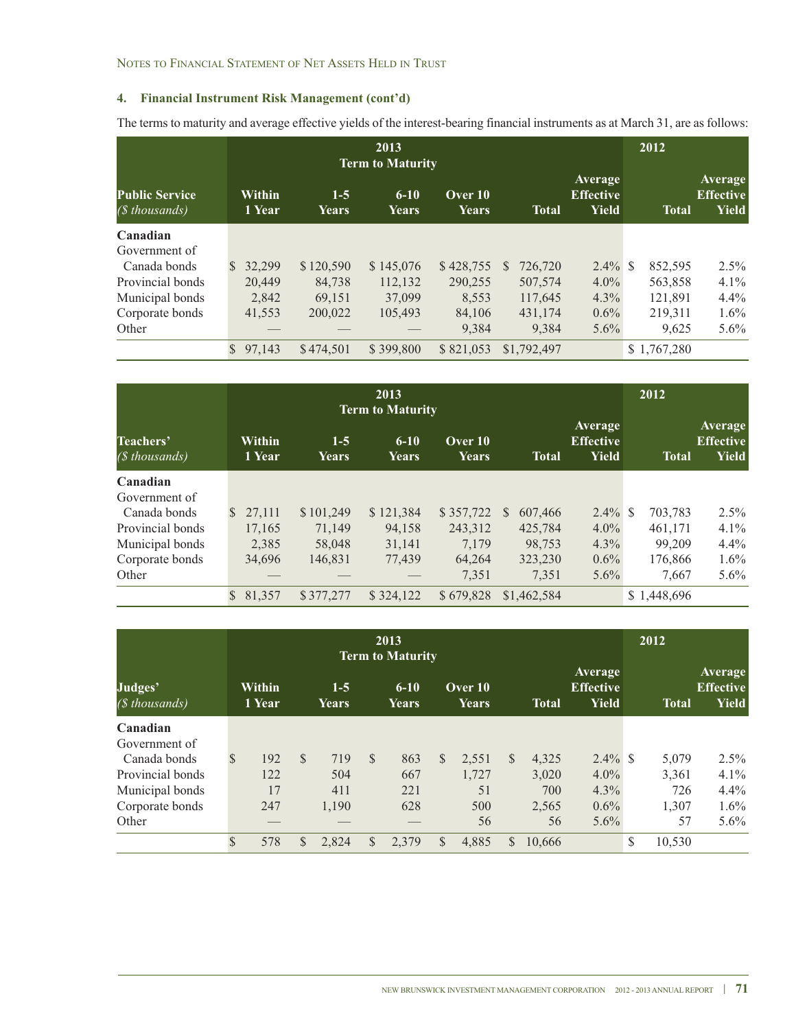## 4. Financial Instrument Risk Management (cont'd)

The terms to maturity and average effective yields of the interest-bearing financial instruments as at March 31, are as follows:

| Public Service *($ thousands)* | 2013 Term to Maturity | | | | | | 2012 | |
|---|---|---|---|---|---|---|---|---|
| | Within 1 Year | 1-5 Years | 6-10 Years | Over 10 Years | Total | Average Effective Yield | Total | Average Effective Yield |
| **Canadian** | | | | | | | | |
| Government of Canada bonds | $ 32,299 | $ 120,590 | $ 145,076 | $ 428,755 | $ 726,720 | 2.4% | $ 852,595 | 2.5% |
| Provincial bonds | 20,449 | 84,738 | 112,132 | 290,255 | 507,574 | 4.0% | 563,858 | 4.1% |
| Municipal bonds | 2,842 | 69,151 | 37,099 | 8,553 | 117,645 | 4.3% | 121,891 | 4.4% |
| Corporate bonds | 41,553 | 200,022 | 105,493 | 84,106 | 431,174 | 0.6% | 219,311 | 1.6% |
| Other | — | — | — | 9,384 | 9,384 | 5.6% | 9,625 | 5.6% |
| | $ 97,143 | $ 474,501 | $ 399,800 | $ 821,053 | $1,792,497 | | $ 1,767,280 | |

| Teachers' *($ thousands)* | 2013 Term to Maturity | | | | | | 2012 | |
|---|---|---|---|---|---|---|---|---|
| | Within 1 Year | 1-5 Years | 6-10 Years | Over 10 Years | Total | Average Effective Yield | Total | Average Effective Yield |
| **Canadian** | | | | | | | | |
| Government of Canada bonds | $ 27,111 | $ 101,249 | $ 121,384 | $ 357,722 | $ 607,466 | 2.4% | $ 703,783 | 2.5% |
| Provincial bonds | 17,165 | 71,149 | 94,158 | 243,312 | 425,784 | 4.0% | 461,171 | 4.1% |
| Municipal bonds | 2,385 | 58,048 | 31,141 | 7,179 | 98,753 | 4.3% | 99,209 | 4.4% |
| Corporate bonds | 34,696 | 146,831 | 77,439 | 64,264 | 323,230 | 0.6% | 176,866 | 1.6% |
| Other | — | — | — | 7,351 | 7,351 | 5.6% | 7,667 | 5.6% |
| | $ 81,357 | $ 377,277 | $ 324,122 | $ 679,828 | $1,462,584 | | $ 1,448,696 | |

| Judges' *($ thousands)* | 2013 Term to Maturity | | | | | | 2012 | |
|---|---|---|---|---|---|---|---|---|
| | Within 1 Year | 1-5 Years | 6-10 Years | Over 10 Years | Total | Average Effective Yield | Total | Average Effective Yield |
| **Canadian** | | | | | | | | |
| Government of Canada bonds | $ 192 | $ 719 | $ 863 | $ 2,551 | $ 4,325 | 2.4% | $ 5,079 | 2.5% |
| Provincial bonds | 122 | 504 | 667 | 1,727 | 3,020 | 4.0% | 3,361 | 4.1% |
| Municipal bonds | 17 | 411 | 221 | 51 | 700 | 4.3% | 726 | 4.4% |
| Corporate bonds | 247 | 1,190 | 628 | 500 | 2,565 | 0.6% | 1,307 | 1.6% |
| Other | — | — | — | 56 | 56 | 5.6% | 57 | 5.6% |
| | $ 578 | $ 2,824 | $ 2,379 | $ 4,885 | $ 10,666 | | $ 10,530 | |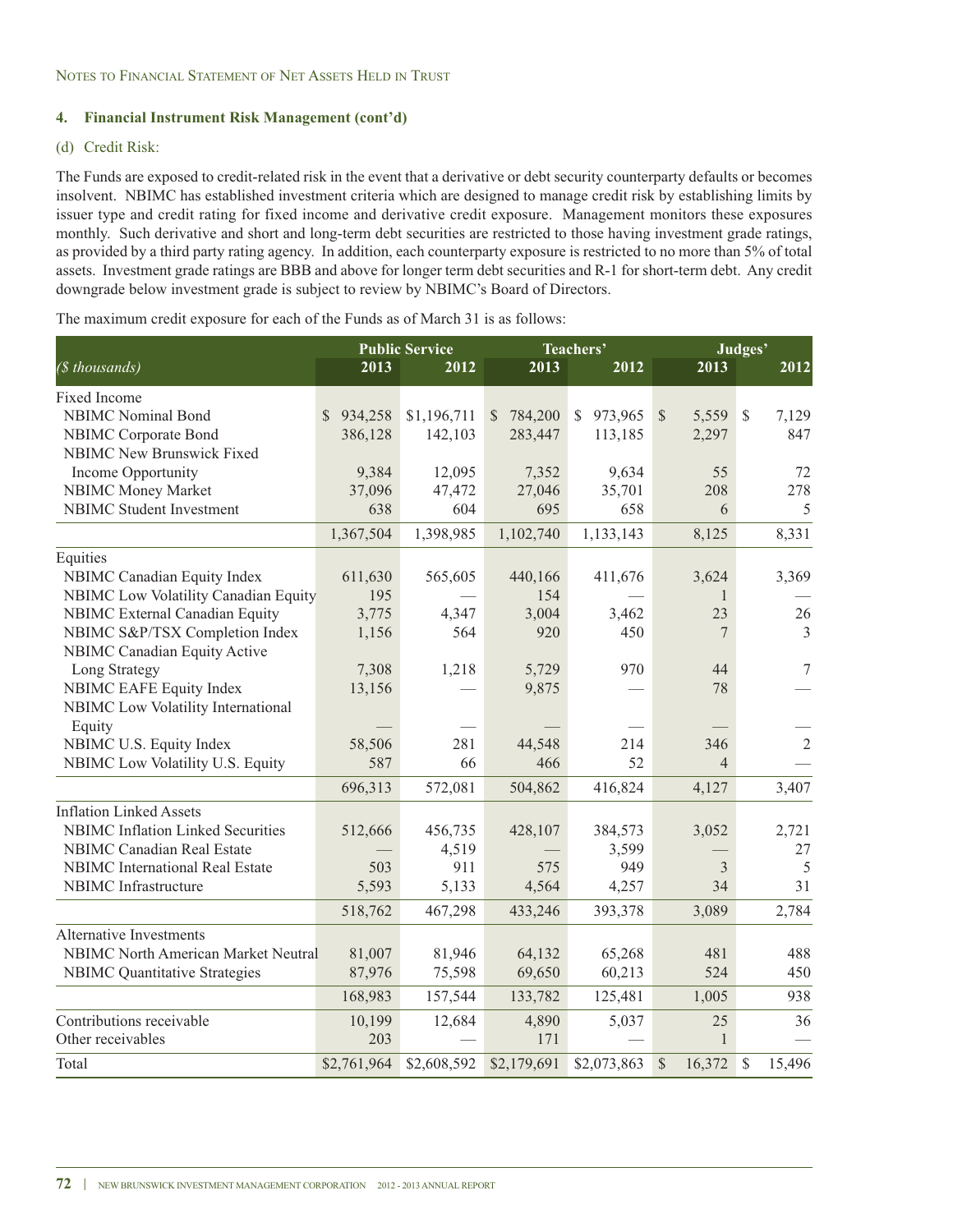Notes to Financial Statement of Net Assets Held in Trust

### 4. Financial Instrument Risk Management (cont'd)

(d) Credit Risk:

The Funds are exposed to credit-related risk in the event that a derivative or debt security counterparty defaults or becomes insolvent. NBIMC has established investment criteria which are designed to manage credit risk by establishing limits by issuer type and credit rating for fixed income and derivative credit exposure. Management monitors these exposures monthly. Such derivative and short and long-term debt securities are restricted to those having investment grade ratings, as provided by a third party rating agency. In addition, each counterparty exposure is restricted to no more than 5% of total assets. Investment grade ratings are BBB and above for longer term debt securities and R-1 for short-term debt. Any credit downgrade below investment grade is subject to review by NBIMC's Board of Directors.

The maximum credit exposure for each of the Funds as of March 31 is as follows:

| | Public Service | | Teachers' | | Judges' | |
|---|---|---|---|---|---|---|
| *($ thousands)* | 2013 | 2012 | 2013 | 2012 | 2013 | 2012 |
| Fixed Income | | | | | | |
| NBIMC Nominal Bond | $ 934,258 | $1,196,711 | $ 784,200 | $ 973,965 | $ 5,559 | $ 7,129 |
| NBIMC Corporate Bond | 386,128 | 142,103 | 283,447 | 113,185 | 2,297 | 847 |
| NBIMC New Brunswick Fixed Income Opportunity | 9,384 | 12,095 | 7,352 | 9,634 | 55 | 72 |
| NBIMC Money Market | 37,096 | 47,472 | 27,046 | 35,701 | 208 | 278 |
| NBIMC Student Investment | 638 | 604 | 695 | 658 | 6 | 5 |
| | 1,367,504 | 1,398,985 | 1,102,740 | 1,133,143 | 8,125 | 8,331 |
| Equities | | | | | | |
| NBIMC Canadian Equity Index | 611,630 | 565,605 | 440,166 | 411,676 | 3,624 | 3,369 |
| NBIMC Low Volatility Canadian Equity | 195 | — | 154 | — | 1 | — |
| NBIMC External Canadian Equity | 3,775 | 4,347 | 3,004 | 3,462 | 23 | 26 |
| NBIMC S&P/TSX Completion Index | 1,156 | 564 | 920 | 450 | 7 | 3 |
| NBIMC Canadian Equity Active Long Strategy | 7,308 | 1,218 | 5,729 | 970 | 44 | 7 |
| NBIMC EAFE Equity Index | 13,156 | — | 9,875 | — | 78 | — |
| NBIMC Low Volatility International Equity | — | — | — | — | — | — |
| NBIMC U.S. Equity Index | 58,506 | 281 | 44,548 | 214 | 346 | 2 |
| NBIMC Low Volatility U.S. Equity | 587 | 66 | 466 | 52 | 4 | — |
| | 696,313 | 572,081 | 504,862 | 416,824 | 4,127 | 3,407 |
| Inflation Linked Assets | | | | | | |
| NBIMC Inflation Linked Securities | 512,666 | 456,735 | 428,107 | 384,573 | 3,052 | 2,721 |
| NBIMC Canadian Real Estate | — | 4,519 | — | 3,599 | — | 27 |
| NBIMC International Real Estate | 503 | 911 | 575 | 949 | 3 | 5 |
| NBIMC Infrastructure | 5,593 | 5,133 | 4,564 | 4,257 | 34 | 31 |
| | 518,762 | 467,298 | 433,246 | 393,378 | 3,089 | 2,784 |
| Alternative Investments | | | | | | |
| NBIMC North American Market Neutral | 81,007 | 81,946 | 64,132 | 65,268 | 481 | 488 |
| NBIMC Quantitative Strategies | 87,976 | 75,598 | 69,650 | 60,213 | 524 | 450 |
| | 168,983 | 157,544 | 133,782 | 125,481 | 1,005 | 938 |
| Contributions receivable | 10,199 | 12,684 | 4,890 | 5,037 | 25 | 36 |
| Other receivables | 203 | — | 171 | — | 1 | — |
| Total | $2,761,964 | $2,608,592 | $2,179,691 | $2,073,863 | $ 16,372 | $ 15,496 |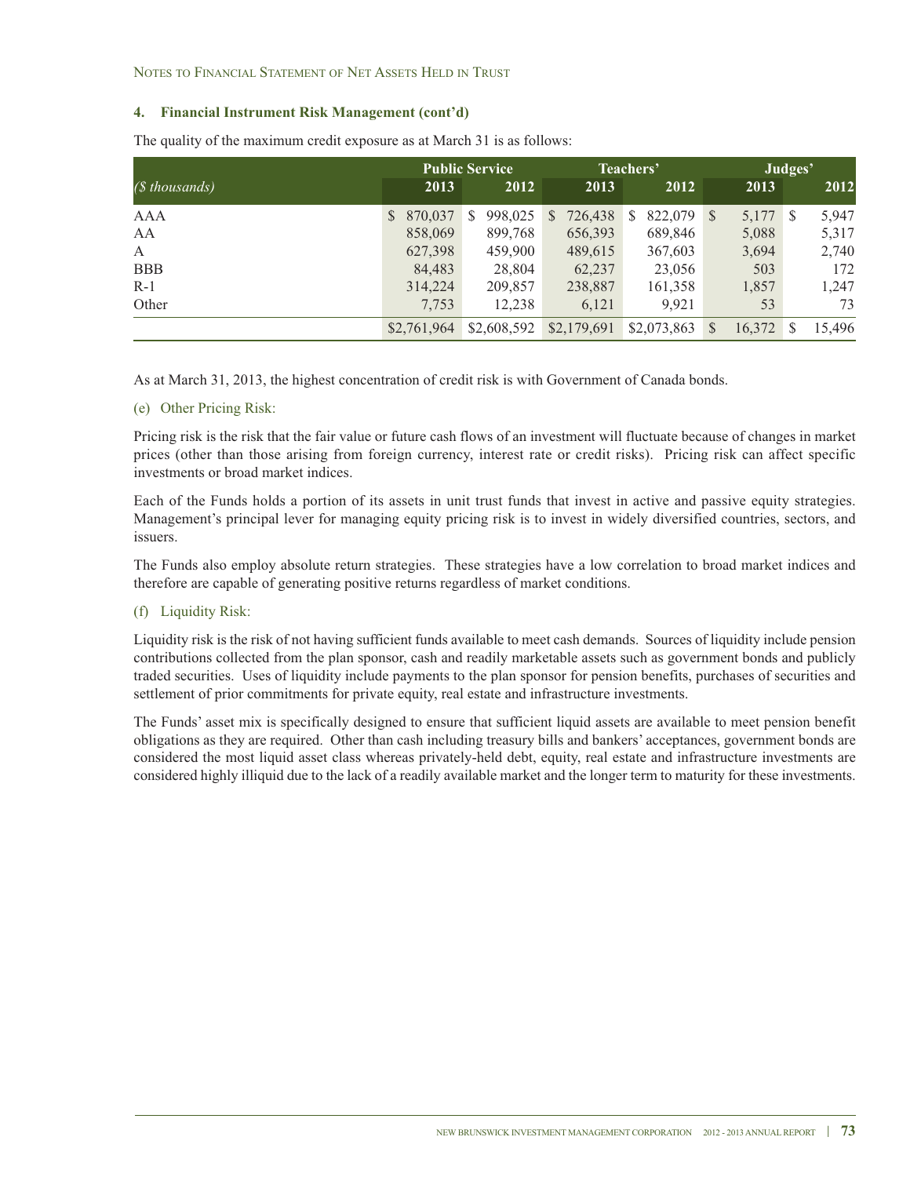### 4. Financial Instrument Risk Management (cont'd)

The quality of the maximum credit exposure as at March 31 is as follows:

| | Public Service | | Teachers' | | Judges' | |
|---|---|---|---|---|---|---|
| *($ thousands)* | 2013 | 2012 | 2013 | 2012 | 2013 | 2012 |
| AAA | $ 870,037 | $ 998,025 | $ 726,438 | $ 822,079 | $ 5,177 | $ 5,947 |
| AA | 858,069 | 899,768 | 656,393 | 689,846 | 5,088 | 5,317 |
| A | 627,398 | 459,900 | 489,615 | 367,603 | 3,694 | 2,740 |
| BBB | 84,483 | 28,804 | 62,237 | 23,056 | 503 | 172 |
| R-1 | 314,224 | 209,857 | 238,887 | 161,358 | 1,857 | 1,247 |
| Other | 7,753 | 12,238 | 6,121 | 9,921 | 53 | 73 |
| | $2,761,964 | $2,608,592 | $2,179,691 | $2,073,863 | $ 16,372 | $ 15,496 |

As at March 31, 2013, the highest concentration of credit risk is with Government of Canada bonds.

(e) Other Pricing Risk:

Pricing risk is the risk that the fair value or future cash flows of an investment will fluctuate because of changes in market prices (other than those arising from foreign currency, interest rate or credit risks). Pricing risk can affect specific investments or broad market indices.

Each of the Funds holds a portion of its assets in unit trust funds that invest in active and passive equity strategies. Management's principal lever for managing equity pricing risk is to invest in widely diversified countries, sectors, and issuers.

The Funds also employ absolute return strategies. These strategies have a low correlation to broad market indices and therefore are capable of generating positive returns regardless of market conditions.

(f) Liquidity Risk:

Liquidity risk is the risk of not having sufficient funds available to meet cash demands. Sources of liquidity include pension contributions collected from the plan sponsor, cash and readily marketable assets such as government bonds and publicly traded securities. Uses of liquidity include payments to the plan sponsor for pension benefits, purchases of securities and settlement of prior commitments for private equity, real estate and infrastructure investments.

The Funds' asset mix is specifically designed to ensure that sufficient liquid assets are available to meet pension benefit obligations as they are required. Other than cash including treasury bills and bankers' acceptances, government bonds are considered the most liquid asset class whereas privately-held debt, equity, real estate and infrastructure investments are considered highly illiquid due to the lack of a readily available market and the longer term to maturity for these investments.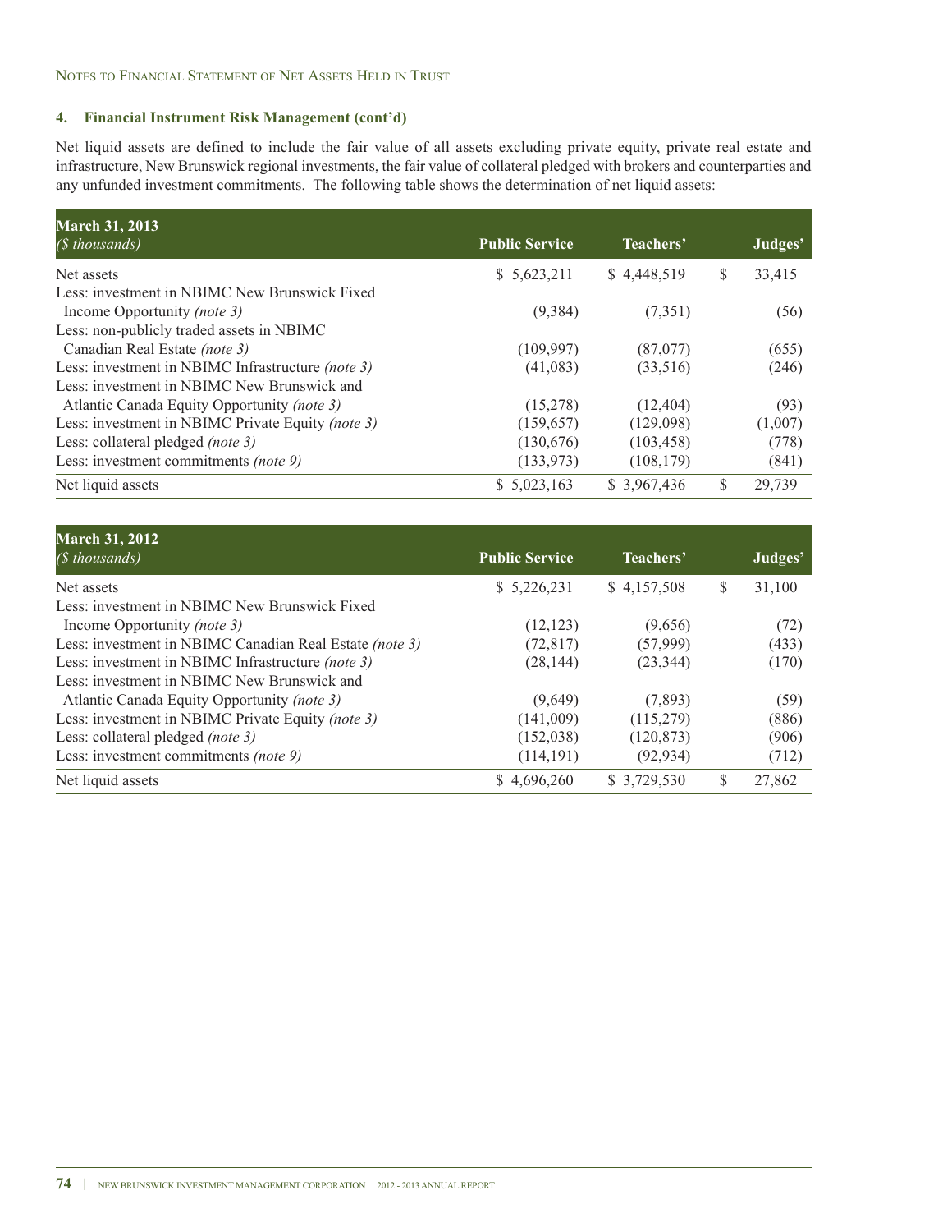## 4. Financial Instrument Risk Management (cont'd)

Net liquid assets are defined to include the fair value of all assets excluding private equity, private real estate and infrastructure, New Brunswick regional investments, the fair value of collateral pledged with brokers and counterparties and any unfunded investment commitments. The following table shows the determination of net liquid assets:

| **March 31, 2013** *($ thousands)* | **Public Service** | **Teachers'** | **Judges'** |
|---|---|---|---|
| Net assets | $ 5,623,211 | $ 4,448,519 | $ 33,415 |
| Less: investment in NBIMC New Brunswick Fixed Income Opportunity *(note 3)* | (9,384) | (7,351) | (56) |
| Less: non-publicly traded assets in NBIMC Canadian Real Estate *(note 3)* | (109,997) | (87,077) | (655) |
| Less: investment in NBIMC Infrastructure *(note 3)* | (41,083) | (33,516) | (246) |
| Less: investment in NBIMC New Brunswick and Atlantic Canada Equity Opportunity *(note 3)* | (15,278) | (12,404) | (93) |
| Less: investment in NBIMC Private Equity *(note 3)* | (159,657) | (129,098) | (1,007) |
| Less: collateral pledged *(note 3)* | (130,676) | (103,458) | (778) |
| Less: investment commitments *(note 9)* | (133,973) | (108,179) | (841) |
| Net liquid assets | $ 5,023,163 | $ 3,967,436 | $ 29,739 |

| **March 31, 2012** *($ thousands)* | **Public Service** | **Teachers'** | **Judges'** |
|---|---|---|---|
| Net assets | $ 5,226,231 | $ 4,157,508 | $ 31,100 |
| Less: investment in NBIMC New Brunswick Fixed Income Opportunity *(note 3)* | (12,123) | (9,656) | (72) |
| Less: investment in NBIMC Canadian Real Estate *(note 3)* | (72,817) | (57,999) | (433) |
| Less: investment in NBIMC Infrastructure *(note 3)* | (28,144) | (23,344) | (170) |
| Less: investment in NBIMC New Brunswick and Atlantic Canada Equity Opportunity *(note 3)* | (9,649) | (7,893) | (59) |
| Less: investment in NBIMC Private Equity *(note 3)* | (141,009) | (115,279) | (886) |
| Less: collateral pledged *(note 3)* | (152,038) | (120,873) | (906) |
| Less: investment commitments *(note 9)* | (114,191) | (92,934) | (712) |
| Net liquid assets | $ 4,696,260 | $ 3,729,530 | $ 27,862 |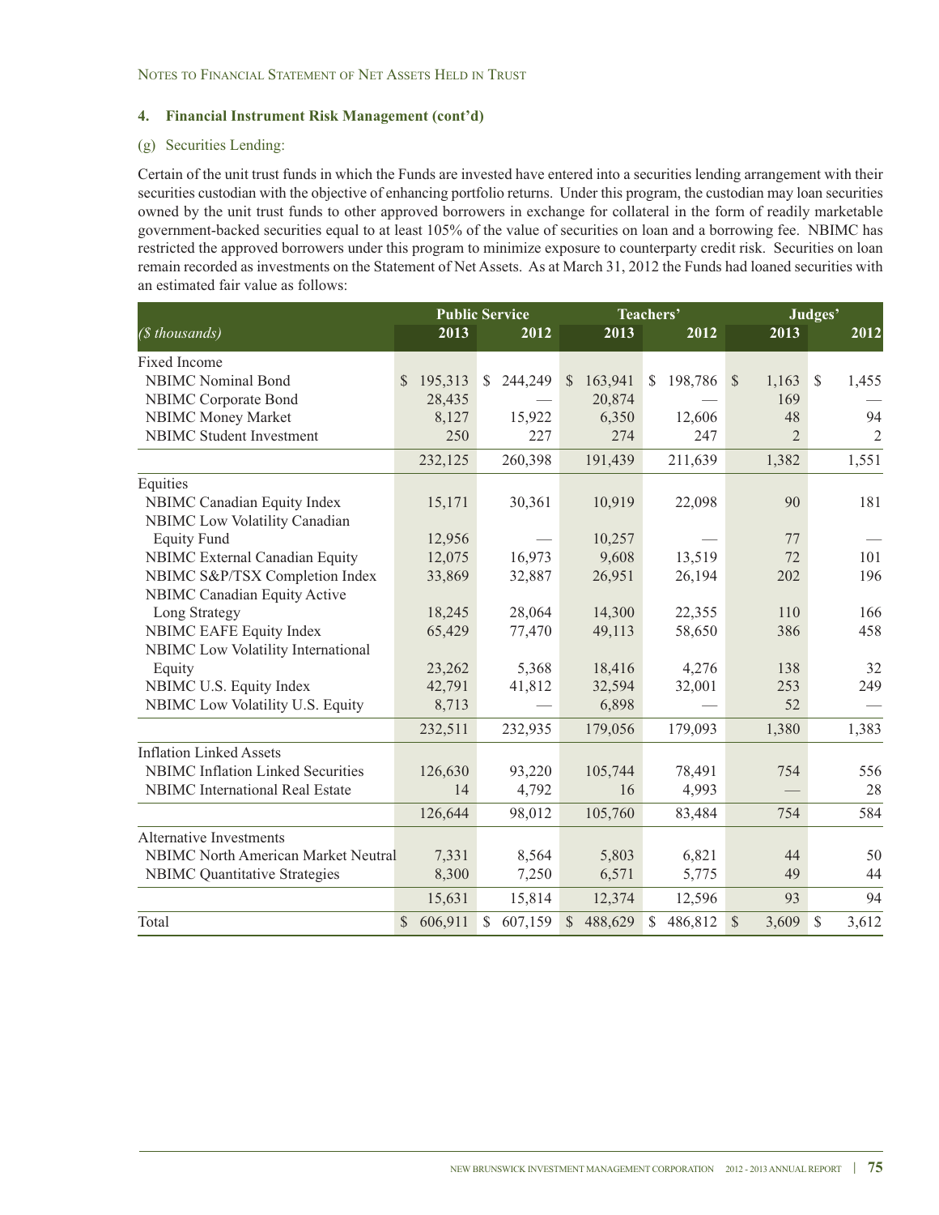NOTES TO FINANCIAL STATEMENT OF NET ASSETS HELD IN TRUST

### 4. Financial Instrument Risk Management (cont'd)

(g) Securities Lending:

Certain of the unit trust funds in which the Funds are invested have entered into a securities lending arrangement with their securities custodian with the objective of enhancing portfolio returns. Under this program, the custodian may loan securities owned by the unit trust funds to other approved borrowers in exchange for collateral in the form of readily marketable government-backed securities equal to at least 105% of the value of securities on loan and a borrowing fee. NBIMC has restricted the approved borrowers under this program to minimize exposure to counterparty credit risk. Securities on loan remain recorded as investments on the Statement of Net Assets. As at March 31, 2012 the Funds had loaned securities with an estimated fair value as follows:

| | Public Service | | Teachers' | | Judges' | |
|---|---|---|---|---|---|---|
| *($ thousands)* | 2013 | 2012 | 2013 | 2012 | 2013 | 2012 |
| Fixed Income | | | | | | |
| NBIMC Nominal Bond | $ 195,313 | $ 244,249 | $ 163,941 | $ 198,786 | $ 1,163 | $ 1,455 |
| NBIMC Corporate Bond | 28,435 | — | 20,874 | — | 169 | — |
| NBIMC Money Market | 8,127 | 15,922 | 6,350 | 12,606 | 48 | 94 |
| NBIMC Student Investment | 250 | 227 | 274 | 247 | 2 | 2 |
| | 232,125 | 260,398 | 191,439 | 211,639 | 1,382 | 1,551 |
| Equities | | | | | | |
| NBIMC Canadian Equity Index | 15,171 | 30,361 | 10,919 | 22,098 | 90 | 181 |
| NBIMC Low Volatility Canadian Equity Fund | 12,956 | — | 10,257 | — | 77 | — |
| NBIMC External Canadian Equity | 12,075 | 16,973 | 9,608 | 13,519 | 72 | 101 |
| NBIMC S&P/TSX Completion Index | 33,869 | 32,887 | 26,951 | 26,194 | 202 | 196 |
| NBIMC Canadian Equity Active Long Strategy | 18,245 | 28,064 | 14,300 | 22,355 | 110 | 166 |
| NBIMC EAFE Equity Index | 65,429 | 77,470 | 49,113 | 58,650 | 386 | 458 |
| NBIMC Low Volatility International Equity | 23,262 | 5,368 | 18,416 | 4,276 | 138 | 32 |
| NBIMC U.S. Equity Index | 42,791 | 41,812 | 32,594 | 32,001 | 253 | 249 |
| NBIMC Low Volatility U.S. Equity | 8,713 | — | 6,898 | — | 52 | — |
| | 232,511 | 232,935 | 179,056 | 179,093 | 1,380 | 1,383 |
| Inflation Linked Assets | | | | | | |
| NBIMC Inflation Linked Securities | 126,630 | 93,220 | 105,744 | 78,491 | 754 | 556 |
| NBIMC International Real Estate | 14 | 4,792 | 16 | 4,993 | — | 28 |
| | 126,644 | 98,012 | 105,760 | 83,484 | 754 | 584 |
| Alternative Investments | | | | | | |
| NBIMC North American Market Neutral | 7,331 | 8,564 | 5,803 | 6,821 | 44 | 50 |
| NBIMC Quantitative Strategies | 8,300 | 7,250 | 6,571 | 5,775 | 49 | 44 |
| | 15,631 | 15,814 | 12,374 | 12,596 | 93 | 94 |
| Total | $ 606,911 | $ 607,159 | $ 488,629 | $ 486,812 | $ 3,609 | $ 3,612 |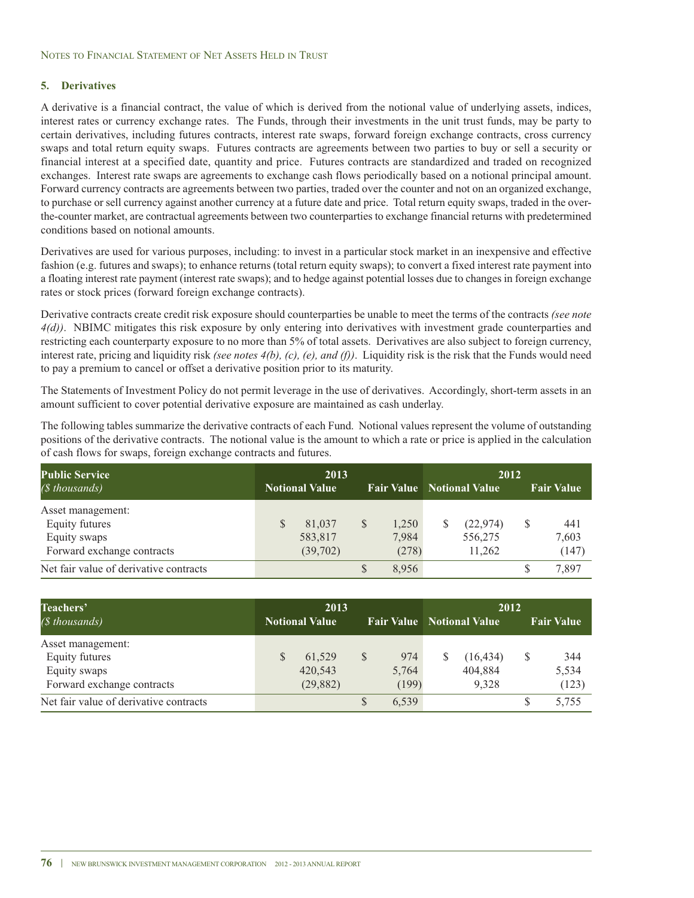## 5. Derivatives

A derivative is a financial contract, the value of which is derived from the notional value of underlying assets, indices, interest rates or currency exchange rates. The Funds, through their investments in the unit trust funds, may be party to certain derivatives, including futures contracts, interest rate swaps, forward foreign exchange contracts, cross currency swaps and total return equity swaps. Futures contracts are agreements between two parties to buy or sell a security or financial interest at a specified date, quantity and price. Futures contracts are standardized and traded on recognized exchanges. Interest rate swaps are agreements to exchange cash flows periodically based on a notional principal amount. Forward currency contracts are agreements between two parties, traded over the counter and not on an organized exchange, to purchase or sell currency against another currency at a future date and price. Total return equity swaps, traded in the over-the-counter market, are contractual agreements between two counterparties to exchange financial returns with predetermined conditions based on notional amounts.

Derivatives are used for various purposes, including: to invest in a particular stock market in an inexpensive and effective fashion (e.g. futures and swaps); to enhance returns (total return equity swaps); to convert a fixed interest rate payment into a floating interest rate payment (interest rate swaps); and to hedge against potential losses due to changes in foreign exchange rates or stock prices (forward foreign exchange contracts).

Derivative contracts create credit risk exposure should counterparties be unable to meet the terms of the contracts *(see note 4(d))*. NBIMC mitigates this risk exposure by only entering into derivatives with investment grade counterparties and restricting each counterparty exposure to no more than 5% of total assets. Derivatives are also subject to foreign currency, interest rate, pricing and liquidity risk *(see notes 4(b), (c), (e), and (f))*. Liquidity risk is the risk that the Funds would need to pay a premium to cancel or offset a derivative position prior to its maturity.

The Statements of Investment Policy do not permit leverage in the use of derivatives. Accordingly, short-term assets in an amount sufficient to cover potential derivative exposure are maintained as cash underlay.

The following tables summarize the derivative contracts of each Fund. Notional values represent the volume of outstanding positions of the derivative contracts. The notional value is the amount to which a rate or price is applied in the calculation of cash flows for swaps, foreign exchange contracts and futures.

| **Public Service** *($ thousands)* | 2013 Notional Value | 2013 Fair Value | 2012 Notional Value | 2012 Fair Value |
|---|---|---|---|---|
| Asset management: | | | | |
| Equity futures | $ 81,037 | $ 1,250 | $ (22,974) | $ 441 |
| Equity swaps | 583,817 | 7,984 | 556,275 | 7,603 |
| Forward exchange contracts | (39,702) | (278) | 11,262 | (147) |
| Net fair value of derivative contracts | | $ 8,956 | | $ 7,897 |

| **Teachers'** *($ thousands)* | 2013 Notional Value | 2013 Fair Value | 2012 Notional Value | 2012 Fair Value |
|---|---|---|---|---|
| Asset management: | | | | |
| Equity futures | $ 61,529 | $ 974 | $ (16,434) | $ 344 |
| Equity swaps | 420,543 | 5,764 | 404,884 | 5,534 |
| Forward exchange contracts | (29,882) | (199) | 9,328 | (123) |
| Net fair value of derivative contracts | | $ 6,539 | | $ 5,755 |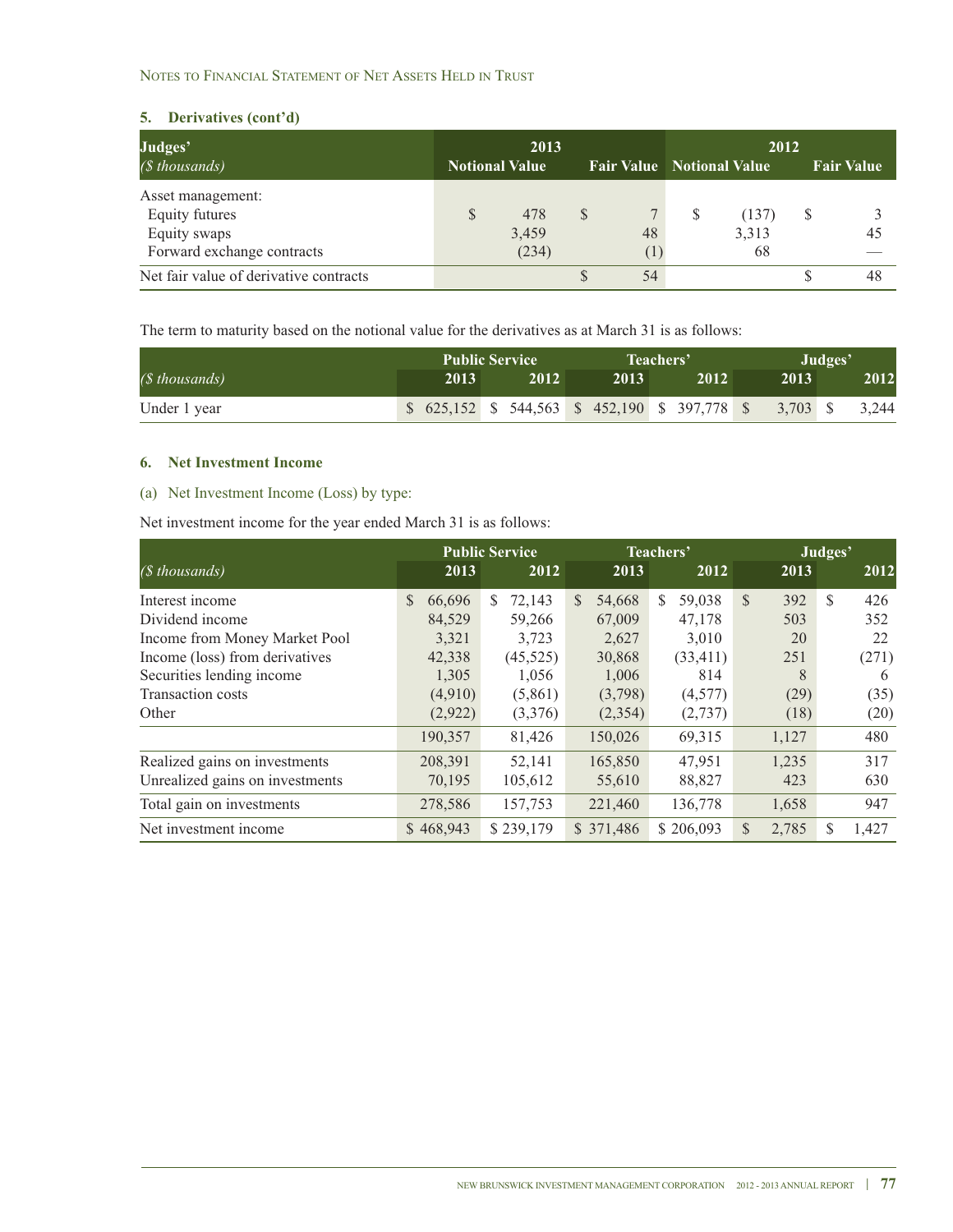### 5. Derivatives (cont'd)

| Judges' *($ thousands)* | 2013 Notional Value | 2013 Fair Value | 2012 Notional Value | 2012 Fair Value |
|---|---|---|---|---|
| Asset management: | | | | |
| Equity futures | $ 478 | $ 7 | $ (137) | $ 3 |
| Equity swaps | 3,459 | 48 | 3,313 | 45 |
| Forward exchange contracts | (234) | (1) | 68 | — |
| Net fair value of derivative contracts | | $ 54 | | $ 48 |

The term to maturity based on the notional value for the derivatives as at March 31 is as follows:

| *($ thousands)* | Public Service 2013 | Public Service 2012 | Teachers' 2013 | Teachers' 2012 | Judges' 2013 | Judges' 2012 |
|---|---|---|---|---|---|---|
| Under 1 year | $ 625,152 | $ 544,563 | $ 452,190 | $ 397,778 | $ 3,703 | $ 3,244 |

### 6. Net Investment Income

(a) Net Investment Income (Loss) by type:

Net investment income for the year ended March 31 is as follows:

| *($ thousands)* | Public Service 2013 | Public Service 2012 | Teachers' 2013 | Teachers' 2012 | Judges' 2013 | Judges' 2012 |
|---|---|---|---|---|---|---|
| Interest income | $ 66,696 | $ 72,143 | $ 54,668 | $ 59,038 | $ 392 | $ 426 |
| Dividend income | 84,529 | 59,266 | 67,009 | 47,178 | 503 | 352 |
| Income from Money Market Pool | 3,321 | 3,723 | 2,627 | 3,010 | 20 | 22 |
| Income (loss) from derivatives | 42,338 | (45,525) | 30,868 | (33,411) | 251 | (271) |
| Securities lending income | 1,305 | 1,056 | 1,006 | 814 | 8 | 6 |
| Transaction costs | (4,910) | (5,861) | (3,798) | (4,577) | (29) | (35) |
| Other | (2,922) | (3,376) | (2,354) | (2,737) | (18) | (20) |
| | 190,357 | 81,426 | 150,026 | 69,315 | 1,127 | 480 |
| Realized gains on investments | 208,391 | 52,141 | 165,850 | 47,951 | 1,235 | 317 |
| Unrealized gains on investments | 70,195 | 105,612 | 55,610 | 88,827 | 423 | 630 |
| Total gain on investments | 278,586 | 157,753 | 221,460 | 136,778 | 1,658 | 947 |
| Net investment income | $ 468,943 | $ 239,179 | $ 371,486 | $ 206,093 | $ 2,785 | $ 1,427 |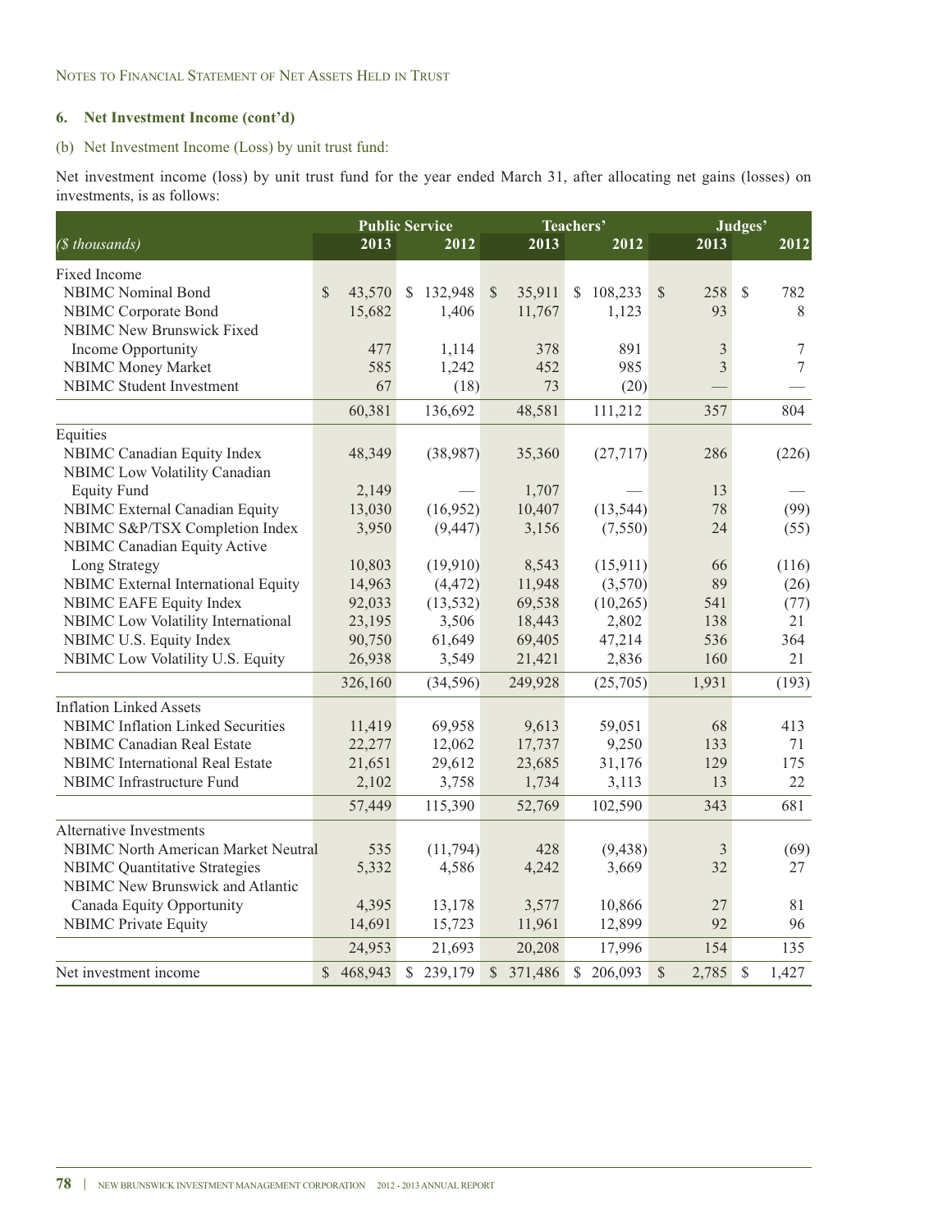## 6. Net Investment Income (cont'd)

(b) Net Investment Income (Loss) by unit trust fund:

Net investment income (loss) by unit trust fund for the year ended March 31, after allocating net gains (losses) on investments, is as follows:

| *($ thousands)* | Public Service 2013 | Public Service 2012 | Teachers' 2013 | Teachers' 2012 | Judges' 2013 | Judges' 2012 |
|---|---|---|---|---|---|---|
| Fixed Income | | | | | | |
| NBIMC Nominal Bond | $ 43,570 | $ 132,948 | $ 35,911 | $ 108,233 | $ 258 | $ 782 |
| NBIMC Corporate Bond | 15,682 | 1,406 | 11,767 | 1,123 | 93 | 8 |
| NBIMC New Brunswick Fixed Income Opportunity | 477 | 1,114 | 378 | 891 | 3 | 7 |
| NBIMC Money Market | 585 | 1,242 | 452 | 985 | 3 | 7 |
| NBIMC Student Investment | 67 | (18) | 73 | (20) | — | — |
| | 60,381 | 136,692 | 48,581 | 111,212 | 357 | 804 |
| Equities | | | | | | |
| NBIMC Canadian Equity Index | 48,349 | (38,987) | 35,360 | (27,717) | 286 | (226) |
| NBIMC Low Volatility Canadian Equity Fund | 2,149 | — | 1,707 | — | 13 | — |
| NBIMC External Canadian Equity | 13,030 | (16,952) | 10,407 | (13,544) | 78 | (99) |
| NBIMC S&P/TSX Completion Index | 3,950 | (9,447) | 3,156 | (7,550) | 24 | (55) |
| NBIMC Canadian Equity Active Long Strategy | 10,803 | (19,910) | 8,543 | (15,911) | 66 | (116) |
| NBIMC External International Equity | 14,963 | (4,472) | 11,948 | (3,570) | 89 | (26) |
| NBIMC EAFE Equity Index | 92,033 | (13,532) | 69,538 | (10,265) | 541 | (77) |
| NBIMC Low Volatility International | 23,195 | 3,506 | 18,443 | 2,802 | 138 | 21 |
| NBIMC U.S. Equity Index | 90,750 | 61,649 | 69,405 | 47,214 | 536 | 364 |
| NBIMC Low Volatility U.S. Equity | 26,938 | 3,549 | 21,421 | 2,836 | 160 | 21 |
| | 326,160 | (34,596) | 249,928 | (25,705) | 1,931 | (193) |
| Inflation Linked Assets | | | | | | |
| NBIMC Inflation Linked Securities | 11,419 | 69,958 | 9,613 | 59,051 | 68 | 413 |
| NBIMC Canadian Real Estate | 22,277 | 12,062 | 17,737 | 9,250 | 133 | 71 |
| NBIMC International Real Estate | 21,651 | 29,612 | 23,685 | 31,176 | 129 | 175 |
| NBIMC Infrastructure Fund | 2,102 | 3,758 | 1,734 | 3,113 | 13 | 22 |
| | 57,449 | 115,390 | 52,769 | 102,590 | 343 | 681 |
| Alternative Investments | | | | | | |
| NBIMC North American Market Neutral | 535 | (11,794) | 428 | (9,438) | 3 | (69) |
| NBIMC Quantitative Strategies | 5,332 | 4,586 | 4,242 | 3,669 | 32 | 27 |
| NBIMC New Brunswick and Atlantic Canada Equity Opportunity | 4,395 | 13,178 | 3,577 | 10,866 | 27 | 81 |
| NBIMC Private Equity | 14,691 | 15,723 | 11,961 | 12,899 | 92 | 96 |
| | 24,953 | 21,693 | 20,208 | 17,996 | 154 | 135 |
| Net investment income | $ 468,943 | $ 239,179 | $ 371,486 | $ 206,093 | $ 2,785 | $ 1,427 |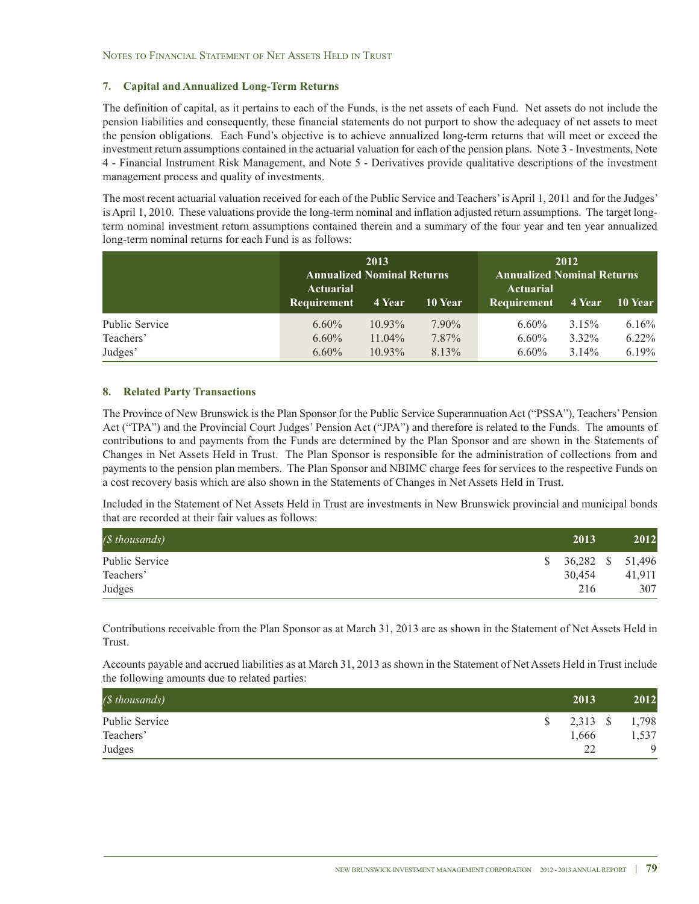### 7. Capital and Annualized Long-Term Returns

The definition of capital, as it pertains to each of the Funds, is the net assets of each Fund. Net assets do not include the pension liabilities and consequently, these financial statements do not purport to show the adequacy of net assets to meet the pension obligations. Each Fund's objective is to achieve annualized long-term returns that will meet or exceed the investment return assumptions contained in the actuarial valuation for each of the pension plans. Note 3 - Investments, Note 4 - Financial Instrument Risk Management, and Note 5 - Derivatives provide qualitative descriptions of the investment management process and quality of investments.

The most recent actuarial valuation received for each of the Public Service and Teachers' is April 1, 2011 and for the Judges' is April 1, 2010. These valuations provide the long-term nominal and inflation adjusted return assumptions. The target long-term nominal investment return assumptions contained therein and a summary of the four year and ten year annualized long-term nominal returns for each Fund is as follows:

| | 2013 Annualized Nominal Returns | | | 2012 Annualized Nominal Returns | | |
|---|---|---|---|---|---|---|
| | Actuarial Requirement | 4 Year | 10 Year | Actuarial Requirement | 4 Year | 10 Year |
| Public Service | 6.60% | 10.93% | 7.90% | 6.60% | 3.15% | 6.16% |
| Teachers' | 6.60% | 11.04% | 7.87% | 6.60% | 3.32% | 6.22% |
| Judges' | 6.60% | 10.93% | 8.13% | 6.60% | 3.14% | 6.19% |

### 8. Related Party Transactions

The Province of New Brunswick is the Plan Sponsor for the Public Service Superannuation Act ("PSSA"), Teachers' Pension Act ("TPA") and the Provincial Court Judges' Pension Act ("JPA") and therefore is related to the Funds. The amounts of contributions to and payments from the Funds are determined by the Plan Sponsor and are shown in the Statements of Changes in Net Assets Held in Trust. The Plan Sponsor is responsible for the administration of collections from and payments to the pension plan members. The Plan Sponsor and NBIMC charge fees for services to the respective Funds on a cost recovery basis which are also shown in the Statements of Changes in Net Assets Held in Trust.

Included in the Statement of Net Assets Held in Trust are investments in New Brunswick provincial and municipal bonds that are recorded at their fair values as follows:

| *($ thousands)* | 2013 | 2012 |
|---|---|---|
| Public Service | $ 36,282 | $ 51,496 |
| Teachers' | 30,454 | 41,911 |
| Judges | 216 | 307 |

Contributions receivable from the Plan Sponsor as at March 31, 2013 are as shown in the Statement of Net Assets Held in Trust.

Accounts payable and accrued liabilities as at March 31, 2013 as shown in the Statement of Net Assets Held in Trust include the following amounts due to related parties:

| *($ thousands)* | 2013 | 2012 |
|---|---|---|
| Public Service | $ 2,313 | $ 1,798 |
| Teachers' | 1,666 | 1,537 |
| Judges | 22 | 9 |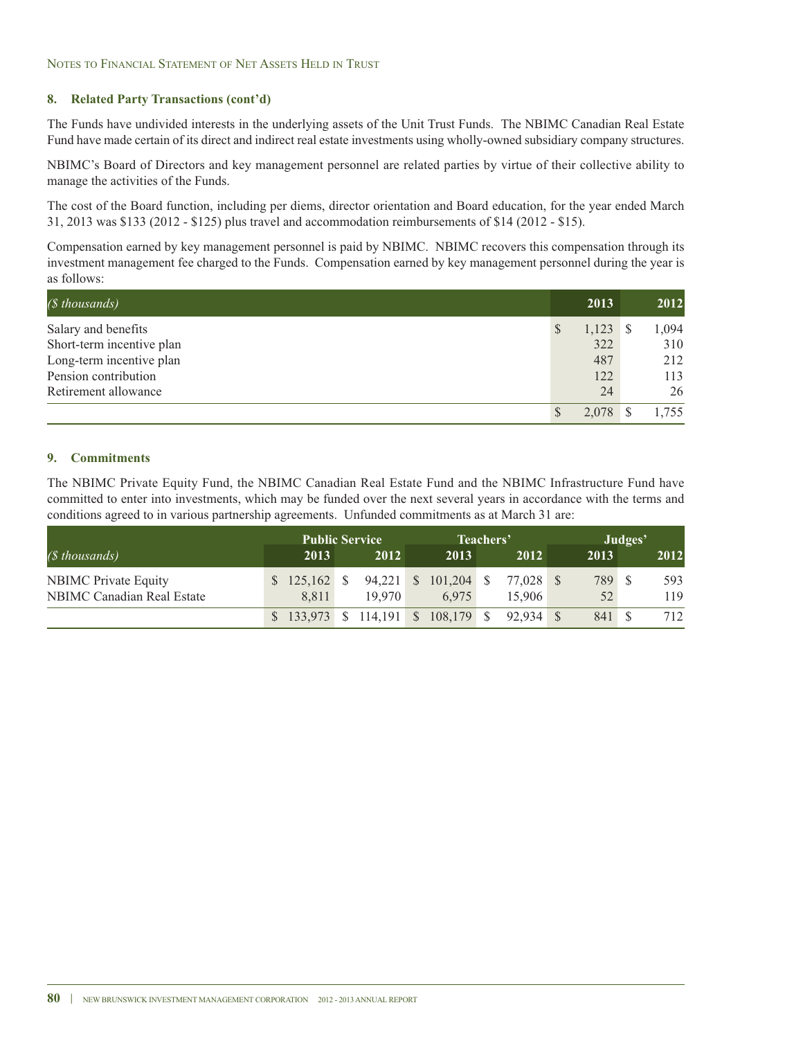## 8. Related Party Transactions (cont'd)

The Funds have undivided interests in the underlying assets of the Unit Trust Funds. The NBIMC Canadian Real Estate Fund have made certain of its direct and indirect real estate investments using wholly-owned subsidiary company structures.

NBIMC's Board of Directors and key management personnel are related parties by virtue of their collective ability to manage the activities of the Funds.

The cost of the Board function, including per diems, director orientation and Board education, for the year ended March 31, 2013 was $133 (2012 - $125) plus travel and accommodation reimbursements of $14 (2012 - $15).

Compensation earned by key management personnel is paid by NBIMC. NBIMC recovers this compensation through its investment management fee charged to the Funds. Compensation earned by key management personnel during the year is as follows:

| *($ thousands)* | 2013 | 2012 |
|---|---|---|
| Salary and benefits | $ 1,123 | $ 1,094 |
| Short-term incentive plan | 322 | 310 |
| Long-term incentive plan | 487 | 212 |
| Pension contribution | 122 | 113 |
| Retirement allowance | 24 | 26 |
| | $ 2,078 | $ 1,755 |

## 9. Commitments

The NBIMC Private Equity Fund, the NBIMC Canadian Real Estate Fund and the NBIMC Infrastructure Fund have committed to enter into investments, which may be funded over the next several years in accordance with the terms and conditions agreed to in various partnership agreements. Unfunded commitments as at March 31 are:

| | Public Service | | Teachers' | | Judges' | |
|---|---|---|---|---|---|---|
| *($ thousands)* | 2013 | 2012 | 2013 | 2012 | 2013 | 2012 |
| NBIMC Private Equity | $ 125,162 | $ 94,221 | $ 101,204 | $ 77,028 | $ 789 | $ 593 |
| NBIMC Canadian Real Estate | 8,811 | 19,970 | 6,975 | 15,906 | 52 | 119 |
| | $ 133,973 | $ 114,191 | $ 108,179 | $ 92,934 | $ 841 | $ 712 |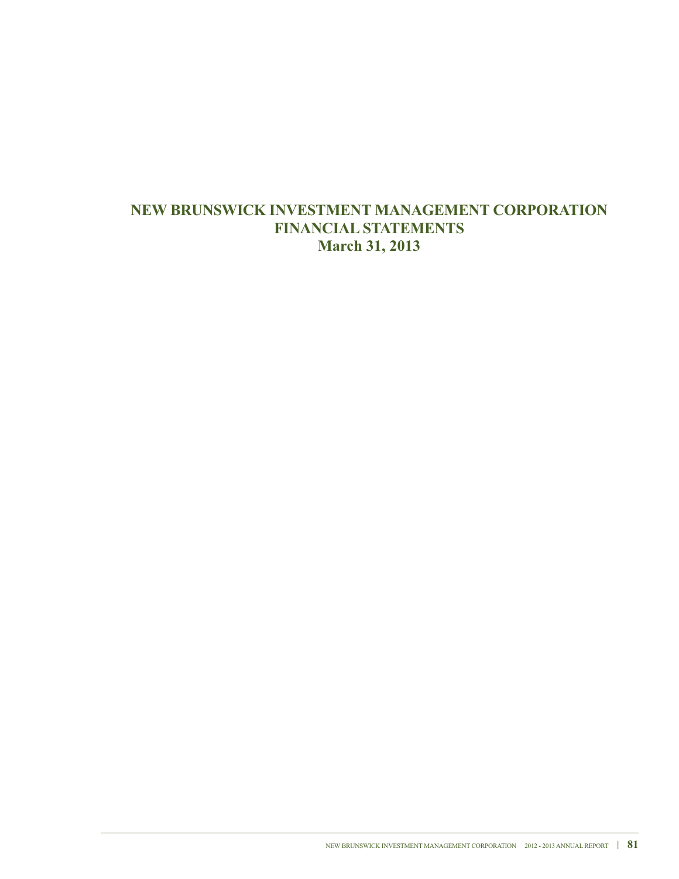# NEW BRUNSWICK INVESTMENT MANAGEMENT CORPORATION
## FINANCIAL STATEMENTS
## March 31, 2013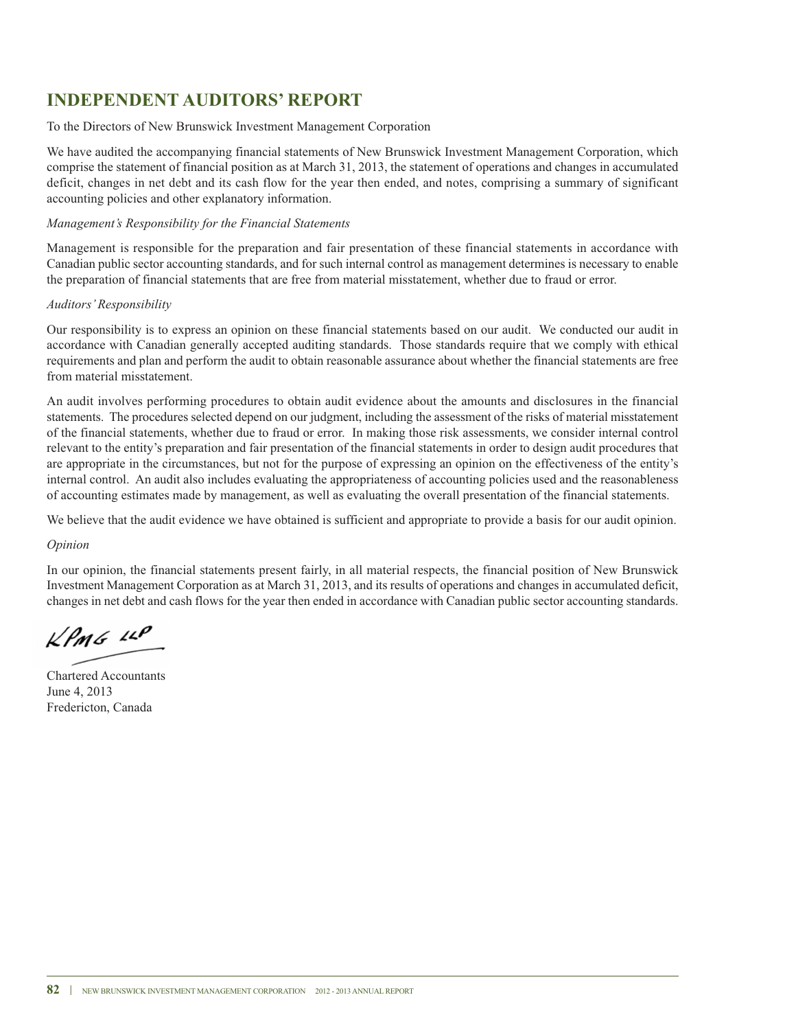# INDEPENDENT AUDITORS' REPORT

To the Directors of New Brunswick Investment Management Corporation

We have audited the accompanying financial statements of New Brunswick Investment Management Corporation, which comprise the statement of financial position as at March 31, 2013, the statement of operations and changes in accumulated deficit, changes in net debt and its cash flow for the year then ended, and notes, comprising a summary of significant accounting policies and other explanatory information.

*Management's Responsibility for the Financial Statements*

Management is responsible for the preparation and fair presentation of these financial statements in accordance with Canadian public sector accounting standards, and for such internal control as management determines is necessary to enable the preparation of financial statements that are free from material misstatement, whether due to fraud or error.

*Auditors' Responsibility*

Our responsibility is to express an opinion on these financial statements based on our audit. We conducted our audit in accordance with Canadian generally accepted auditing standards. Those standards require that we comply with ethical requirements and plan and perform the audit to obtain reasonable assurance about whether the financial statements are free from material misstatement.

An audit involves performing procedures to obtain audit evidence about the amounts and disclosures in the financial statements. The procedures selected depend on our judgment, including the assessment of the risks of material misstatement of the financial statements, whether due to fraud or error. In making those risk assessments, we consider internal control relevant to the entity's preparation and fair presentation of the financial statements in order to design audit procedures that are appropriate in the circumstances, but not for the purpose of expressing an opinion on the effectiveness of the entity's internal control. An audit also includes evaluating the appropriateness of accounting policies used and the reasonableness of accounting estimates made by management, as well as evaluating the overall presentation of the financial statements.

We believe that the audit evidence we have obtained is sufficient and appropriate to provide a basis for our audit opinion.

*Opinion*

In our opinion, the financial statements present fairly, in all material respects, the financial position of New Brunswick Investment Management Corporation as at March 31, 2013, and its results of operations and changes in accumulated deficit, changes in net debt and cash flows for the year then ended in accordance with Canadian public sector accounting standards.

KPMG LLP

Chartered Accountants
June 4, 2013
Fredericton, Canada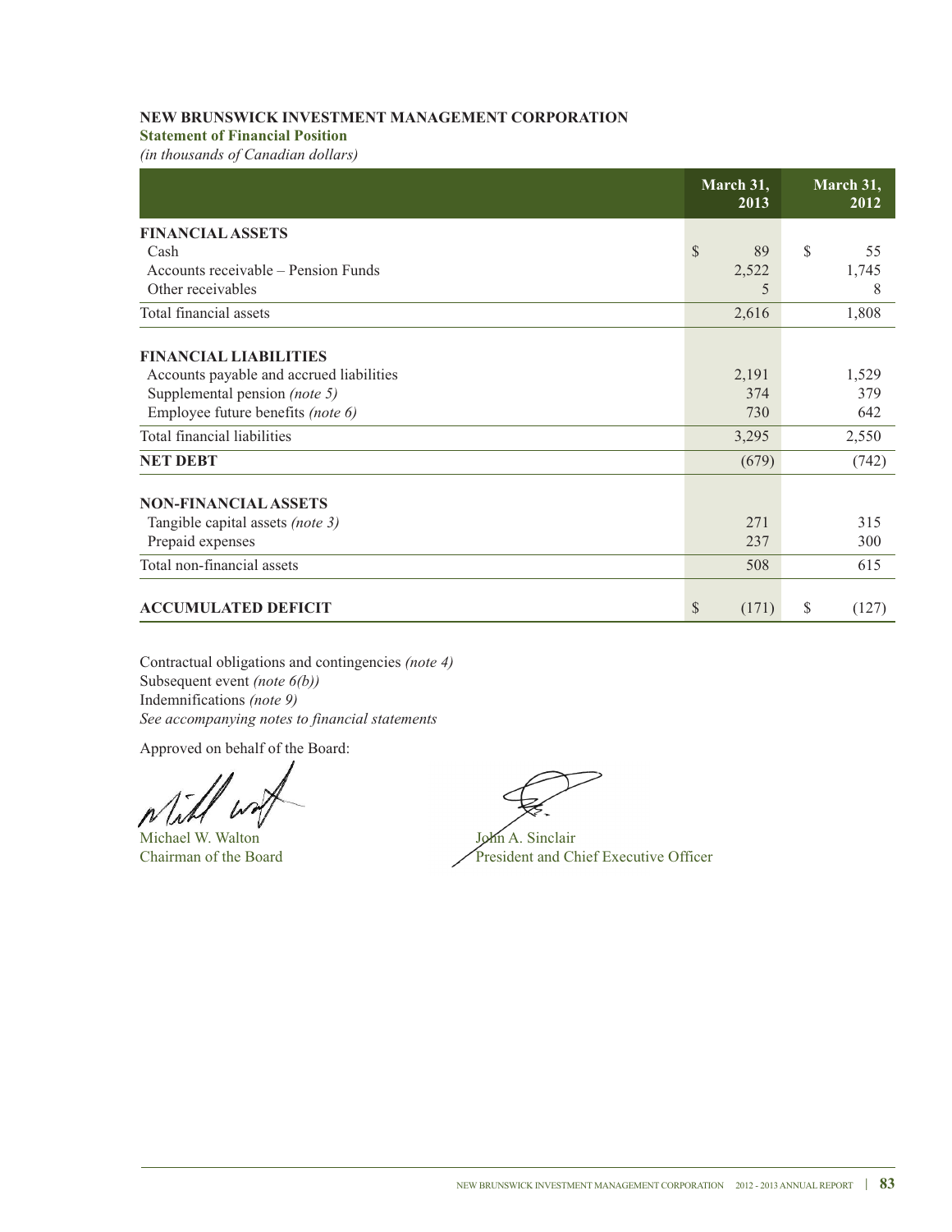# NEW BRUNSWICK INVESTMENT MANAGEMENT CORPORATION

## Statement of Financial Position

*(in thousands of Canadian dollars)*

| | March 31, 2013 | March 31, 2012 |
|---|---|---|
| **FINANCIAL ASSETS** | | |
| Cash | $ 89 | $ 55 |
| Accounts receivable – Pension Funds | 2,522 | 1,745 |
| Other receivables | 5 | 8 |
| Total financial assets | 2,616 | 1,808 |
| **FINANCIAL LIABILITIES** | | |
| Accounts payable and accrued liabilities | 2,191 | 1,529 |
| Supplemental pension *(note 5)* | 374 | 379 |
| Employee future benefits *(note 6)* | 730 | 642 |
| Total financial liabilities | 3,295 | 2,550 |
| **NET DEBT** | (679) | (742) |
| **NON-FINANCIAL ASSETS** | | |
| Tangible capital assets *(note 3)* | 271 | 315 |
| Prepaid expenses | 237 | 300 |
| Total non-financial assets | 508 | 615 |
| **ACCUMULATED DEFICIT** | $ (171) | $ (127) |

Contractual obligations and contingencies *(note 4)*
Subsequent event *(note 6(b))*
Indemnifications *(note 9)*
*See accompanying notes to financial statements*

Approved on behalf of the Board:

Michael W. Walton
Chairman of the Board

John A. Sinclair
President and Chief Executive Officer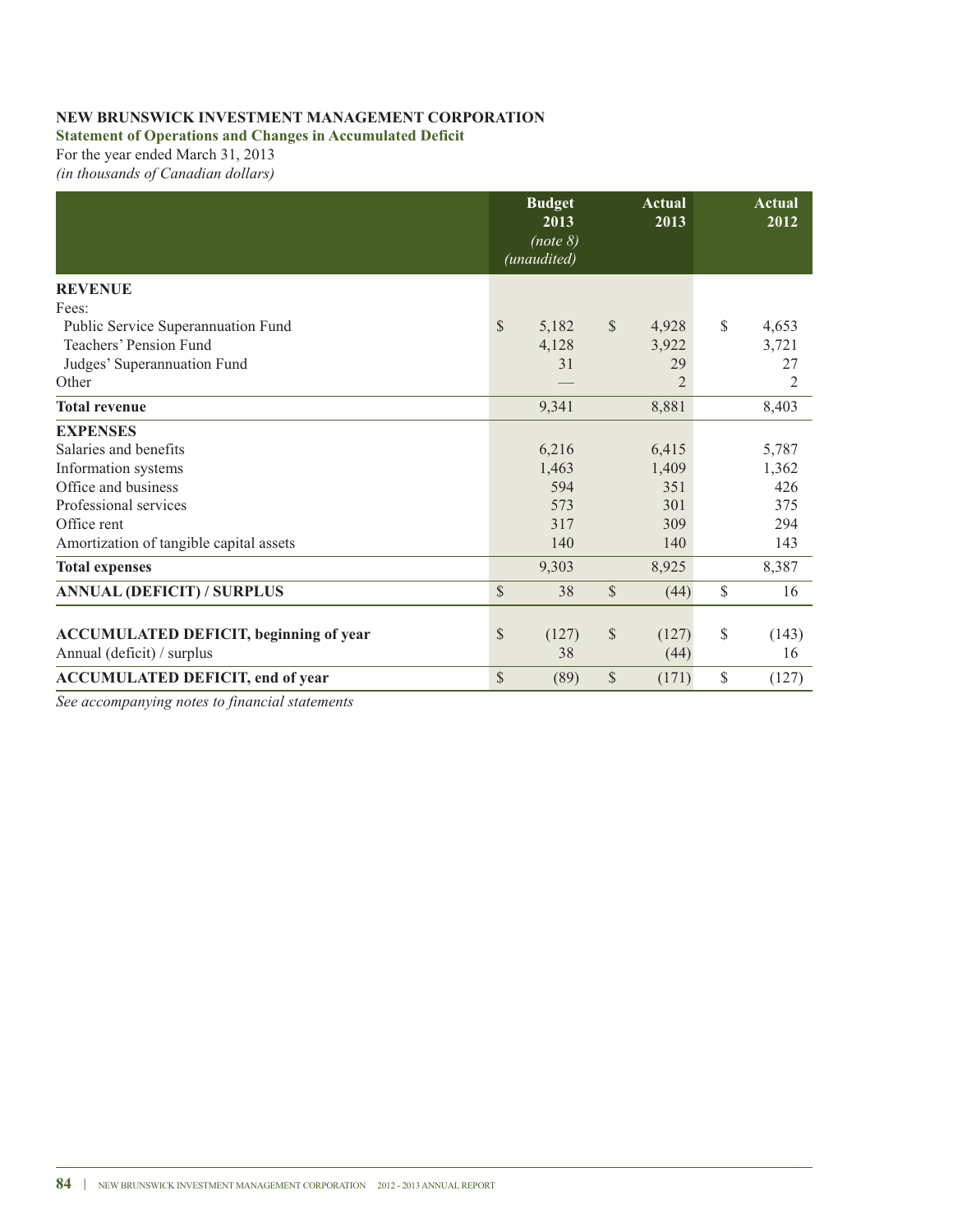**NEW BRUNSWICK INVESTMENT MANAGEMENT CORPORATION**

**Statement of Operations and Changes in Accumulated Deficit**

For the year ended March 31, 2013

*(in thousands of Canadian dollars)*

| | Budget 2013 *(note 8)* *(unaudited)* | Actual 2013 | Actual 2012 |
|---|---|---|---|
| **REVENUE** | | | |
| Fees: | | | |
| Public Service Superannuation Fund | $ 5,182 | $ 4,928 | $ 4,653 |
| Teachers' Pension Fund | 4,128 | 3,922 | 3,721 |
| Judges' Superannuation Fund | 31 | 29 | 27 |
| Other | — | 2 | 2 |
| **Total revenue** | 9,341 | 8,881 | 8,403 |
| **EXPENSES** | | | |
| Salaries and benefits | 6,216 | 6,415 | 5,787 |
| Information systems | 1,463 | 1,409 | 1,362 |
| Office and business | 594 | 351 | 426 |
| Professional services | 573 | 301 | 375 |
| Office rent | 317 | 309 | 294 |
| Amortization of tangible capital assets | 140 | 140 | 143 |
| **Total expenses** | 9,303 | 8,925 | 8,387 |
| **ANNUAL (DEFICIT) / SURPLUS** | $ 38 | $ (44) | $ 16 |
| | | | |
| **ACCUMULATED DEFICIT, beginning of year** | $ (127) | $ (127) | $ (143) |
| Annual (deficit) / surplus | 38 | (44) | 16 |
| **ACCUMULATED DEFICIT, end of year** | $ (89) | $ (171) | $ (127) |

*See accompanying notes to financial statements*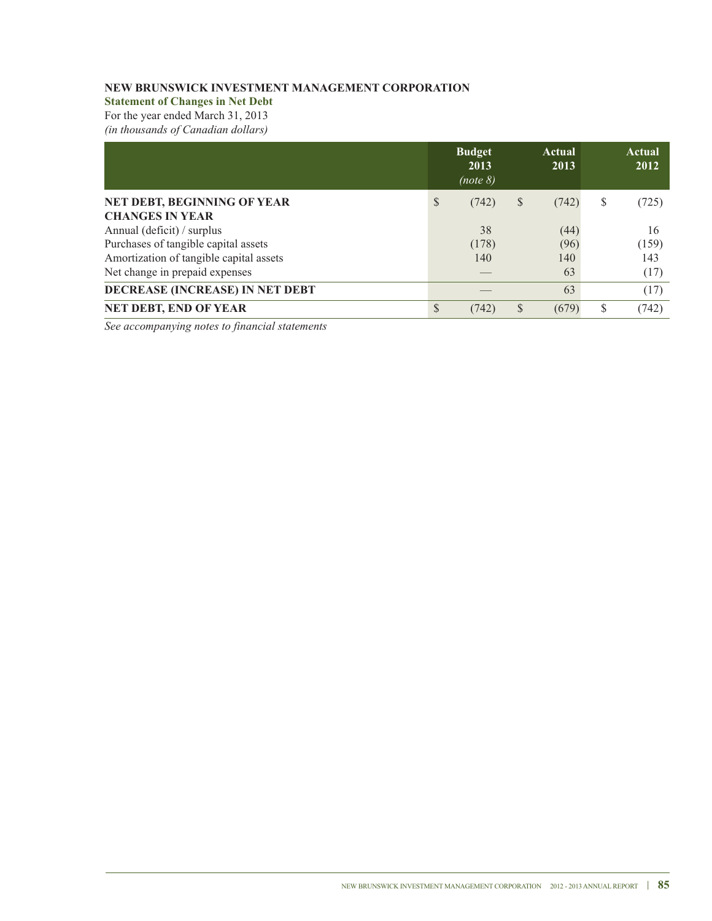**NEW BRUNSWICK INVESTMENT MANAGEMENT CORPORATION**

**Statement of Changes in Net Debt**

For the year ended March 31, 2013

*(in thousands of Canadian dollars)*

| | Budget 2013 *(note 8)* | Actual 2013 | Actual 2012 |
|---|---|---|---|
| **NET DEBT, BEGINNING OF YEAR** | $ (742) | $ (742) | $ (725) |
| **CHANGES IN YEAR** | | | |
| Annual (deficit) / surplus | 38 | (44) | 16 |
| Purchases of tangible capital assets | (178) | (96) | (159) |
| Amortization of tangible capital assets | 140 | 140 | 143 |
| Net change in prepaid expenses | — | 63 | (17) |
| **DECREASE (INCREASE) IN NET DEBT** | — | 63 | (17) |
| **NET DEBT, END OF YEAR** | $ (742) | $ (679) | $ (742) |

*See accompanying notes to financial statements*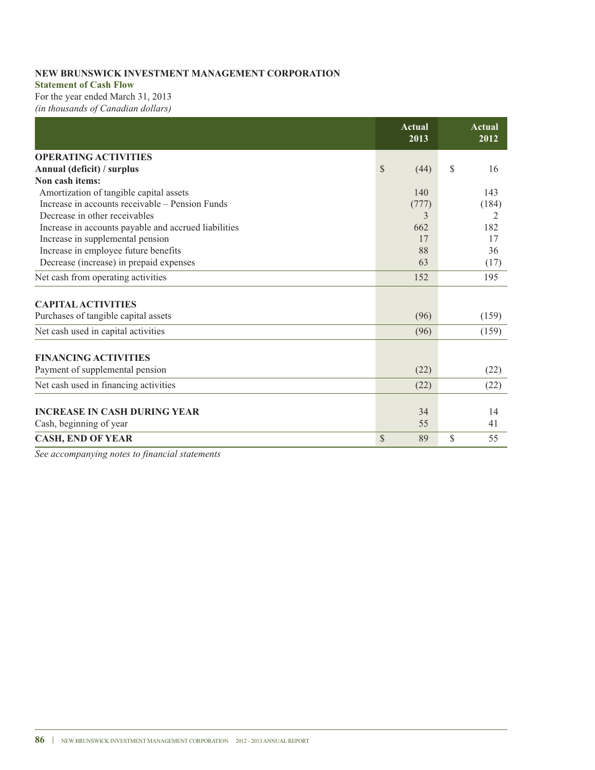**NEW BRUNSWICK INVESTMENT MANAGEMENT CORPORATION**

**Statement of Cash Flow**

For the year ended March 31, 2013

*(in thousands of Canadian dollars)*

| | Actual 2013 | Actual 2012 |
|---|---|---|
| **OPERATING ACTIVITIES** | | |
| **Annual (deficit) / surplus** | $ (44) | $ 16 |
| **Non cash items:** | | |
| Amortization of tangible capital assets | 140 | 143 |
| Increase in accounts receivable – Pension Funds | (777) | (184) |
| Decrease in other receivables | 3 | 2 |
| Increase in accounts payable and accrued liabilities | 662 | 182 |
| Increase in supplemental pension | 17 | 17 |
| Increase in employee future benefits | 88 | 36 |
| Decrease (increase) in prepaid expenses | 63 | (17) |
| Net cash from operating activities | 152 | 195 |
| **CAPITAL ACTIVITIES** | | |
| Purchases of tangible capital assets | (96) | (159) |
| Net cash used in capital activities | (96) | (159) |
| **FINANCING ACTIVITIES** | | |
| Payment of supplemental pension | (22) | (22) |
| Net cash used in financing activities | (22) | (22) |
| **INCREASE IN CASH DURING YEAR** | 34 | 14 |
| Cash, beginning of year | 55 | 41 |
| **CASH, END OF YEAR** | $ 89 | $ 55 |

*See accompanying notes to financial statements*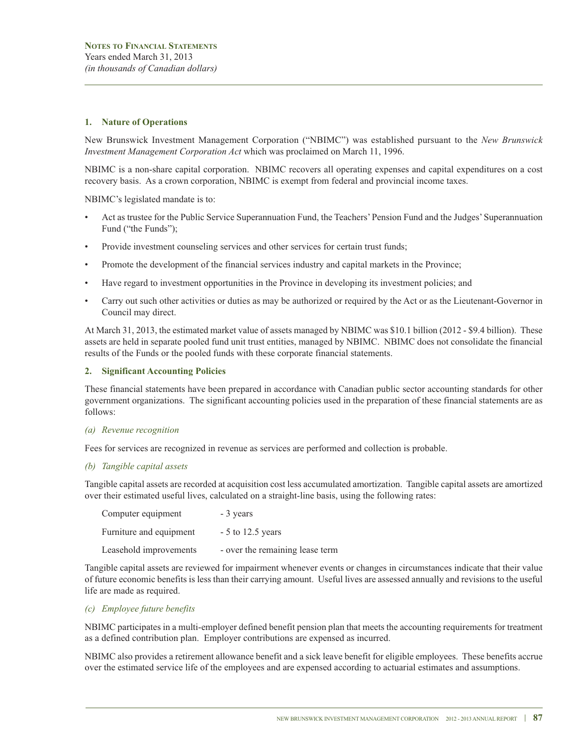**Notes to Financial Statements**
Years ended March 31, 2013
*(in thousands of Canadian dollars)*

## 1. Nature of Operations

New Brunswick Investment Management Corporation ("NBIMC") was established pursuant to the *New Brunswick Investment Management Corporation Act* which was proclaimed on March 11, 1996.

NBIMC is a non-share capital corporation. NBIMC recovers all operating expenses and capital expenditures on a cost recovery basis. As a crown corporation, NBIMC is exempt from federal and provincial income taxes.

NBIMC's legislated mandate is to:

- Act as trustee for the Public Service Superannuation Fund, the Teachers' Pension Fund and the Judges' Superannuation Fund ("the Funds");
- Provide investment counseling services and other services for certain trust funds;
- Promote the development of the financial services industry and capital markets in the Province;
- Have regard to investment opportunities in the Province in developing its investment policies; and
- Carry out such other activities or duties as may be authorized or required by the Act or as the Lieutenant-Governor in Council may direct.

At March 31, 2013, the estimated market value of assets managed by NBIMC was $10.1 billion (2012 - $9.4 billion). These assets are held in separate pooled fund unit trust entities, managed by NBIMC. NBIMC does not consolidate the financial results of the Funds or the pooled funds with these corporate financial statements.

## 2. Significant Accounting Policies

These financial statements have been prepared in accordance with Canadian public sector accounting standards for other government organizations. The significant accounting policies used in the preparation of these financial statements are as follows:

### *(a) Revenue recognition*

Fees for services are recognized in revenue as services are performed and collection is probable.

### *(b) Tangible capital assets*

Tangible capital assets are recorded at acquisition cost less accumulated amortization. Tangible capital assets are amortized over their estimated useful lives, calculated on a straight-line basis, using the following rates:

| | |
|---|---|
| Computer equipment | - 3 years |
| Furniture and equipment | - 5 to 12.5 years |
| Leasehold improvements | - over the remaining lease term |

Tangible capital assets are reviewed for impairment whenever events or changes in circumstances indicate that their value of future economic benefits is less than their carrying amount. Useful lives are assessed annually and revisions to the useful life are made as required.

### *(c) Employee future benefits*

NBIMC participates in a multi-employer defined benefit pension plan that meets the accounting requirements for treatment as a defined contribution plan. Employer contributions are expensed as incurred.

NBIMC also provides a retirement allowance benefit and a sick leave benefit for eligible employees. These benefits accrue over the estimated service life of the employees and are expensed according to actuarial estimates and assumptions.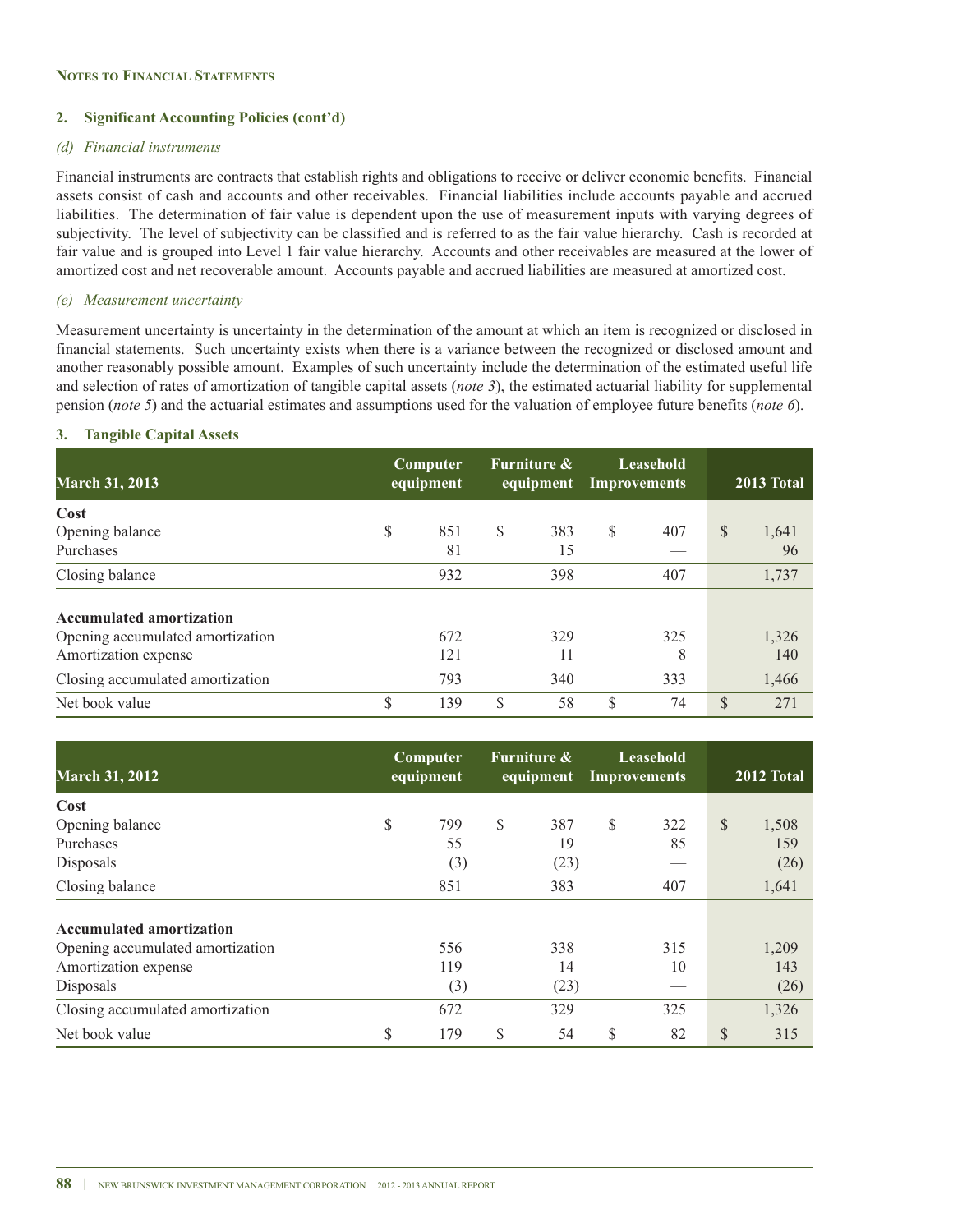**Notes to Financial Statements**

## 2. Significant Accounting Policies (cont'd)

### *(d) Financial instruments*

Financial instruments are contracts that establish rights and obligations to receive or deliver economic benefits. Financial assets consist of cash and accounts and other receivables. Financial liabilities include accounts payable and accrued liabilities. The determination of fair value is dependent upon the use of measurement inputs with varying degrees of subjectivity. The level of subjectivity can be classified and is referred to as the fair value hierarchy. Cash is recorded at fair value and is grouped into Level 1 fair value hierarchy. Accounts and other receivables are measured at the lower of amortized cost and net recoverable amount. Accounts payable and accrued liabilities are measured at amortized cost.

### *(e) Measurement uncertainty*

Measurement uncertainty is uncertainty in the determination of the amount at which an item is recognized or disclosed in financial statements. Such uncertainty exists when there is a variance between the recognized or disclosed amount and another reasonably possible amount. Examples of such uncertainty include the determination of the estimated useful life and selection of rates of amortization of tangible capital assets (*note 3*), the estimated actuarial liability for supplemental pension (*note 5*) and the actuarial estimates and assumptions used for the valuation of employee future benefits (*note 6*).

## 3. Tangible Capital Assets

| March 31, 2013 | Computer equipment | Furniture & equipment | Leasehold Improvements | 2013 Total |
|---|---|---|---|---|
| **Cost** | | | | |
| Opening balance | $ 851 | $ 383 | $ 407 | $ 1,641 |
| Purchases | 81 | 15 | — | 96 |
| Closing balance | 932 | 398 | 407 | 1,737 |
| **Accumulated amortization** | | | | |
| Opening accumulated amortization | 672 | 329 | 325 | 1,326 |
| Amortization expense | 121 | 11 | 8 | 140 |
| Closing accumulated amortization | 793 | 340 | 333 | 1,466 |
| Net book value | $ 139 | $ 58 | $ 74 | $ 271 |

| March 31, 2012 | Computer equipment | Furniture & equipment | Leasehold Improvements | 2012 Total |
|---|---|---|---|---|
| **Cost** | | | | |
| Opening balance | $ 799 | $ 387 | $ 322 | $ 1,508 |
| Purchases | 55 | 19 | 85 | 159 |
| Disposals | (3) | (23) | — | (26) |
| Closing balance | 851 | 383 | 407 | 1,641 |
| **Accumulated amortization** | | | | |
| Opening accumulated amortization | 556 | 338 | 315 | 1,209 |
| Amortization expense | 119 | 14 | 10 | 143 |
| Disposals | (3) | (23) | — | (26) |
| Closing accumulated amortization | 672 | 329 | 325 | 1,326 |
| Net book value | $ 179 | $ 54 | $ 82 | $ 315 |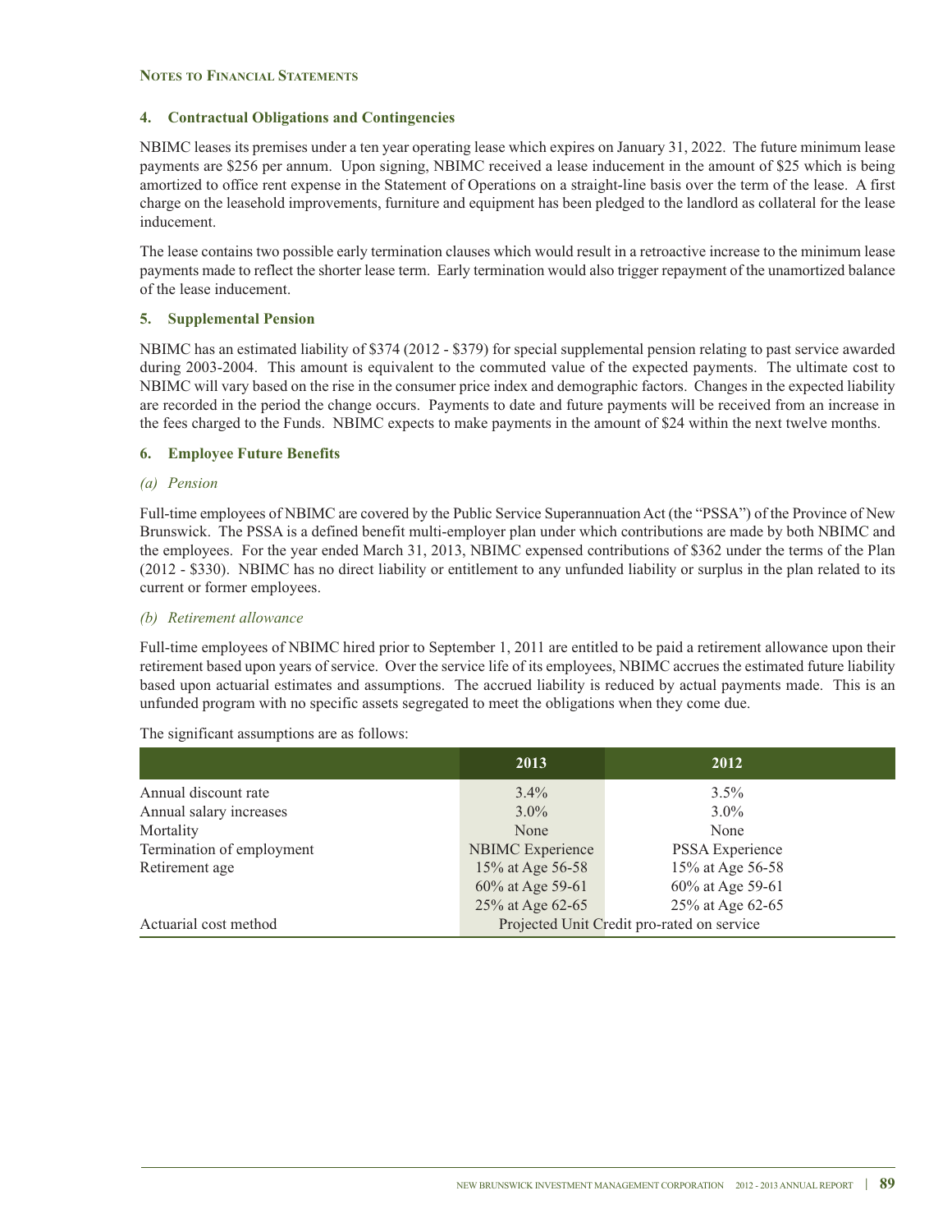**NOTES TO FINANCIAL STATEMENTS**

## 4. Contractual Obligations and Contingencies

NBIMC leases its premises under a ten year operating lease which expires on January 31, 2022. The future minimum lease payments are $256 per annum. Upon signing, NBIMC received a lease inducement in the amount of $25 which is being amortized to office rent expense in the Statement of Operations on a straight-line basis over the term of the lease. A first charge on the leasehold improvements, furniture and equipment has been pledged to the landlord as collateral for the lease inducement.

The lease contains two possible early termination clauses which would result in a retroactive increase to the minimum lease payments made to reflect the shorter lease term. Early termination would also trigger repayment of the unamortized balance of the lease inducement.

## 5. Supplemental Pension

NBIMC has an estimated liability of $374 (2012 - $379) for special supplemental pension relating to past service awarded during 2003-2004. This amount is equivalent to the commuted value of the expected payments. The ultimate cost to NBIMC will vary based on the rise in the consumer price index and demographic factors. Changes in the expected liability are recorded in the period the change occurs. Payments to date and future payments will be received from an increase in the fees charged to the Funds. NBIMC expects to make payments in the amount of $24 within the next twelve months.

## 6. Employee Future Benefits

*(a) Pension*

Full-time employees of NBIMC are covered by the Public Service Superannuation Act (the "PSSA") of the Province of New Brunswick. The PSSA is a defined benefit multi-employer plan under which contributions are made by both NBIMC and the employees. For the year ended March 31, 2013, NBIMC expensed contributions of $362 under the terms of the Plan (2012 - $330). NBIMC has no direct liability or entitlement to any unfunded liability or surplus in the plan related to its current or former employees.

*(b) Retirement allowance*

Full-time employees of NBIMC hired prior to September 1, 2011 are entitled to be paid a retirement allowance upon their retirement based upon years of service. Over the service life of its employees, NBIMC accrues the estimated future liability based upon actuarial estimates and assumptions. The accrued liability is reduced by actual payments made. This is an unfunded program with no specific assets segregated to meet the obligations when they come due.

The significant assumptions are as follows:

| | 2013 | 2012 |
|---|---|---|
| Annual discount rate | 3.4% | 3.5% |
| Annual salary increases | 3.0% | 3.0% |
| Mortality | None | None |
| Termination of employment | NBIMC Experience | PSSA Experience |
| Retirement age | 15% at Age 56-58 | 15% at Age 56-58 |
| | 60% at Age 59-61 | 60% at Age 59-61 |
| | 25% at Age 62-65 | 25% at Age 62-65 |
| Actuarial cost method | Projected Unit Credit pro-rated on service | |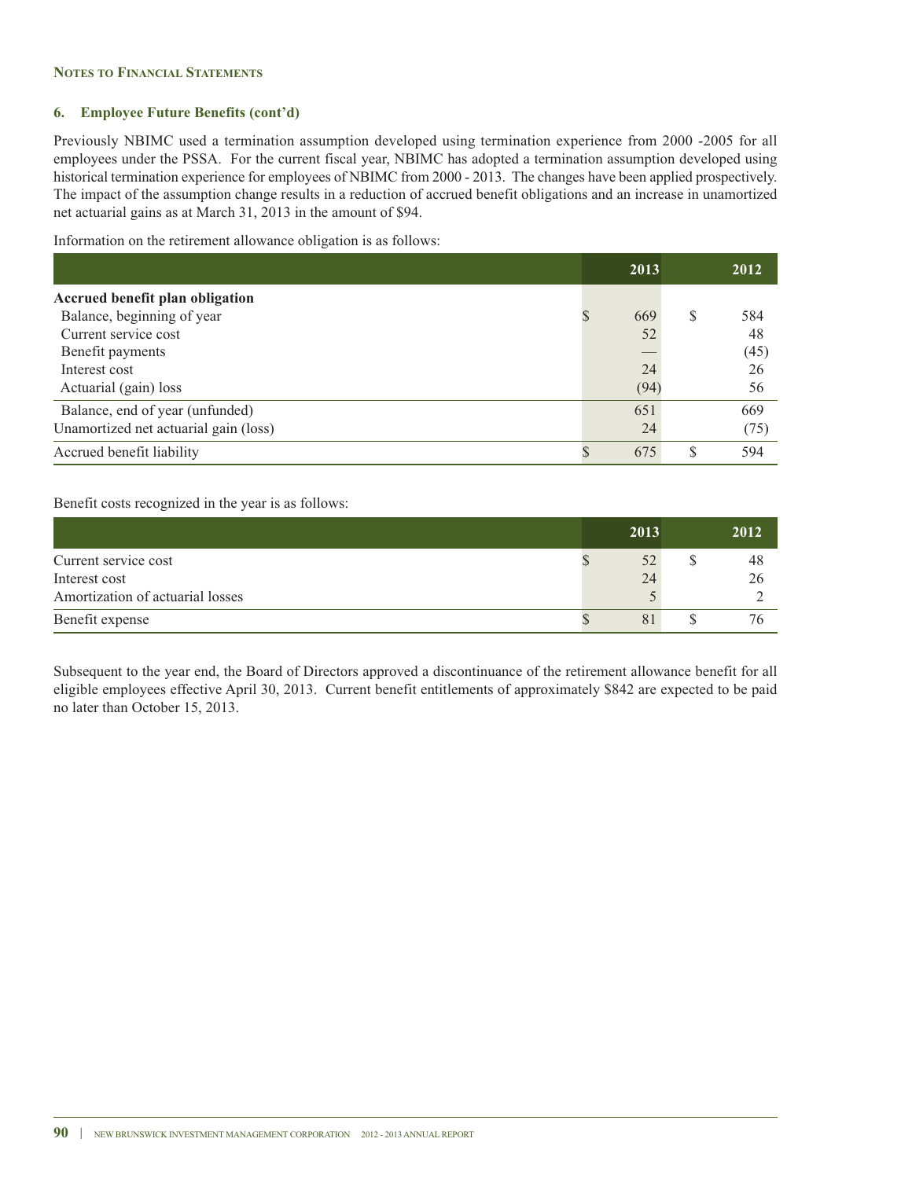**Notes to Financial Statements**

### 6. Employee Future Benefits (cont'd)

Previously NBIMC used a termination assumption developed using termination experience from 2000 -2005 for all employees under the PSSA. For the current fiscal year, NBIMC has adopted a termination assumption developed using historical termination experience for employees of NBIMC from 2000 - 2013. The changes have been applied prospectively. The impact of the assumption change results in a reduction of accrued benefit obligations and an increase in unamortized net actuarial gains as at March 31, 2013 in the amount of $94.

Information on the retirement allowance obligation is as follows:

| | 2013 | 2012 |
|---|---|---|
| **Accrued benefit plan obligation** | | |
| Balance, beginning of year | $ 669 | $ 584 |
| Current service cost | 52 | 48 |
| Benefit payments | — | (45) |
| Interest cost | 24 | 26 |
| Actuarial (gain) loss | (94) | 56 |
| Balance, end of year (unfunded) | 651 | 669 |
| Unamortized net actuarial gain (loss) | 24 | (75) |
| Accrued benefit liability | $ 675 | $ 594 |

Benefit costs recognized in the year is as follows:

| | 2013 | 2012 |
|---|---|---|
| Current service cost | $ 52 | $ 48 |
| Interest cost | 24 | 26 |
| Amortization of actuarial losses | 5 | 2 |
| Benefit expense | $ 81 | $ 76 |

Subsequent to the year end, the Board of Directors approved a discontinuance of the retirement allowance benefit for all eligible employees effective April 30, 2013. Current benefit entitlements of approximately $842 are expected to be paid no later than October 15, 2013.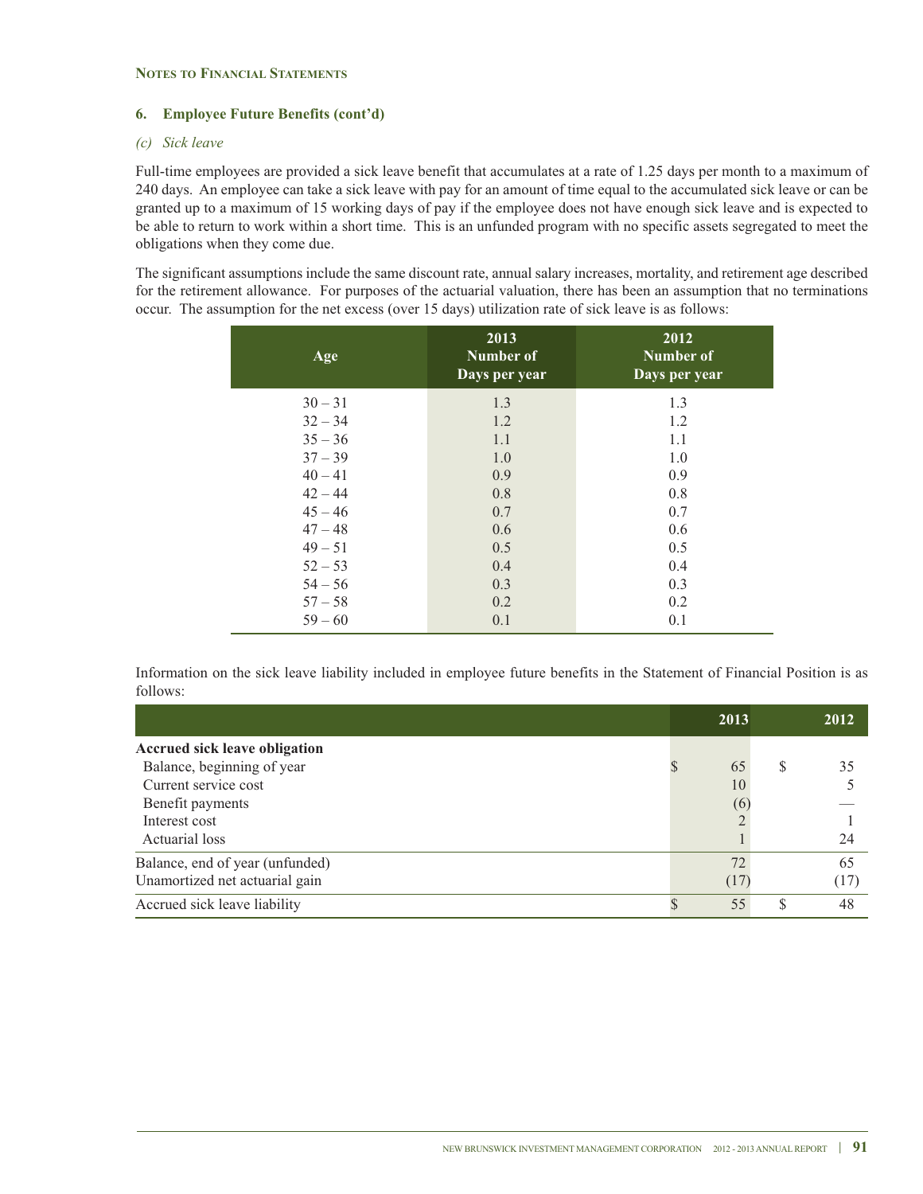**Notes to Financial Statements**

## 6. Employee Future Benefits (cont'd)

### *(c) Sick leave*

Full-time employees are provided a sick leave benefit that accumulates at a rate of 1.25 days per month to a maximum of 240 days. An employee can take a sick leave with pay for an amount of time equal to the accumulated sick leave or can be granted up to a maximum of 15 working days of pay if the employee does not have enough sick leave and is expected to be able to return to work within a short time. This is an unfunded program with no specific assets segregated to meet the obligations when they come due.

The significant assumptions include the same discount rate, annual salary increases, mortality, and retirement age described for the retirement allowance. For purposes of the actuarial valuation, there has been an assumption that no terminations occur. The assumption for the net excess (over 15 days) utilization rate of sick leave is as follows:

| Age | 2013 Number of Days per year | 2012 Number of Days per year |
|---|---|---|
| 30 – 31 | 1.3 | 1.3 |
| 32 – 34 | 1.2 | 1.2 |
| 35 – 36 | 1.1 | 1.1 |
| 37 – 39 | 1.0 | 1.0 |
| 40 – 41 | 0.9 | 0.9 |
| 42 – 44 | 0.8 | 0.8 |
| 45 – 46 | 0.7 | 0.7 |
| 47 – 48 | 0.6 | 0.6 |
| 49 – 51 | 0.5 | 0.5 |
| 52 – 53 | 0.4 | 0.4 |
| 54 – 56 | 0.3 | 0.3 |
| 57 – 58 | 0.2 | 0.2 |
| 59 – 60 | 0.1 | 0.1 |

Information on the sick leave liability included in employee future benefits in the Statement of Financial Position is as follows:

| | 2013 | 2012 |
|---|---|---|
| **Accrued sick leave obligation** | | |
| Balance, beginning of year | $ 65 | $ 35 |
| Current service cost | 10 | 5 |
| Benefit payments | (6) | — |
| Interest cost | 2 | 1 |
| Actuarial loss | 1 | 24 |
| Balance, end of year (unfunded) | 72 | 65 |
| Unamortized net actuarial gain | (17) | (17) |
| Accrued sick leave liability | $ 55 | $ 48 |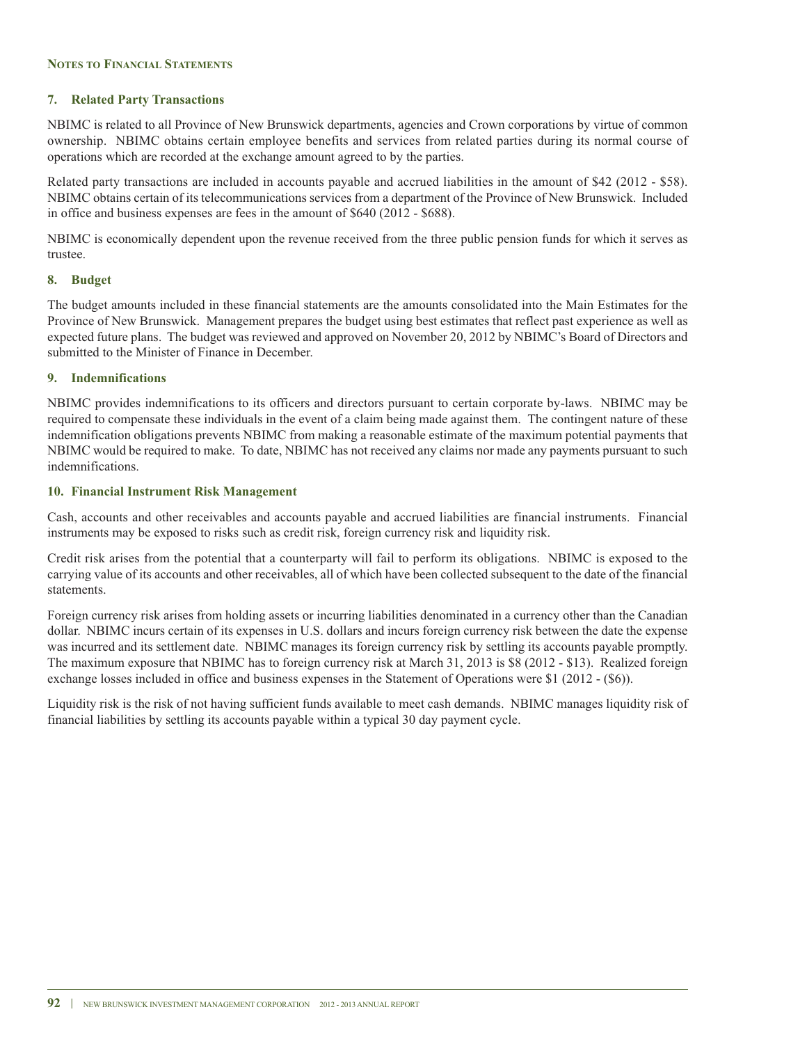**Notes to Financial Statements**

## 7. Related Party Transactions

NBIMC is related to all Province of New Brunswick departments, agencies and Crown corporations by virtue of common ownership. NBIMC obtains certain employee benefits and services from related parties during its normal course of operations which are recorded at the exchange amount agreed to by the parties.

Related party transactions are included in accounts payable and accrued liabilities in the amount of $42 (2012 - $58). NBIMC obtains certain of its telecommunications services from a department of the Province of New Brunswick. Included in office and business expenses are fees in the amount of $640 (2012 - $688).

NBIMC is economically dependent upon the revenue received from the three public pension funds for which it serves as trustee.

## 8. Budget

The budget amounts included in these financial statements are the amounts consolidated into the Main Estimates for the Province of New Brunswick. Management prepares the budget using best estimates that reflect past experience as well as expected future plans. The budget was reviewed and approved on November 20, 2012 by NBIMC's Board of Directors and submitted to the Minister of Finance in December.

## 9. Indemnifications

NBIMC provides indemnifications to its officers and directors pursuant to certain corporate by-laws. NBIMC may be required to compensate these individuals in the event of a claim being made against them. The contingent nature of these indemnification obligations prevents NBIMC from making a reasonable estimate of the maximum potential payments that NBIMC would be required to make. To date, NBIMC has not received any claims nor made any payments pursuant to such indemnifications.

## 10. Financial Instrument Risk Management

Cash, accounts and other receivables and accounts payable and accrued liabilities are financial instruments. Financial instruments may be exposed to risks such as credit risk, foreign currency risk and liquidity risk.

Credit risk arises from the potential that a counterparty will fail to perform its obligations. NBIMC is exposed to the carrying value of its accounts and other receivables, all of which have been collected subsequent to the date of the financial statements.

Foreign currency risk arises from holding assets or incurring liabilities denominated in a currency other than the Canadian dollar. NBIMC incurs certain of its expenses in U.S. dollars and incurs foreign currency risk between the date the expense was incurred and its settlement date. NBIMC manages its foreign currency risk by settling its accounts payable promptly. The maximum exposure that NBIMC has to foreign currency risk at March 31, 2013 is $8 (2012 - $13). Realized foreign exchange losses included in office and business expenses in the Statement of Operations were $1 (2012 - ($6)).

Liquidity risk is the risk of not having sufficient funds available to meet cash demands. NBIMC manages liquidity risk of financial liabilities by settling its accounts payable within a typical 30 day payment cycle.